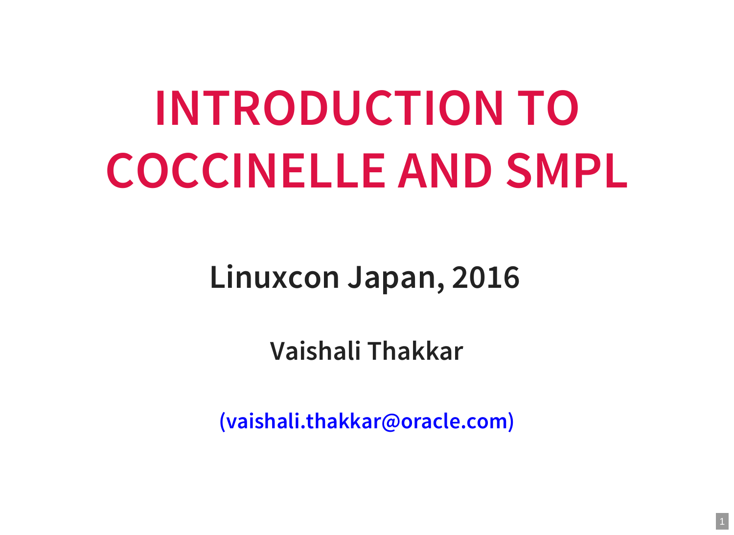# INTRODUCTION TO COCCINELLE AND SMPL

## Linuxcon Japan, 2016

### Vaishali Thakkar

(vaishali.thakkar@oracle.com)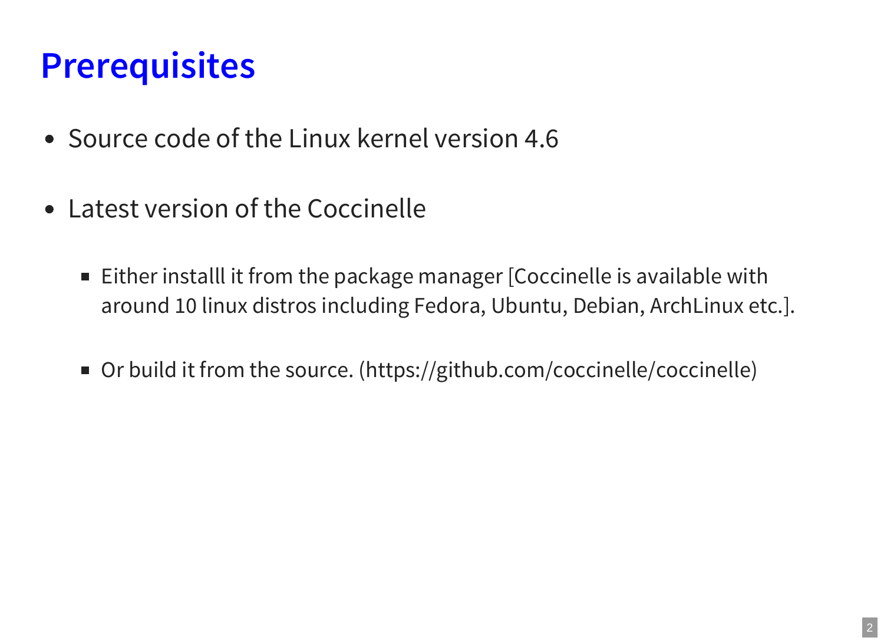# Prerequisites

- Source code of the Linux kernel version 4.6
- Latest version of the Coccinelle
  - Either installl it from the package manager [Coccinelle is available with around 10 linux distros including Fedora, Ubuntu, Debian, ArchLinux etc.].
  - Or build it from the source. (https://github.com/coccinelle/coccinelle)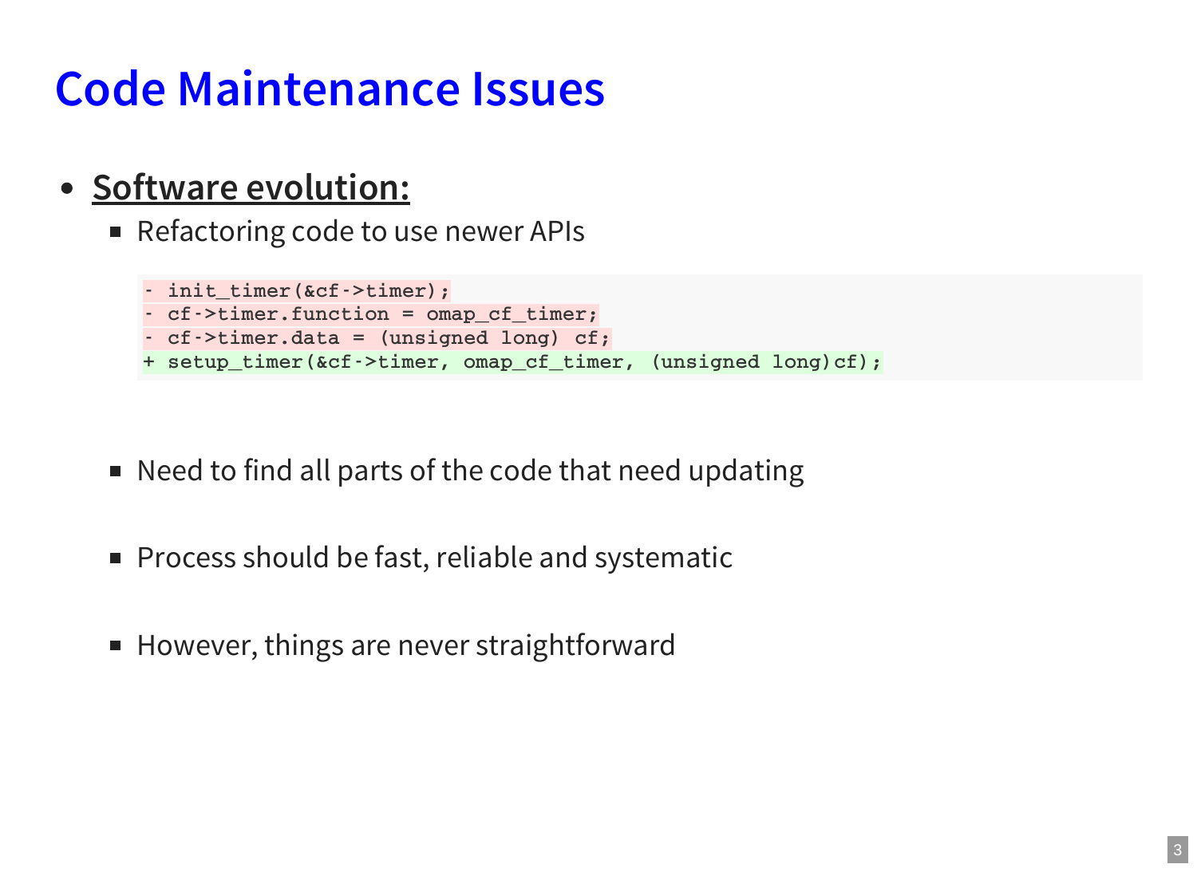# Code Maintenance Issues

- **Software evolution:**
  - Refactoring code to use newer APIs

```
- init_timer(&cf->timer);
- cf->timer.function = omap_cf_timer;
- cf->timer.data = (unsigned long) cf;
+ setup_timer(&cf->timer, omap_cf_timer, (unsigned long)cf);
```

  - Need to find all parts of the code that need updating
  - Process should be fast, reliable and systematic
  - However, things are never straightforward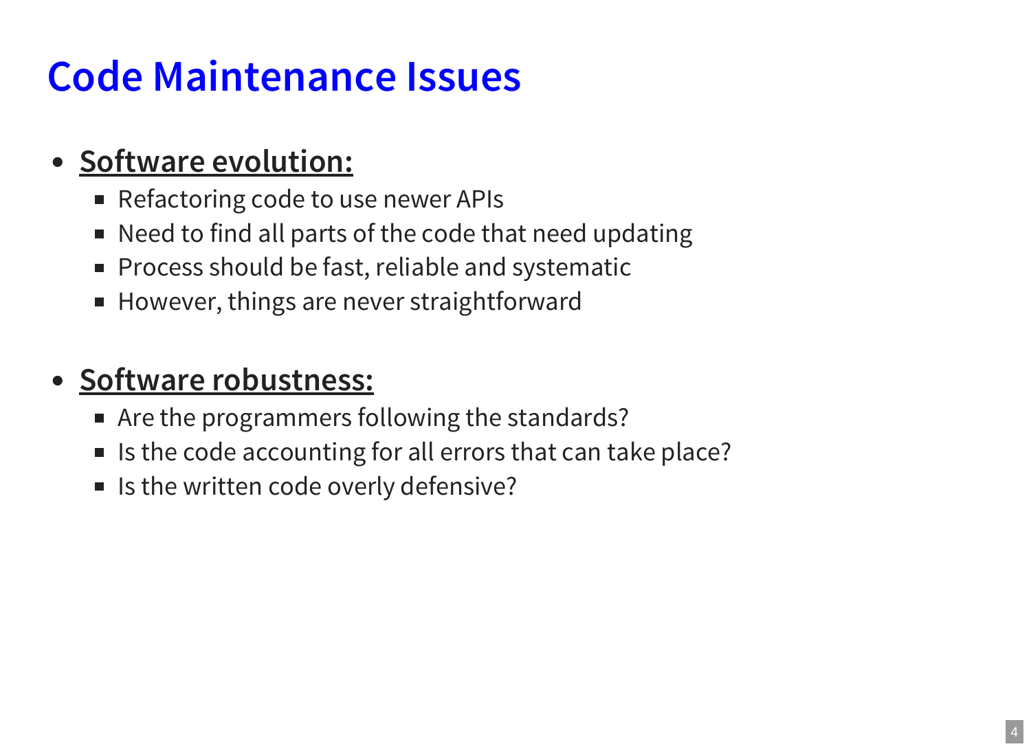# Code Maintenance Issues

- **Software evolution:**
  - Refactoring code to use newer APIs
  - Need to find all parts of the code that need updating
  - Process should be fast, reliable and systematic
  - However, things are never straightforward

- **Software robustness:**
  - Are the programmers following the standards?
  - Is the code accounting for all errors that can take place?
  - Is the written code overly defensive?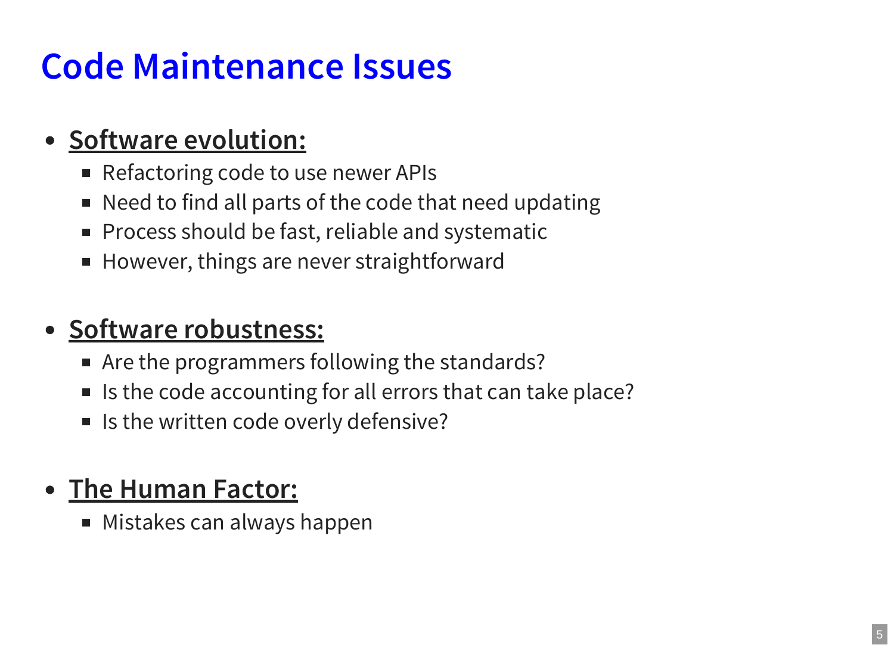# Code Maintenance Issues

- **Software evolution:**
  - Refactoring code to use newer APIs
  - Need to find all parts of the code that need updating
  - Process should be fast, reliable and systematic
  - However, things are never straightforward

- **Software robustness:**
  - Are the programmers following the standards?
  - Is the code accounting for all errors that can take place?
  - Is the written code overly defensive?

- **The Human Factor:**
  - Mistakes can always happen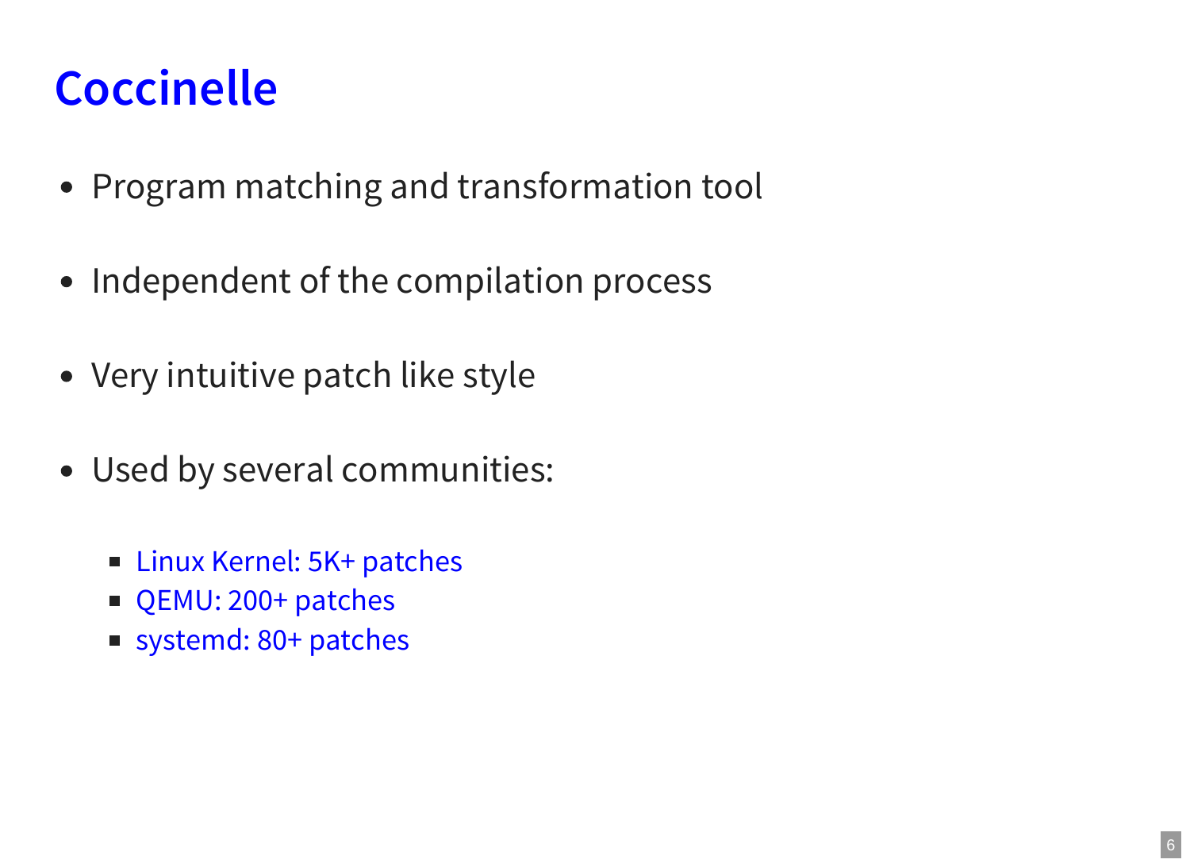# Coccinelle

- Program matching and transformation tool
- Independent of the compilation process
- Very intuitive patch like style
- Used by several communities:
  - Linux Kernel: 5K+ patches
  - QEMU: 200+ patches
  - systemd: 80+ patches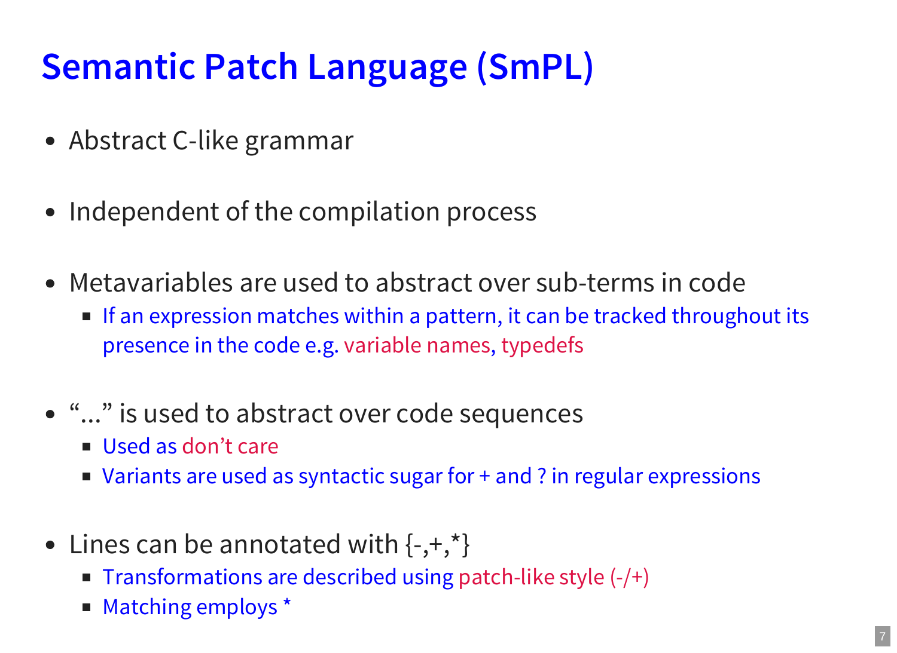# Semantic Patch Language (SmPL)

- Abstract C-like grammar
- Independent of the compilation process
- Metavariables are used to abstract over sub-terms in code
  - If an expression matches within a pattern, it can be tracked throughout its presence in the code e.g. variable names, typedefs
- “...” is used to abstract over code sequences
  - Used as don’t care
  - Variants are used as syntactic sugar for + and ? in regular expressions
- Lines can be annotated with {-,+,*}
  - Transformations are described using patch-like style (-/+)
  - Matching employs *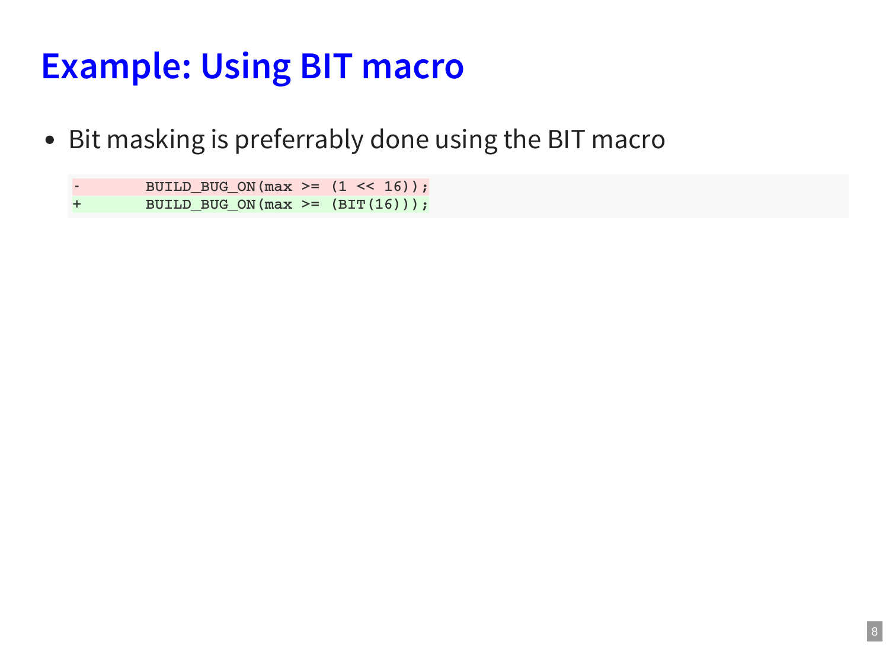# Example: Using BIT macro

- Bit masking is preferrably done using the BIT macro

```
-        BUILD_BUG_ON(max >= (1 << 16));
+        BUILD_BUG_ON(max >= (BIT(16)));
```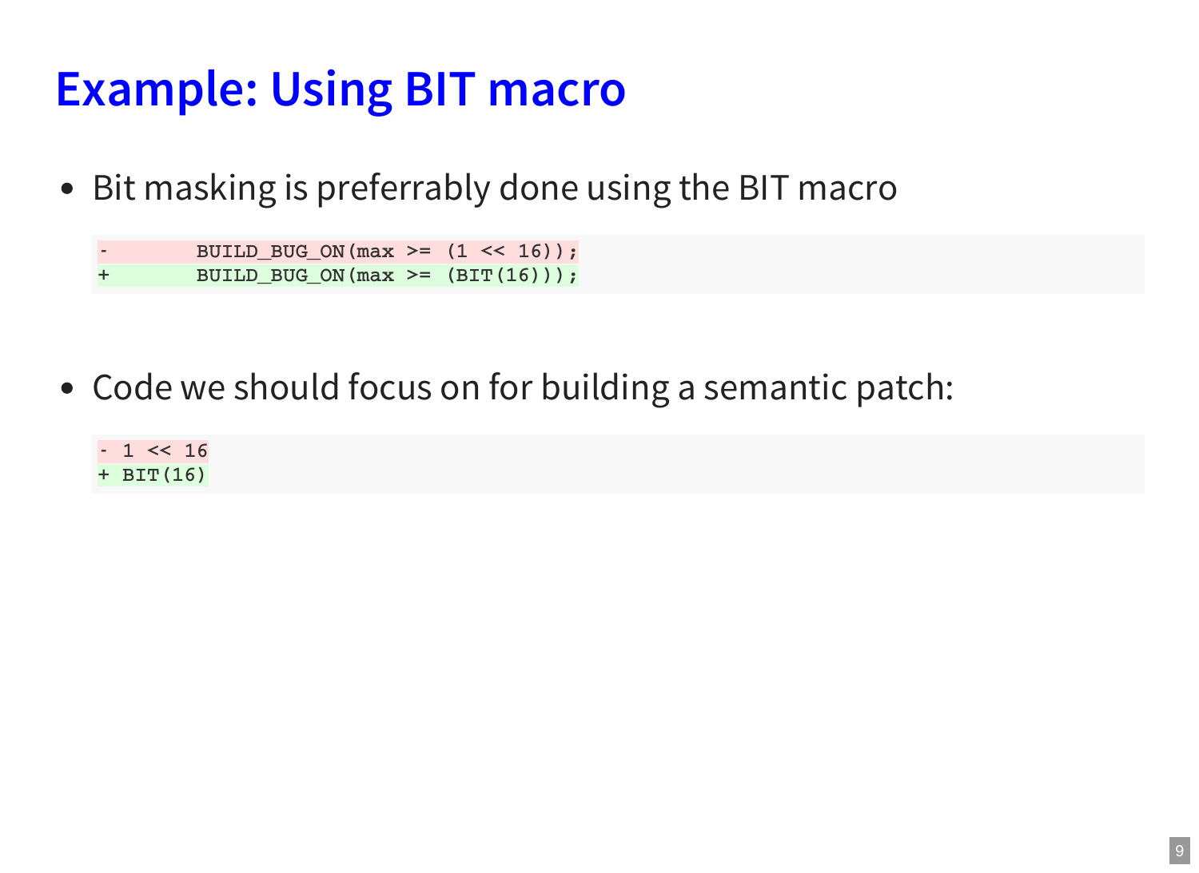# Example: Using BIT macro

- Bit masking is preferrably done using the BIT macro

```
-        BUILD_BUG_ON(max >= (1 << 16));
+        BUILD_BUG_ON(max >= (BIT(16)));
```

- Code we should focus on for building a semantic patch:

```
- 1 << 16
+ BIT(16)
```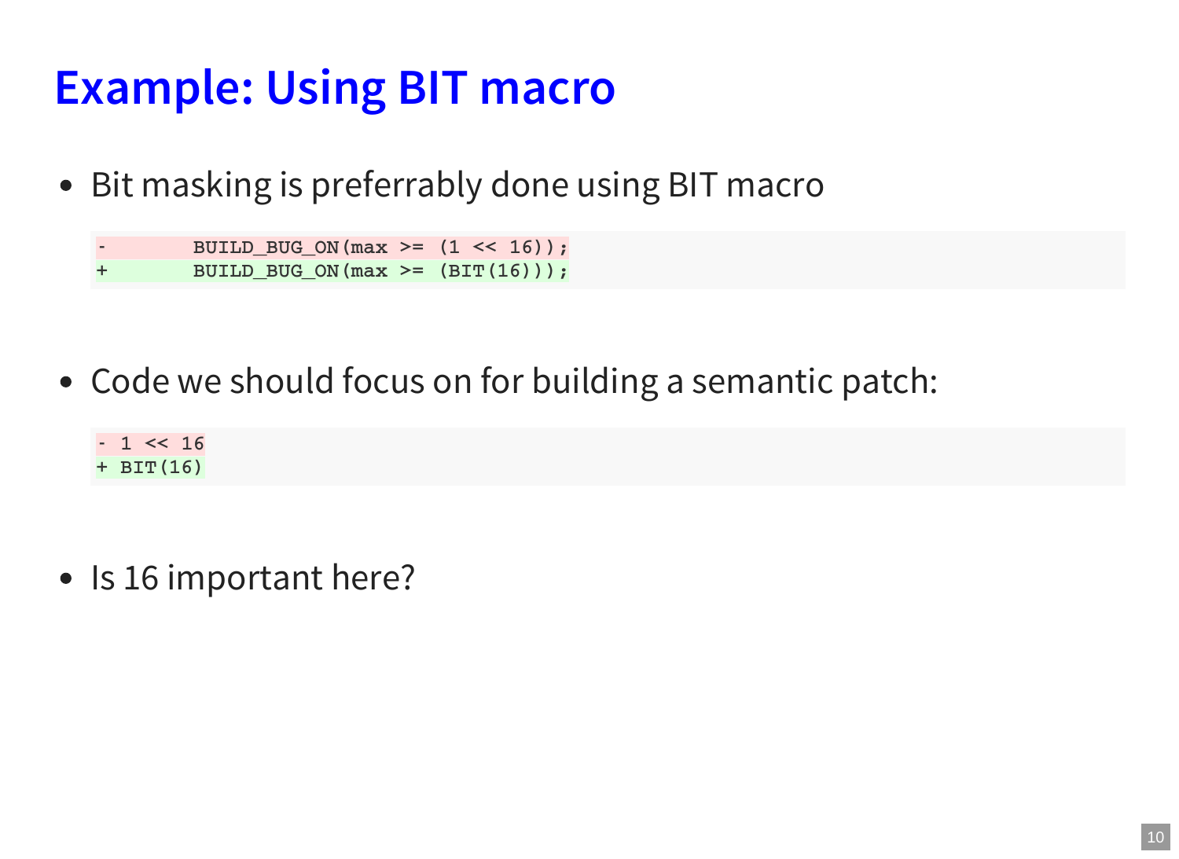# Example: Using BIT macro

- Bit masking is preferrably done using BIT macro

```
-        BUILD_BUG_ON(max >= (1 << 16));
+        BUILD_BUG_ON(max >= (BIT(16)));
```

- Code we should focus on for building a semantic patch:

```
- 1 << 16
+ BIT(16)
```

- Is 16 important here?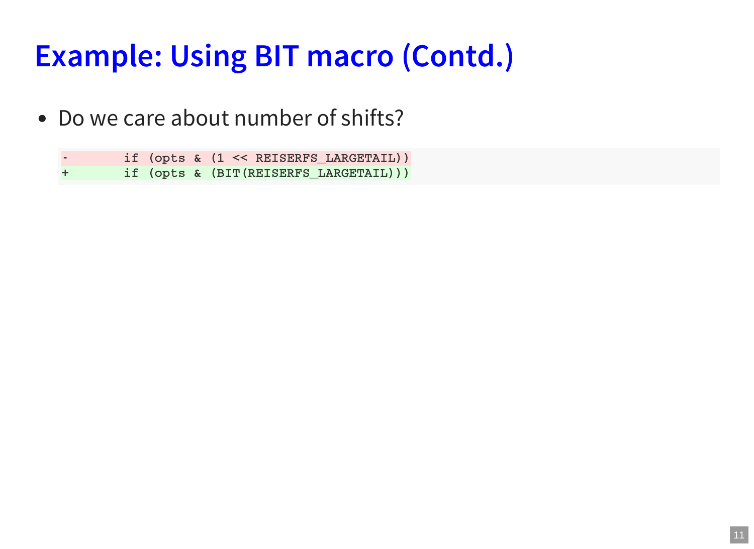# Example: Using BIT macro (Contd.)

- Do we care about number of shifts?

```
-        if (opts & (1 << REISERFS_LARGETAIL))
+        if (opts & (BIT(REISERFS_LARGETAIL)))
```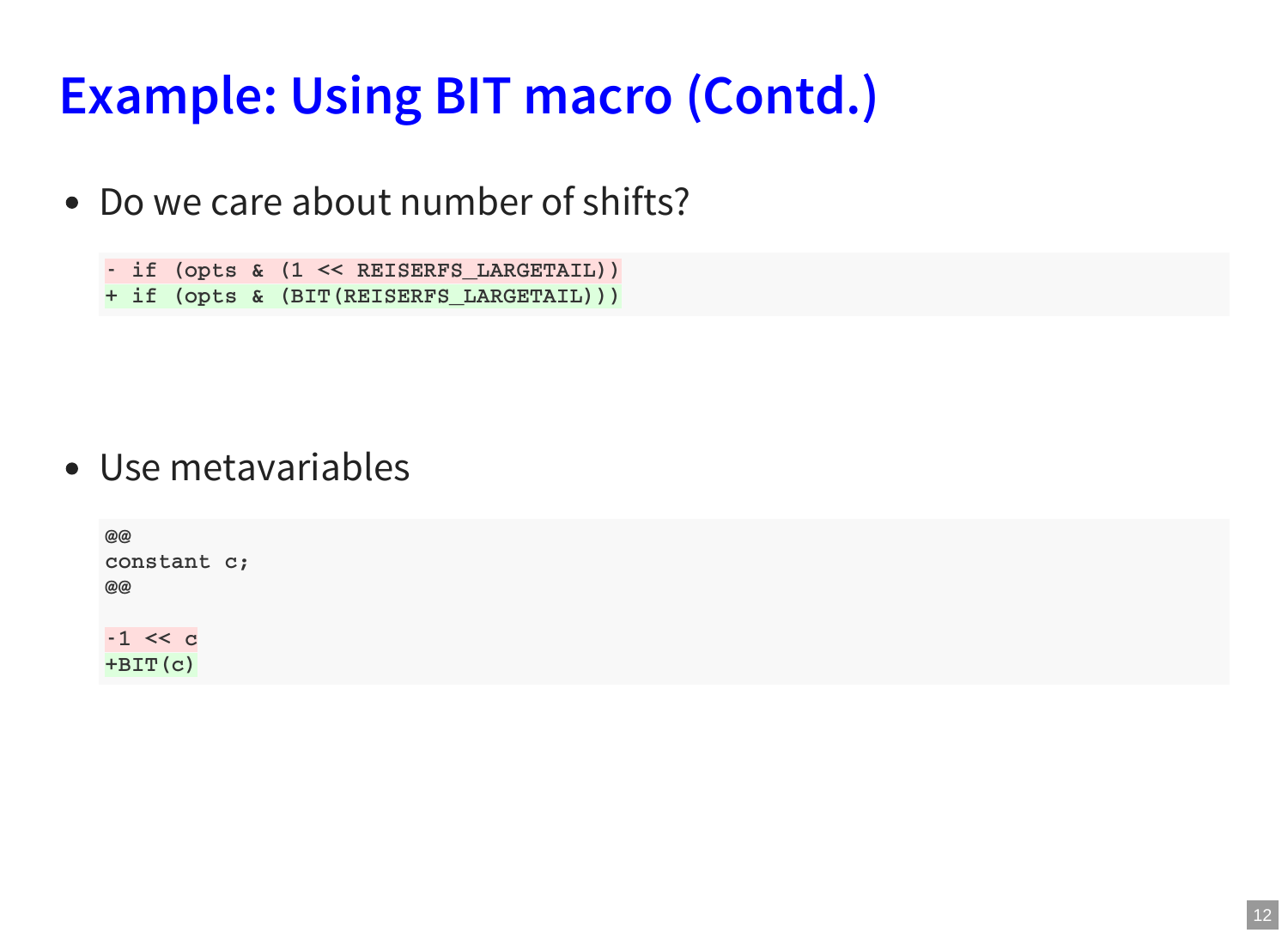# Example: Using BIT macro (Contd.)

- Do we care about number of shifts?

```
- if (opts & (1 << REISERFS_LARGETAIL))
+ if (opts & (BIT(REISERFS_LARGETAIL)))
```

- Use metavariables

```
@@
constant c;
@@

-1 << c
+BIT(c)
```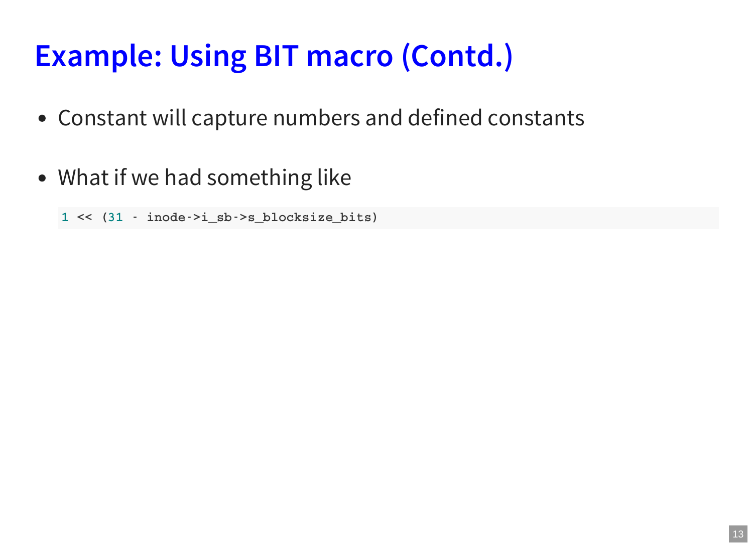# Example: Using BIT macro (Contd.)

- Constant will capture numbers and defined constants

- What if we had something like

```
1 << (31 - inode->i_sb->s_blocksize_bits)
```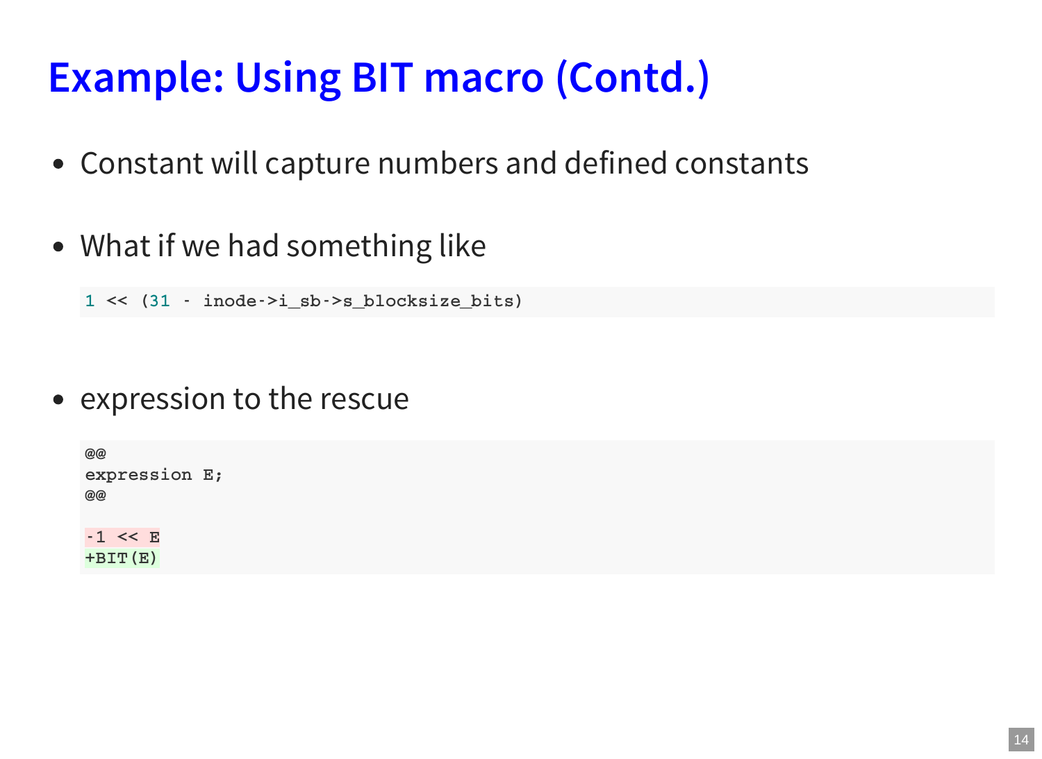# Example: Using BIT macro (Contd.)

- Constant will capture numbers and defined constants
- What if we had something like

```
1 << (31 - inode->i_sb->s_blocksize_bits)
```

- expression to the rescue

```
@@
expression E;
@@

-1 << E
+BIT(E)
```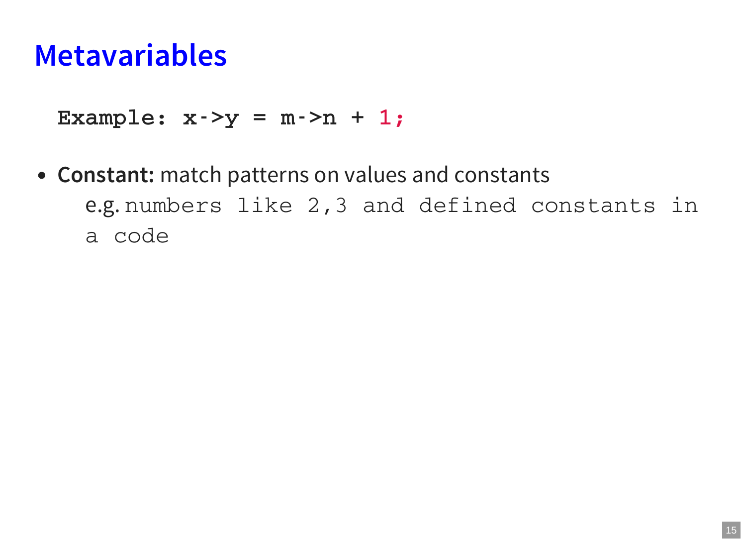# Metavariables

**Example: `x->y = m->n + 1;`**

- **Constant:** match patterns on values and constants
  e.g. `numbers like 2,3 and defined constants in a code`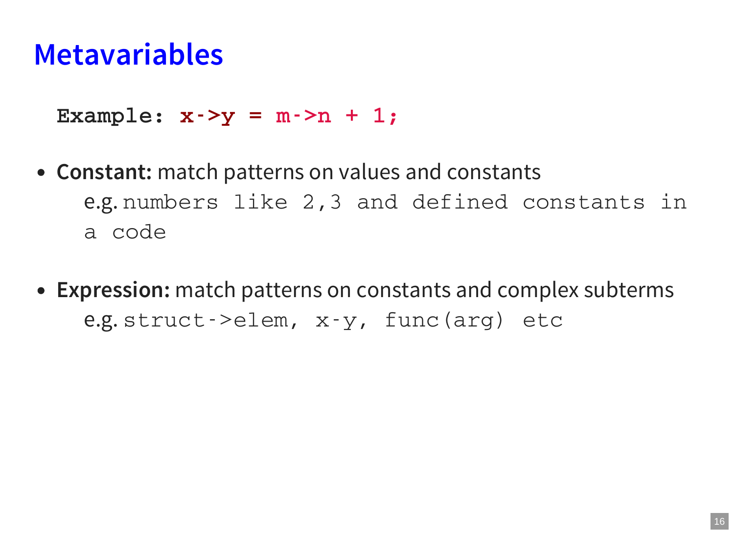# Metavariables

**Example:** `x->y = m->n + 1;`

- **Constant:** match patterns on values and constants
  e.g. `numbers like 2,3 and defined constants in a code`

- **Expression:** match patterns on constants and complex subterms
  e.g. `struct->elem, x-y, func(arg) etc`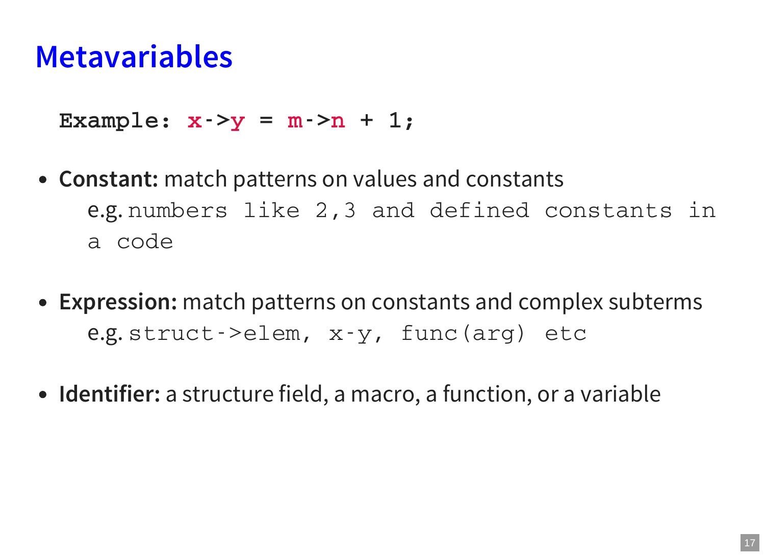# Metavariables

**Example:** `x->y = m->n + 1;`

- **Constant:** match patterns on values and constants
  e.g. `numbers like 2,3 and defined constants in a code`

- **Expression:** match patterns on constants and complex subterms
  e.g. `struct->elem, x-y, func(arg) etc`

- **Identifier:** a structure field, a macro, a function, or a variable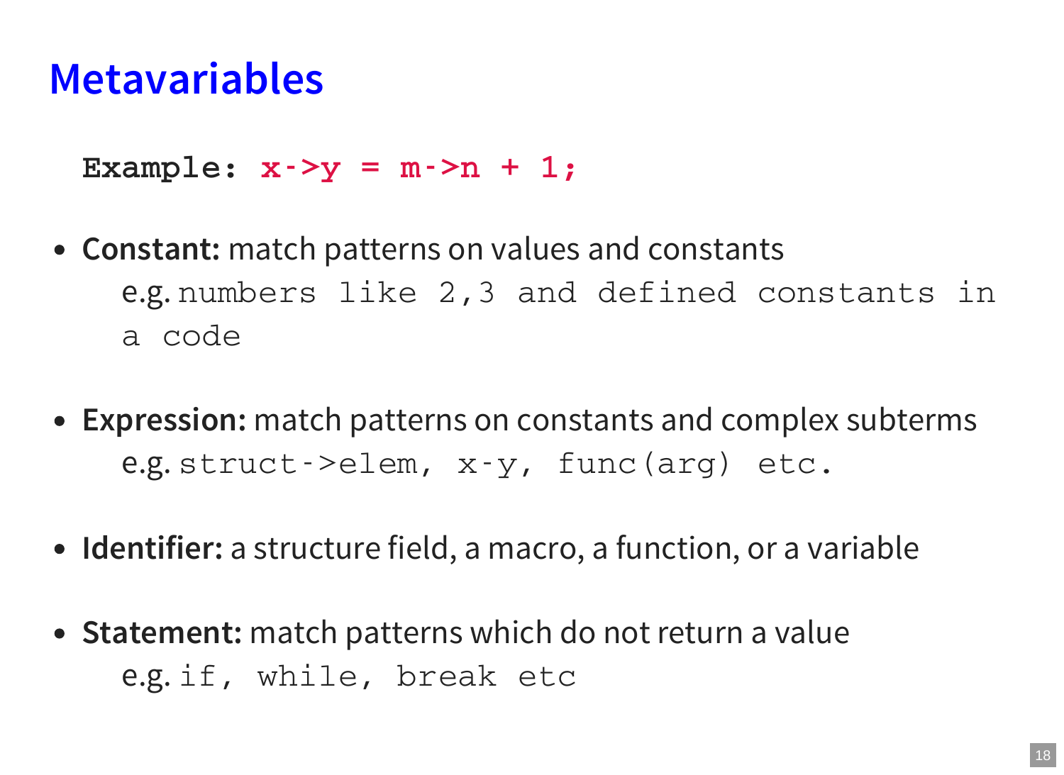# Metavariables

**Example:** `x->y = m->n + 1;`

- **Constant:** match patterns on values and constants
  e.g. `numbers like 2,3 and defined constants in a code`

- **Expression:** match patterns on constants and complex subterms
  e.g. `struct->elem, x-y, func(arg) etc.`

- **Identifier:** a structure field, a macro, a function, or a variable

- **Statement:** match patterns which do not return a value
  e.g. `if, while, break etc`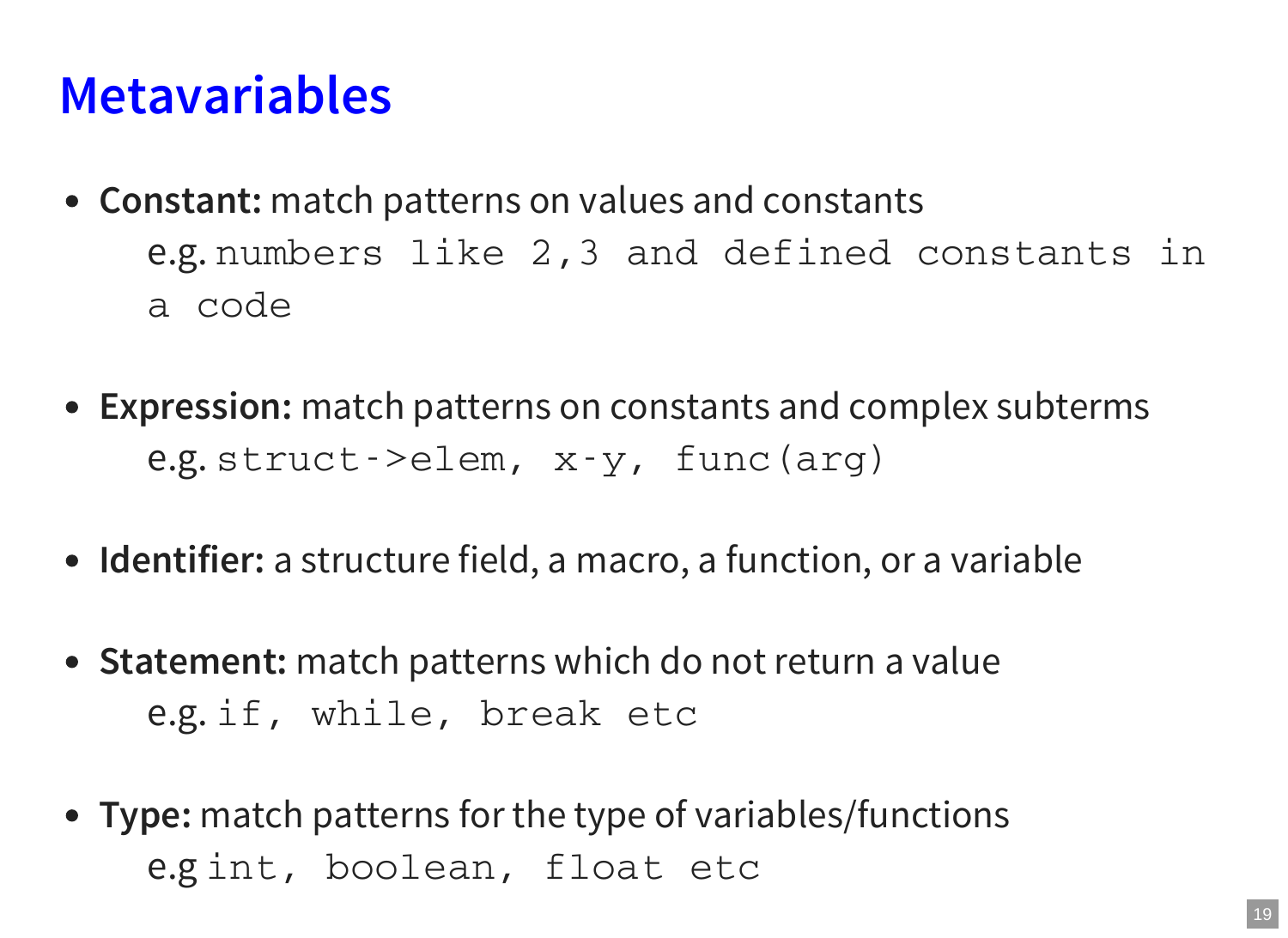# Metavariables

- **Constant:** match patterns on values and constants
  e.g. `numbers like 2,3 and defined constants in a code`

- **Expression:** match patterns on constants and complex subterms
  e.g. `struct->elem, x-y, func(arg)`

- **Identifier:** a structure field, a macro, a function, or a variable

- **Statement:** match patterns which do not return a value
  e.g. `if, while, break etc`

- **Type:** match patterns for the type of variables/functions
  e.g `int, boolean, float etc`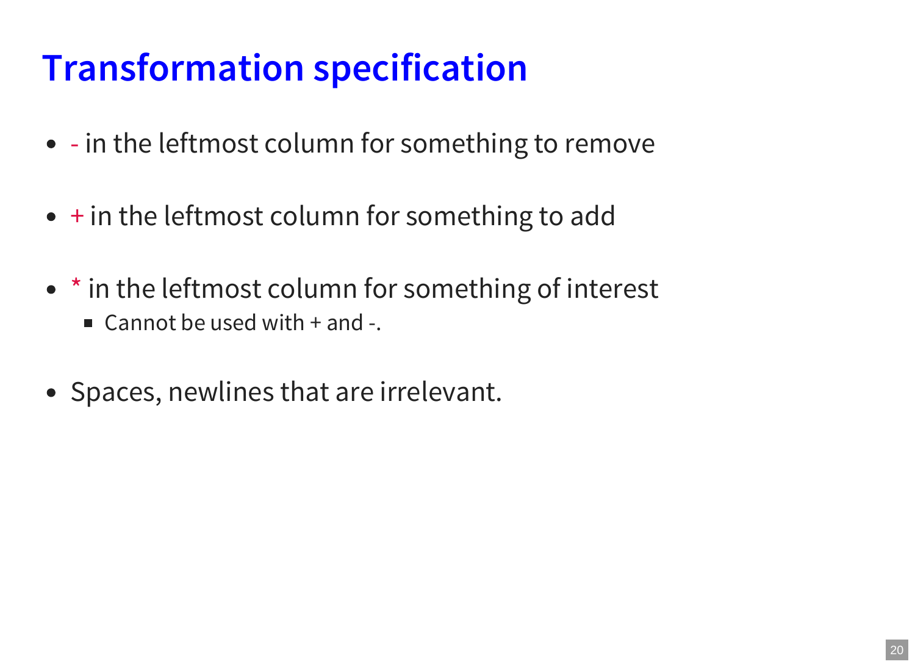# Transformation specification

- - in the leftmost column for something to remove
- + in the leftmost column for something to add
- * in the leftmost column for something of interest
  - Cannot be used with + and -.
- Spaces, newlines that are irrelevant.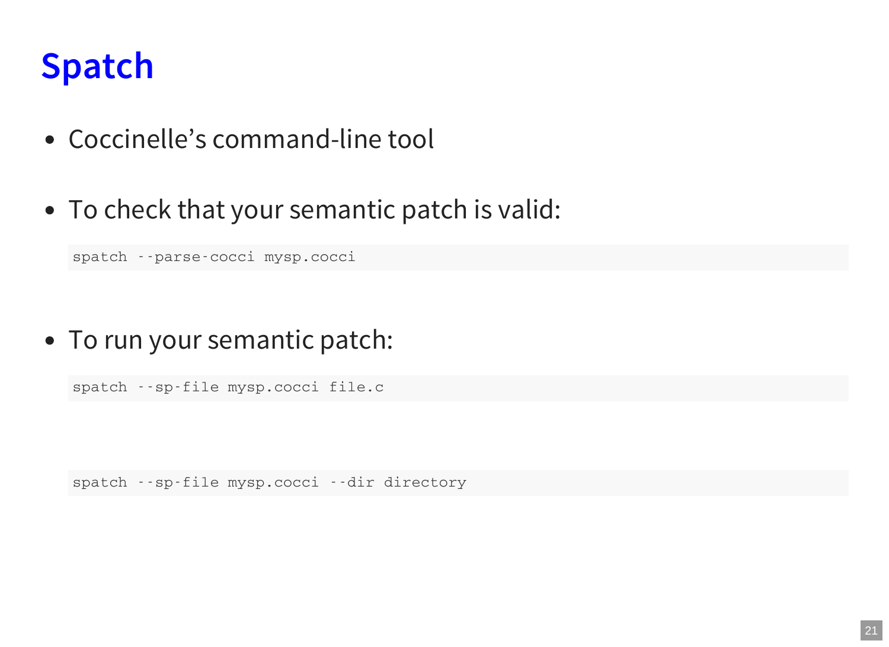# Spatch

- Coccinelle's command-line tool

- To check that your semantic patch is valid:

```
spatch --parse-cocci mysp.cocci
```

- To run your semantic patch:

```
spatch --sp-file mysp.cocci file.c
```

```
spatch --sp-file mysp.cocci --dir directory
```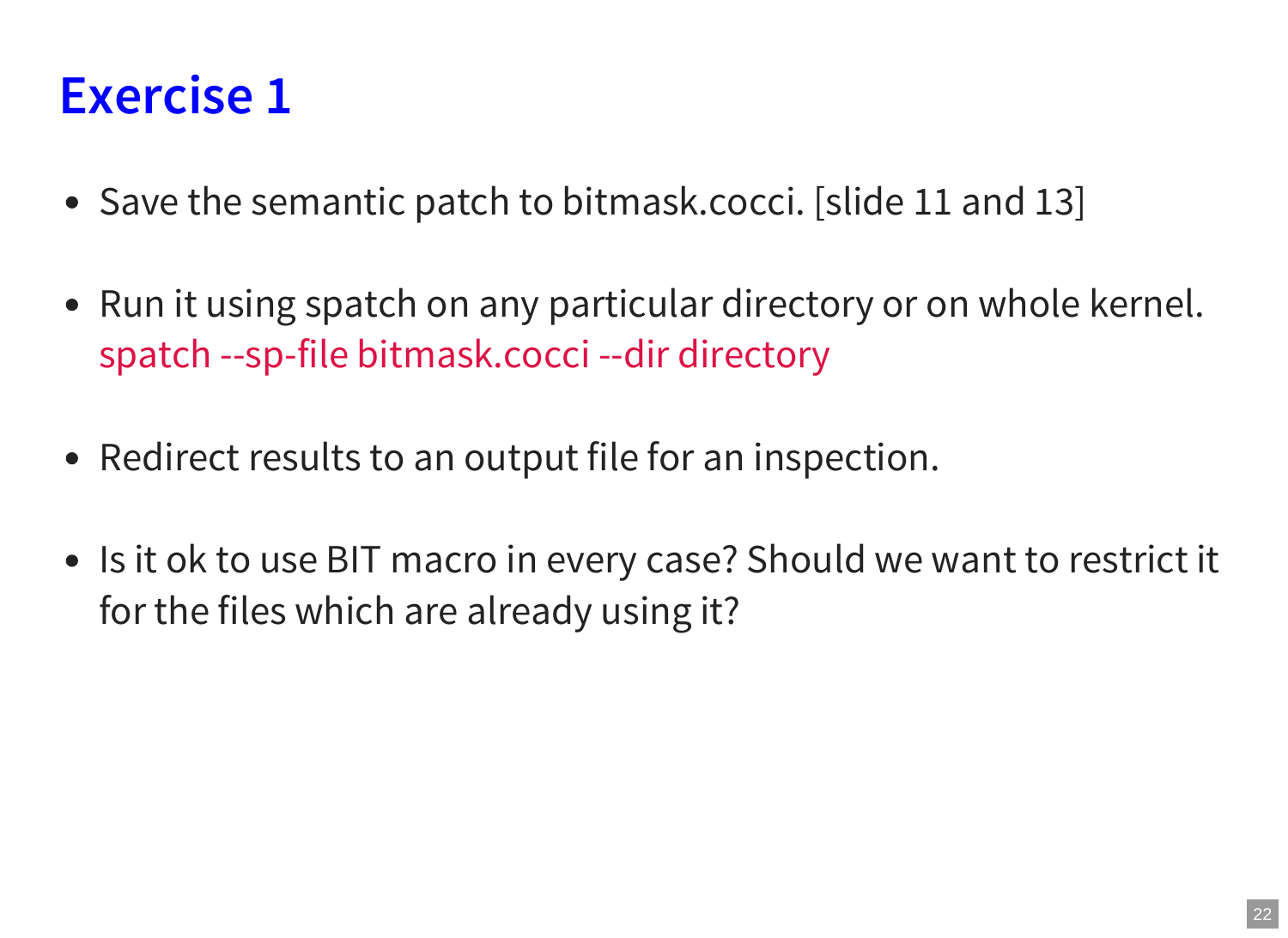# Exercise 1

- Save the semantic patch to bitmask.cocci. [slide 11 and 13]
- Run it using spatch on any particular directory or on whole kernel.
  `spatch --sp-file bitmask.cocci --dir directory`
- Redirect results to an output file for an inspection.
- Is it ok to use BIT macro in every case? Should we want to restrict it for the files which are already using it?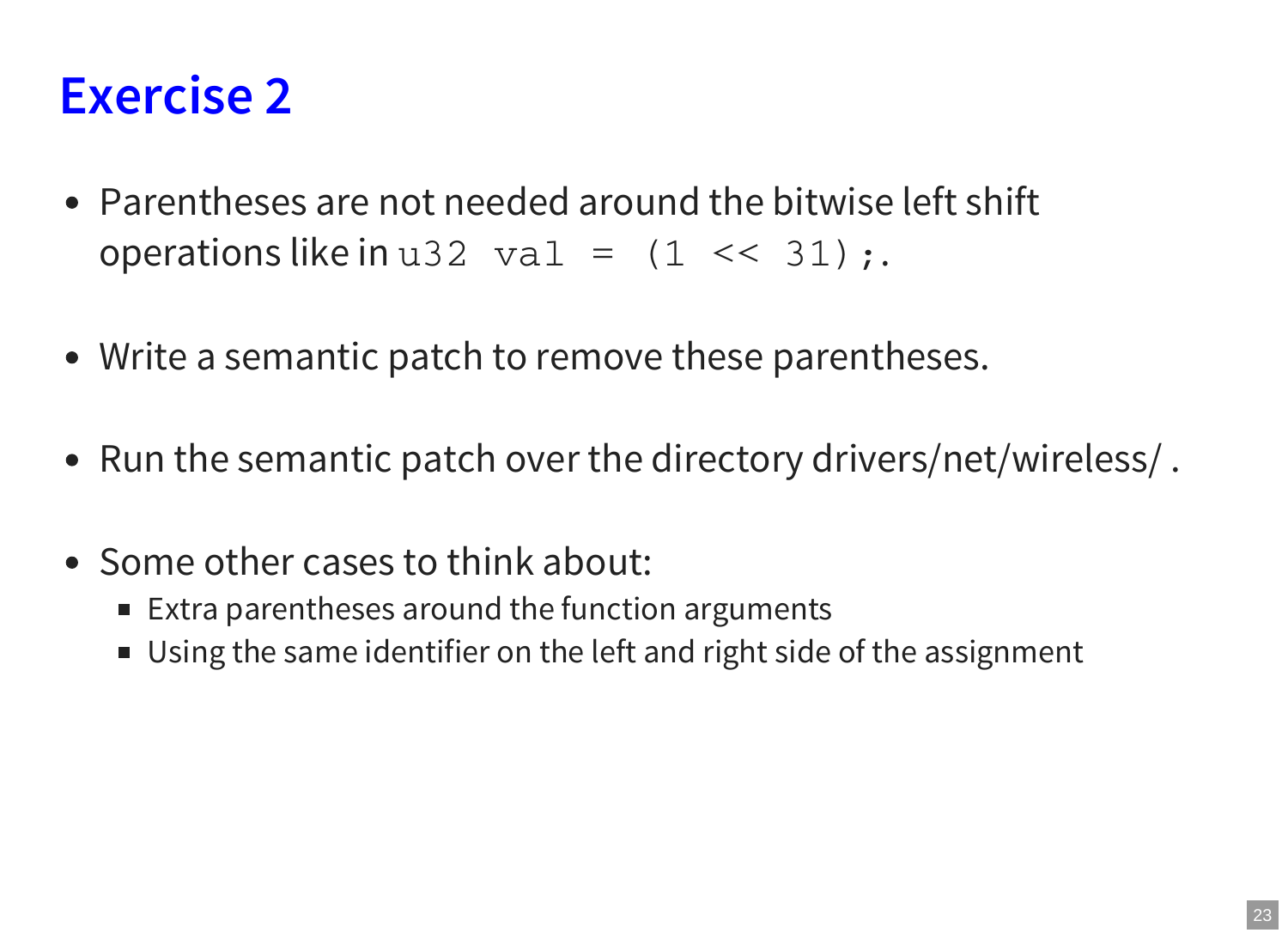# Exercise 2

- Parentheses are not needed around the bitwise left shift operations like in `u32 val = (1 << 31);`.
- Write a semantic patch to remove these parentheses.
- Run the semantic patch over the directory drivers/net/wireless/ .
- Some other cases to think about:
  - Extra parentheses around the function arguments
  - Using the same identifier on the left and right side of the assignment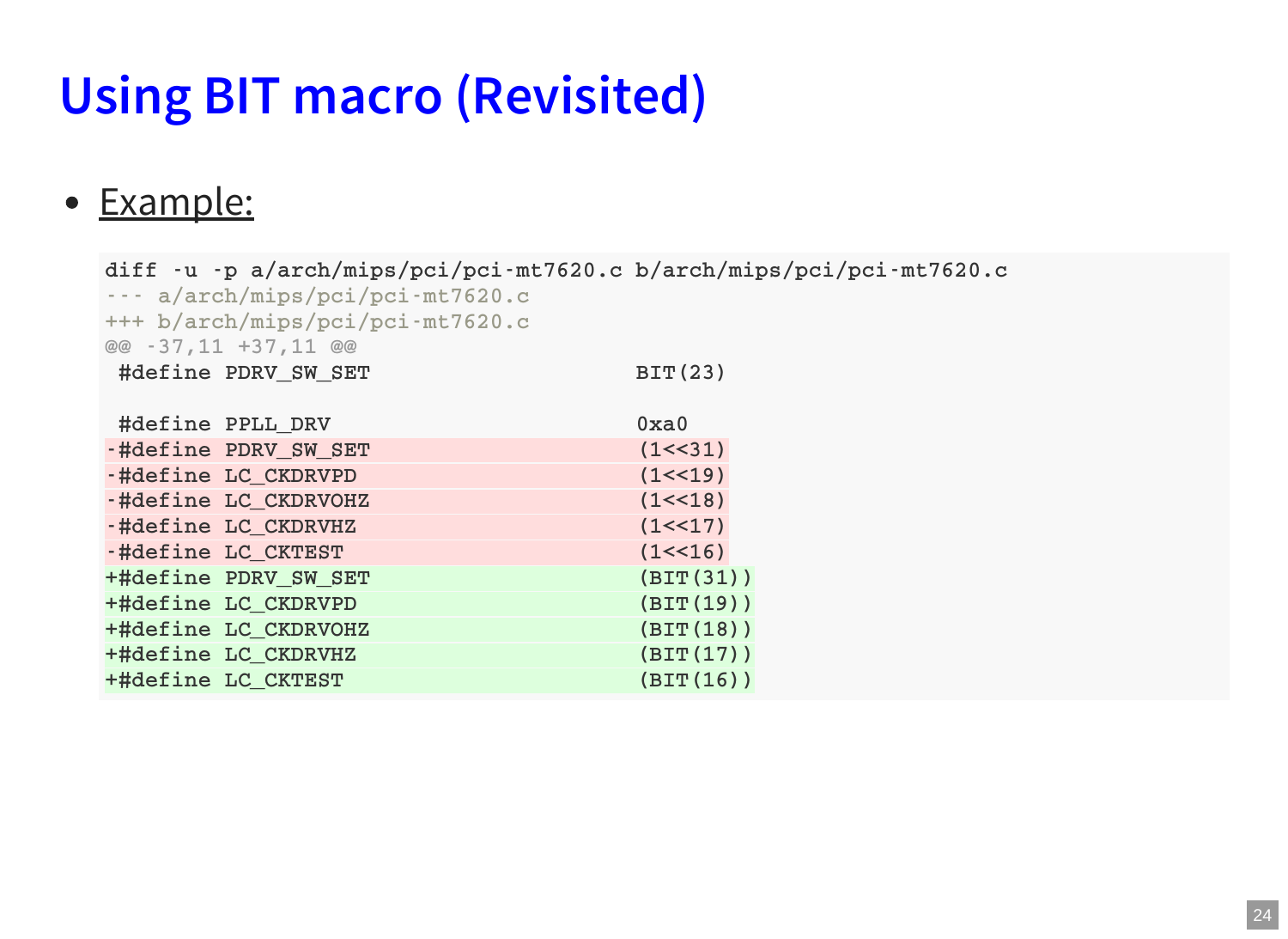# Using BIT macro (Revisited)

- Example:

```
diff -u -p a/arch/mips/pci/pci-mt7620.c b/arch/mips/pci/pci-mt7620.c
--- a/arch/mips/pci/pci-mt7620.c
+++ b/arch/mips/pci/pci-mt7620.c
@@ -37,11 +37,11 @@
 #define PDRV_SW_SET                    BIT(23)

 #define PPLL_DRV                       0xa0
-#define PDRV_SW_SET                    (1<<31)
-#define LC_CKDRVPD                     (1<<19)
-#define LC_CKDRVOHZ                    (1<<18)
-#define LC_CKDRVHZ                     (1<<17)
-#define LC_CKTEST                      (1<<16)
+#define PDRV_SW_SET                    (BIT(31))
+#define LC_CKDRVPD                     (BIT(19))
+#define LC_CKDRVOHZ                    (BIT(18))
+#define LC_CKDRVHZ                     (BIT(17))
+#define LC_CKTEST                      (BIT(16))
```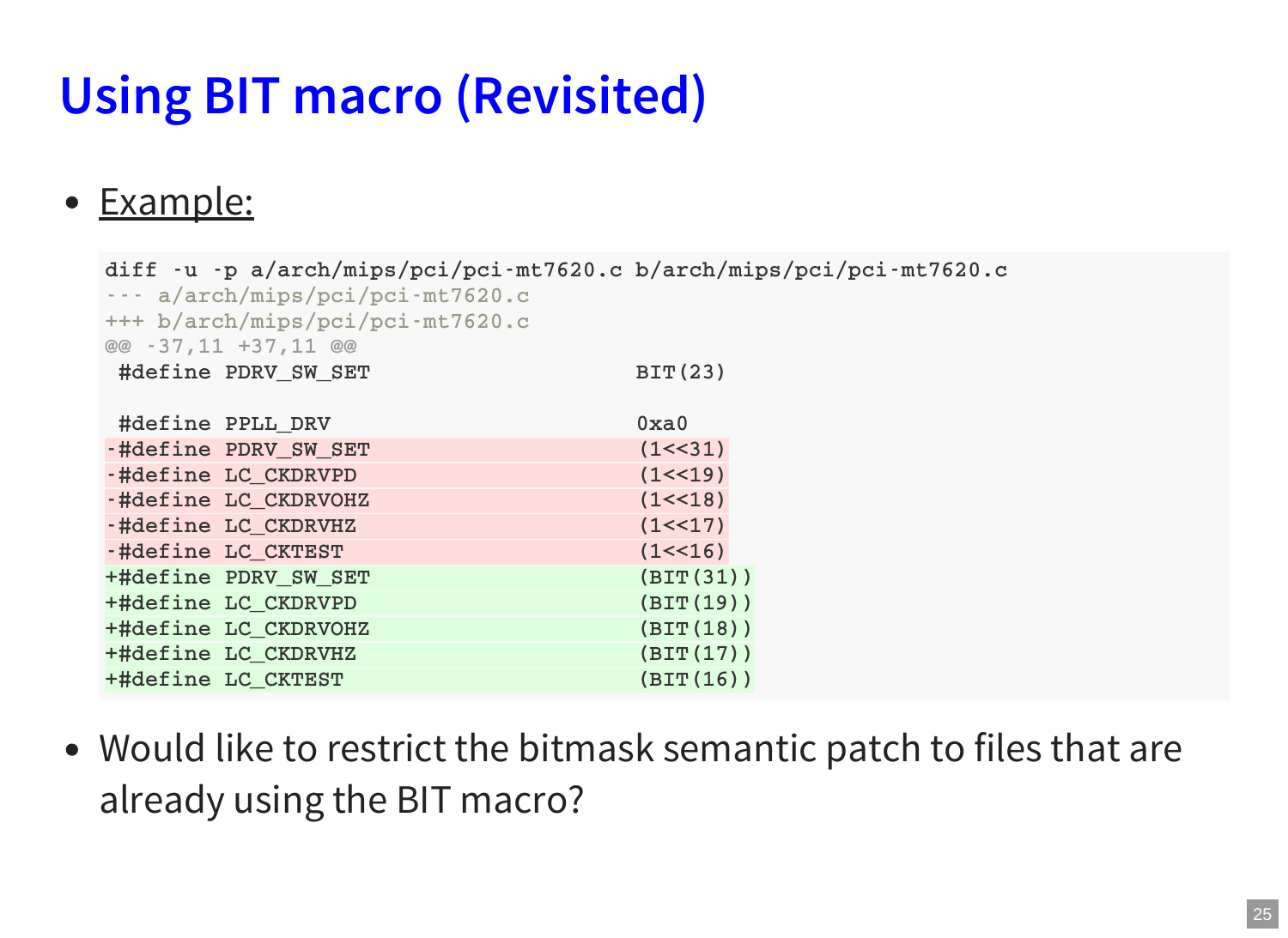# Using BIT macro (Revisited)

- Example:

```
diff -u -p a/arch/mips/pci/pci-mt7620.c b/arch/mips/pci/pci-mt7620.c
--- a/arch/mips/pci/pci-mt7620.c
+++ b/arch/mips/pci/pci-mt7620.c
@@ -37,11 +37,11 @@
 #define PDRV_SW_SET                    BIT(23)

 #define PPLL_DRV                       0xa0
-#define PDRV_SW_SET                    (1<<31)
-#define LC_CKDRVPD                     (1<<19)
-#define LC_CKDRVOHZ                    (1<<18)
-#define LC_CKDRVHZ                     (1<<17)
-#define LC_CKTEST                      (1<<16)
+#define PDRV_SW_SET                    (BIT(31))
+#define LC_CKDRVPD                     (BIT(19))
+#define LC_CKDRVOHZ                    (BIT(18))
+#define LC_CKDRVHZ                     (BIT(17))
+#define LC_CKTEST                      (BIT(16))
```

- Would like to restrict the bitmask semantic patch to files that are already using the BIT macro?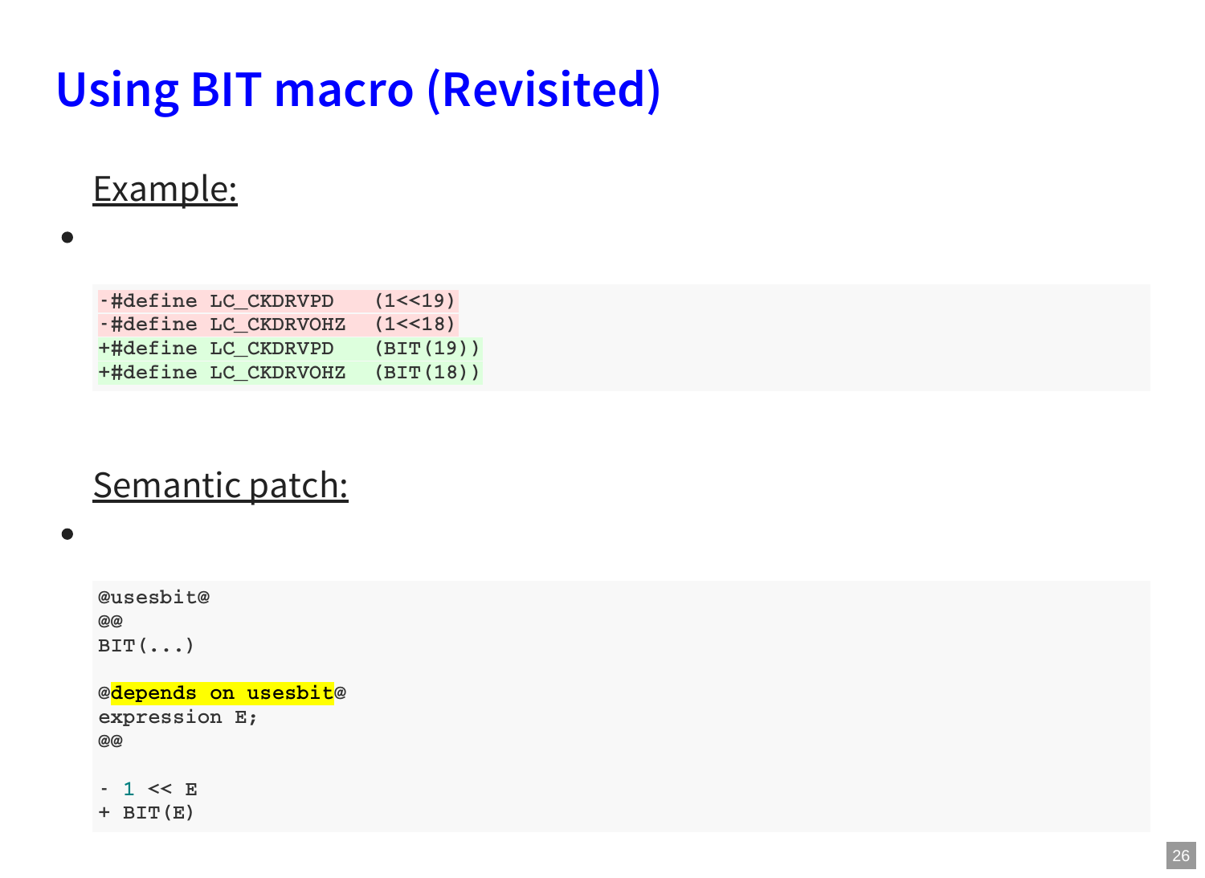# Using BIT macro (Revisited)

Example:

- 

```
-#define LC_CKDRVPD    (1<<19)
-#define LC_CKDRVOHZ   (1<<18)
+#define LC_CKDRVPD    (BIT(19))
+#define LC_CKDRVOHZ   (BIT(18))
```

Semantic patch:

- 

```
@usesbit@
@@
BIT(...)

@depends on usesbit@
expression E;
@@

- 1 << E
+ BIT(E)
```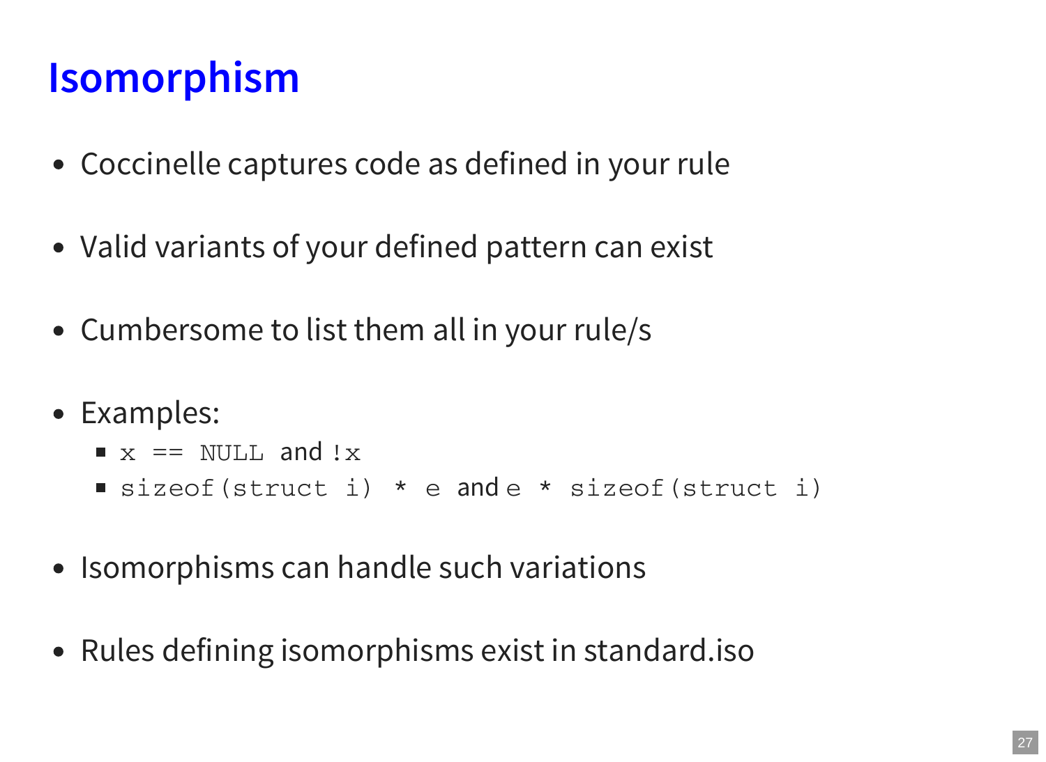# Isomorphism

- Coccinelle captures code as defined in your rule
- Valid variants of your defined pattern can exist
- Cumbersome to list them all in your rule/s
- Examples:
  - `x == NULL` and `!x`
  - `sizeof(struct i) * e` and `e * sizeof(struct i)`
- Isomorphisms can handle such variations
- Rules defining isomorphisms exist in standard.iso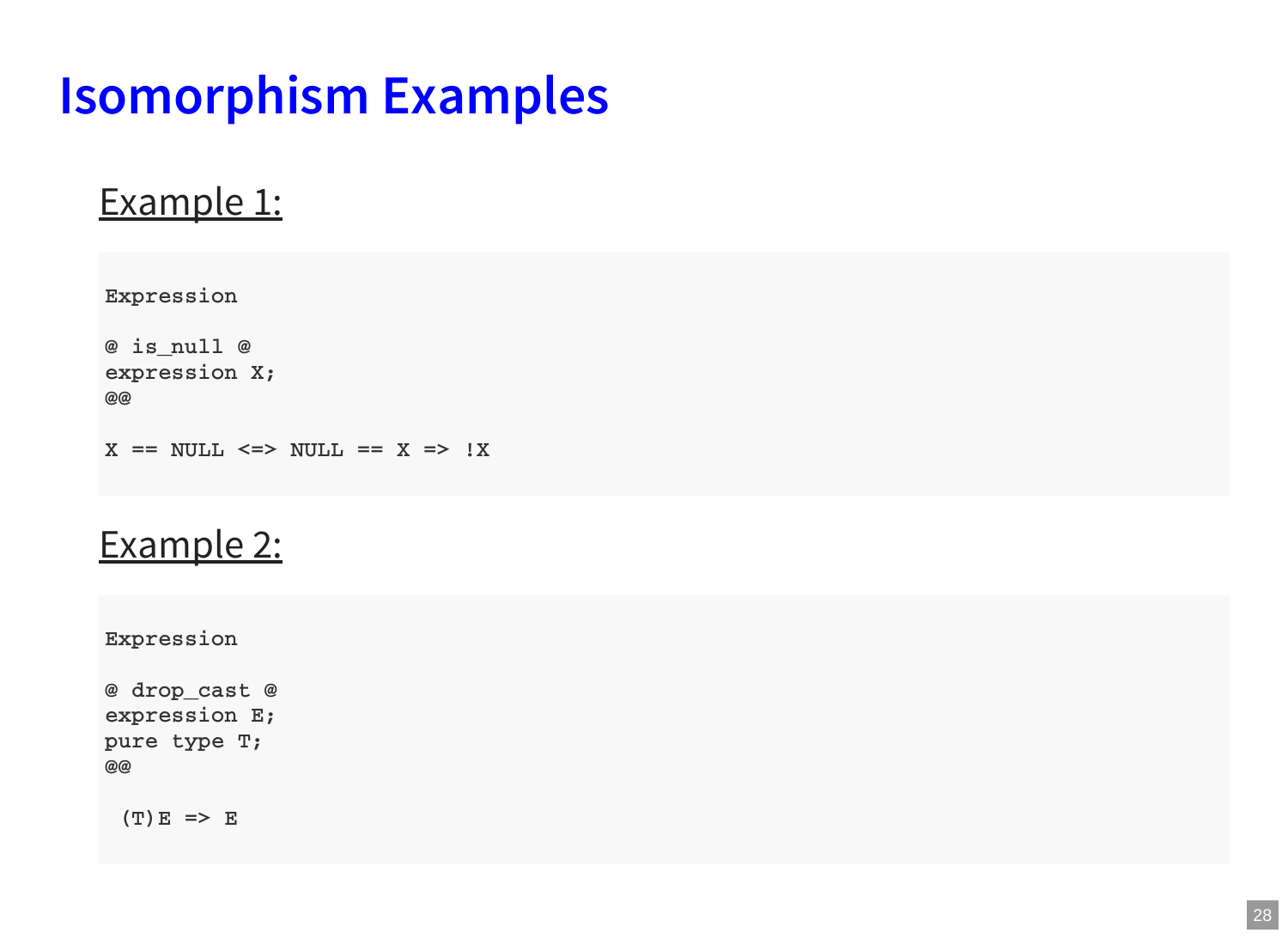# Isomorphism Examples

## Example 1:

```
Expression

@ is_null @
expression X;
@@

X == NULL <=> NULL == X => !X
```

## Example 2:

```
Expression

@ drop_cast @
expression E;
pure type T;
@@

 (T)E => E
```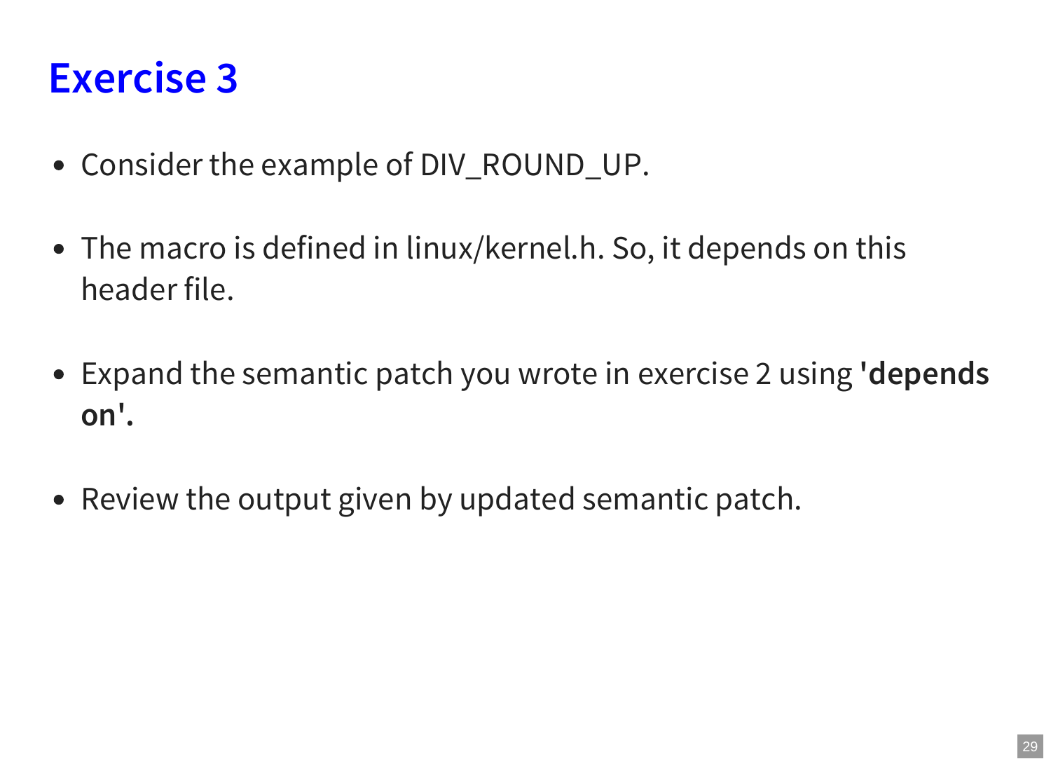# Exercise 3

- Consider the example of DIV_ROUND_UP.
- The macro is defined in linux/kernel.h. So, it depends on this header file.
- Expand the semantic patch you wrote in exercise 2 using **'depends on'.**
- Review the output given by updated semantic patch.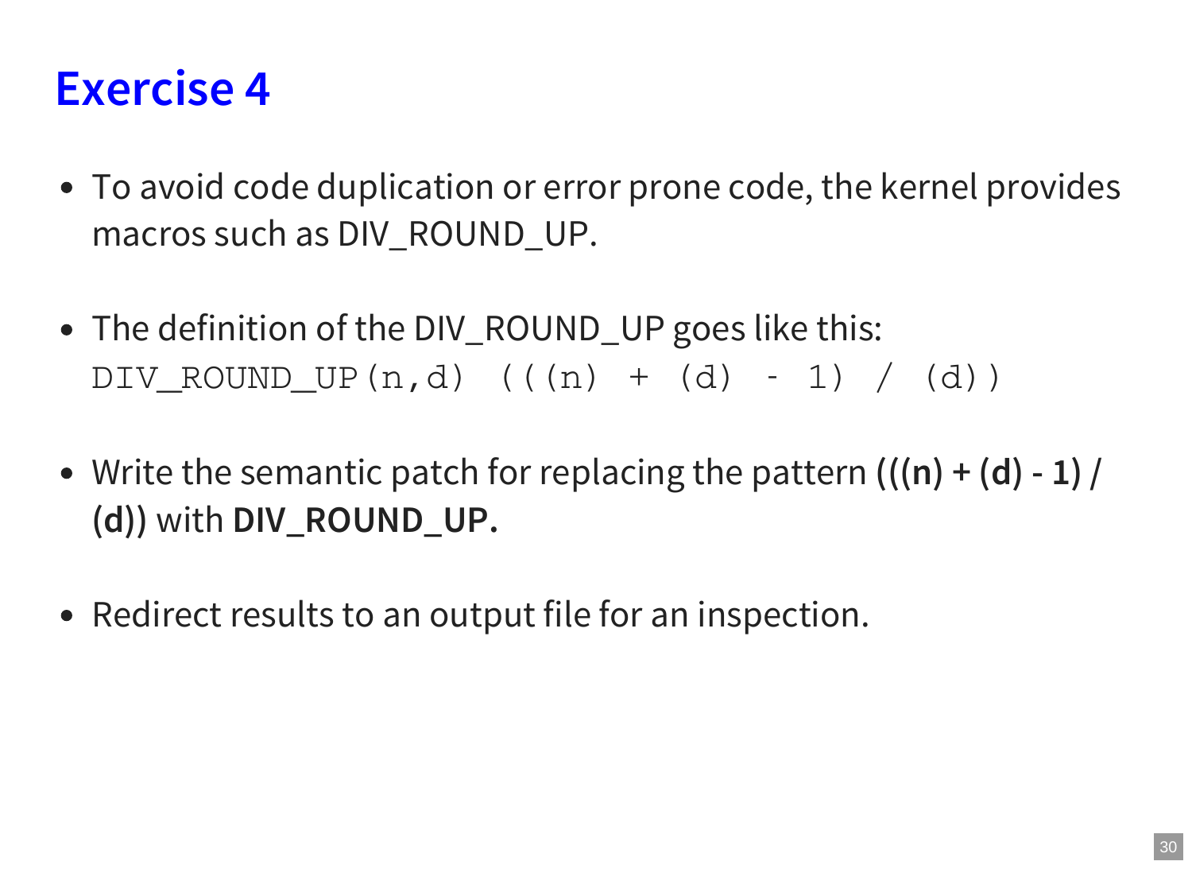# Exercise 4

- To avoid code duplication or error prone code, the kernel provides macros such as DIV_ROUND_UP.
- The definition of the DIV_ROUND_UP goes like this:
  `DIV_ROUND_UP(n,d) (((n) + (d) - 1) / (d))`
- Write the semantic patch for replacing the pattern **(((n) + (d) - 1) / (d))** with **DIV_ROUND_UP.**
- Redirect results to an output file for an inspection.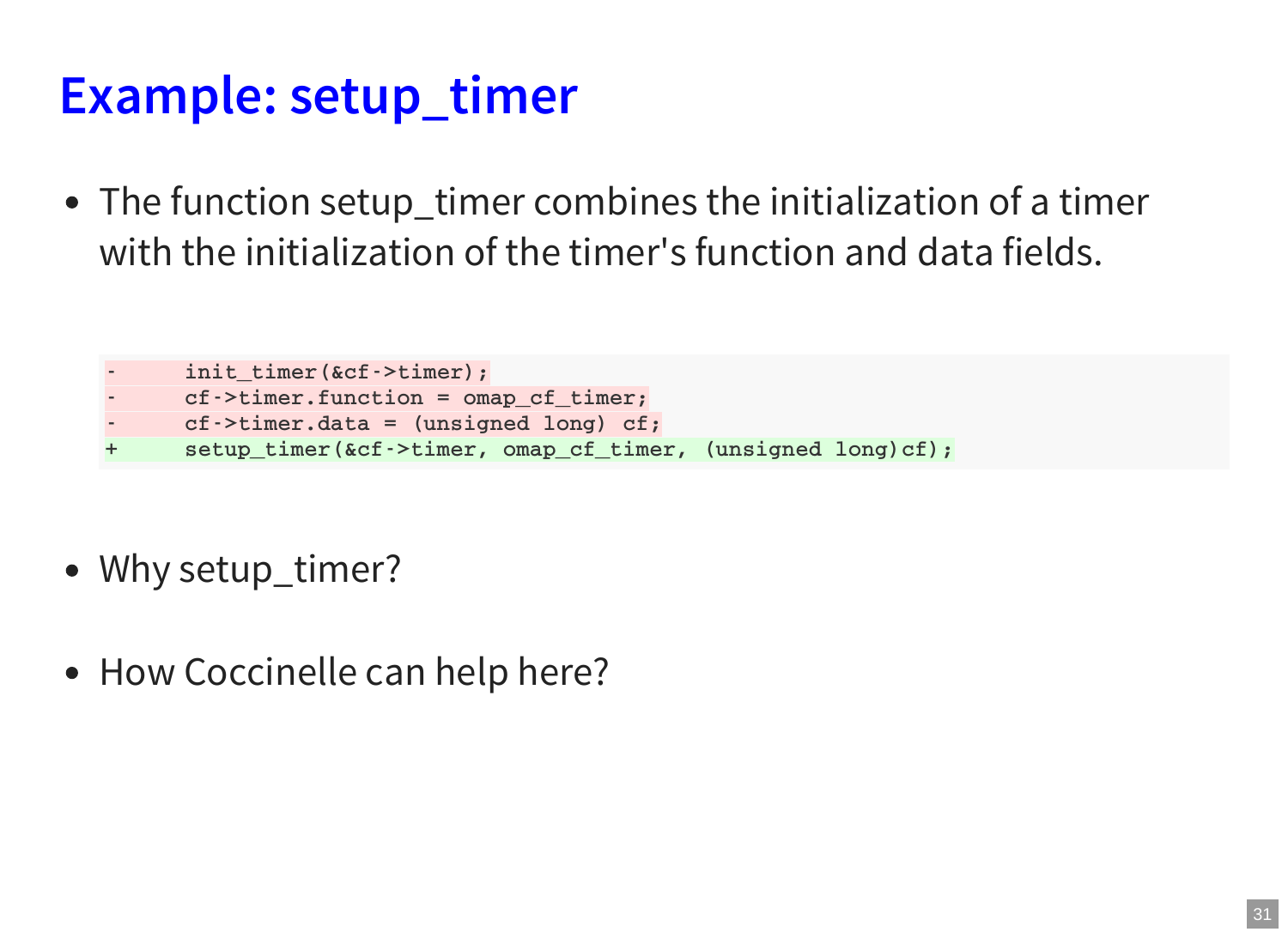# Example: setup_timer

- The function setup_timer combines the initialization of a timer with the initialization of the timer's function and data fields.

```diff
-       init_timer(&cf->timer);
-       cf->timer.function = omap_cf_timer;
-       cf->timer.data = (unsigned long) cf;
+       setup_timer(&cf->timer, omap_cf_timer, (unsigned long)cf);
```

- Why setup_timer?

- How Coccinelle can help here?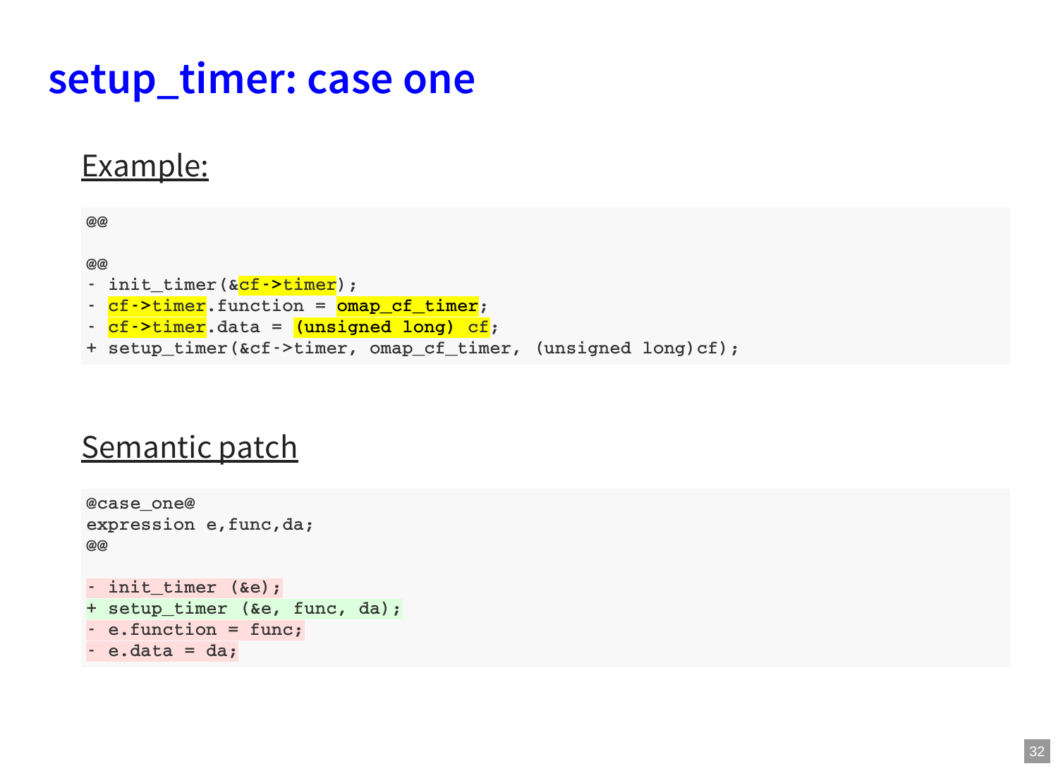# setup_timer: case one

## Example:

```
@@

@@
- init_timer(&cf->timer);
- cf->timer.function = omap_cf_timer;
- cf->timer.data = (unsigned long) cf;
+ setup_timer(&cf->timer, omap_cf_timer, (unsigned long)cf);
```

## Semantic patch

```
@case_one@
expression e,func,da;
@@

- init_timer (&e);
+ setup_timer (&e, func, da);
- e.function = func;
- e.data = da;
```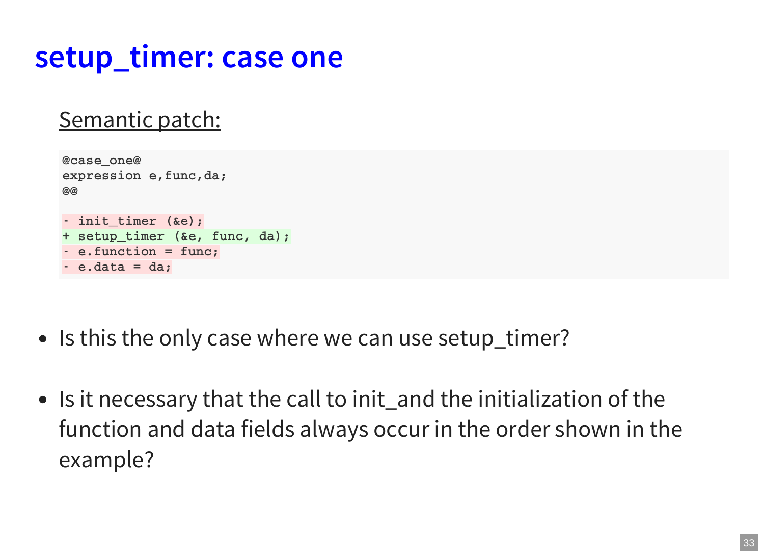# setup_timer: case one

Semantic patch:

```
@case_one@
expression e,func,da;
@@

- init_timer (&e);
+ setup_timer (&e, func, da);
- e.function = func;
- e.data = da;
```

- Is this the only case where we can use setup_timer?
- Is it necessary that the call to init_and the initialization of the function and data fields always occur in the order shown in the example?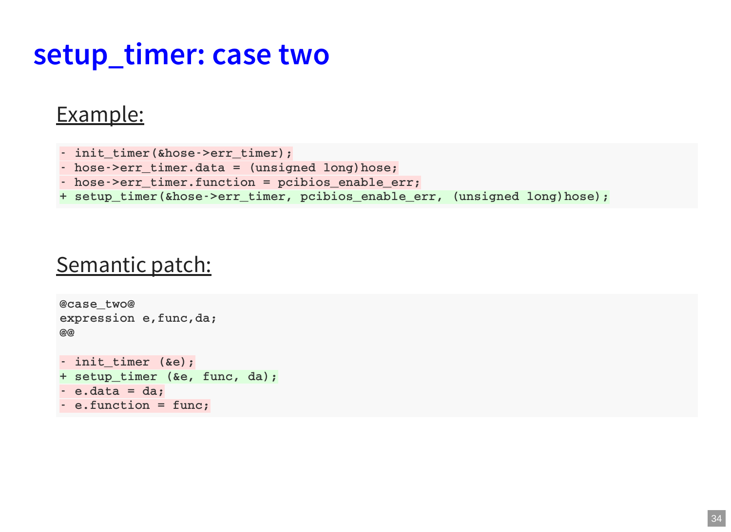# setup_timer: case two

Example:

```
- init_timer(&hose->err_timer);
- hose->err_timer.data = (unsigned long)hose;
- hose->err_timer.function = pcibios_enable_err;
+ setup_timer(&hose->err_timer, pcibios_enable_err, (unsigned long)hose);
```

Semantic patch:

```
@case_two@
expression e,func,da;
@@

- init_timer (&e);
+ setup_timer (&e, func, da);
- e.data = da;
- e.function = func;
```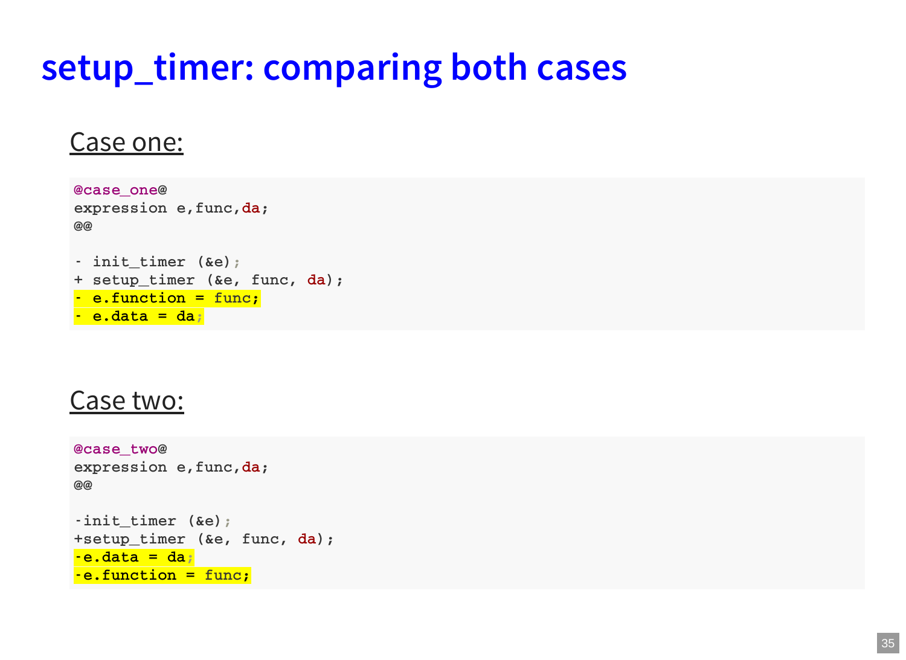# setup_timer: comparing both cases

## Case one:

```
@case_one@
expression e,func,da;
@@

- init_timer (&e);
+ setup_timer (&e, func, da);
- e.function = func;
- e.data = da;
```

## Case two:

```
@case_two@
expression e,func,da;
@@

-init_timer (&e);
+setup_timer (&e, func, da);
-e.data = da;
-e.function = func;
```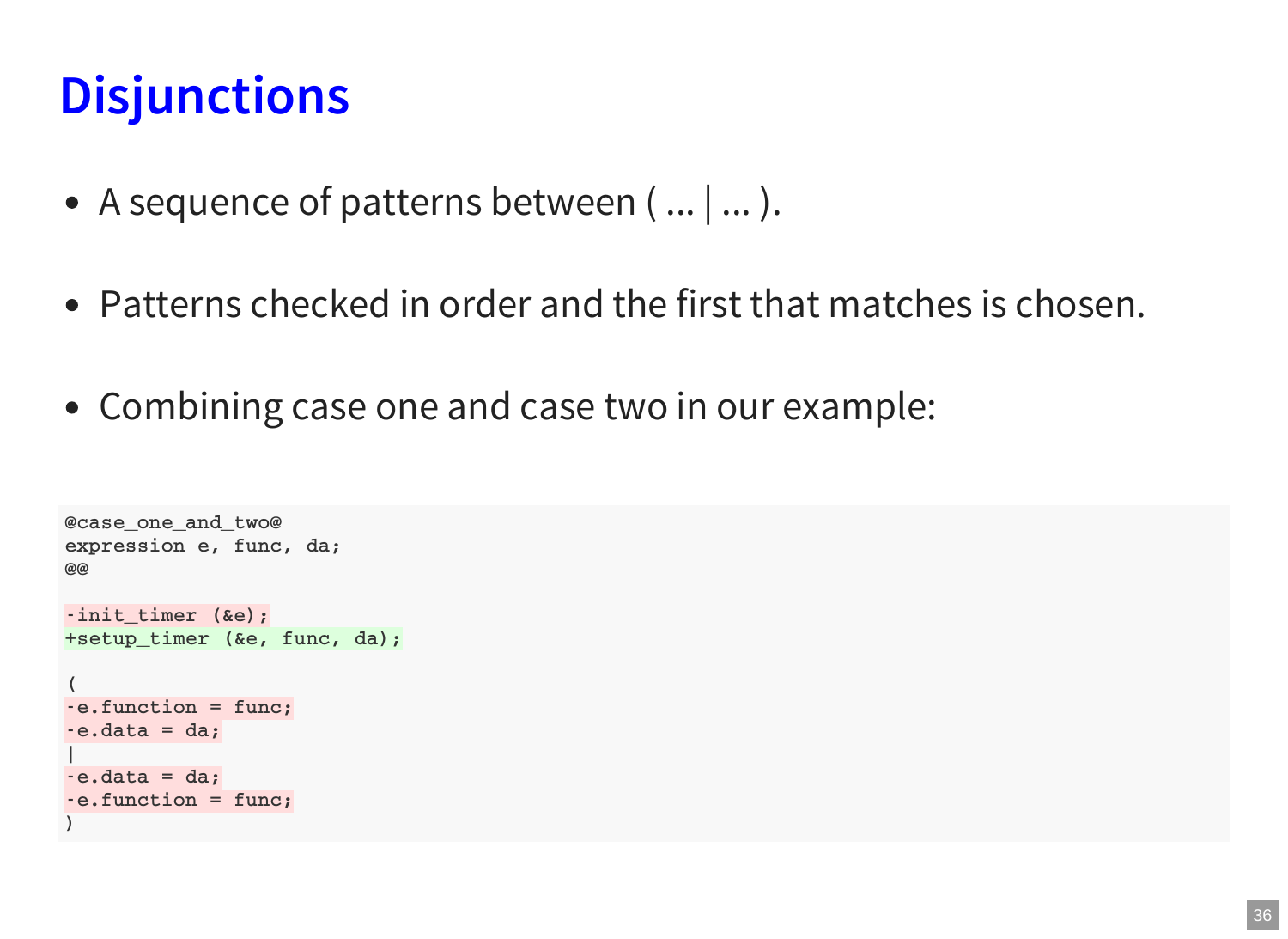# Disjunctions

- A sequence of patterns between ( ... | ... ).
- Patterns checked in order and the first that matches is chosen.
- Combining case one and case two in our example:

```
@case_one_and_two@
expression e, func, da;
@@

-init_timer (&e);
+setup_timer (&e, func, da);

(
-e.function = func;
-e.data = da;
|
-e.data = da;
-e.function = func;
)
```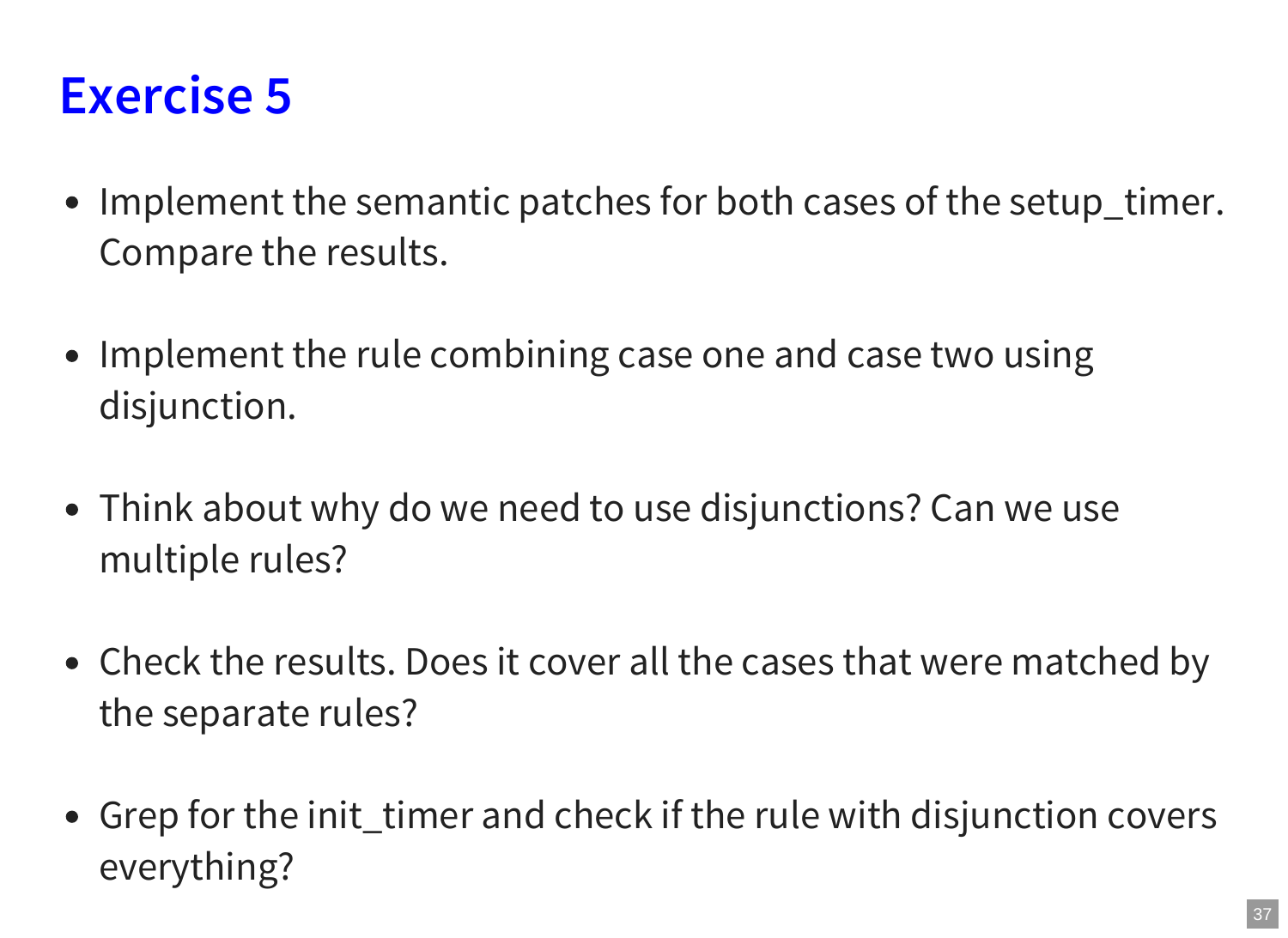# Exercise 5

- Implement the semantic patches for both cases of the setup_timer. Compare the results.
- Implement the rule combining case one and case two using disjunction.
- Think about why do we need to use disjunctions? Can we use multiple rules?
- Check the results. Does it cover all the cases that were matched by the separate rules?
- Grep for the init_timer and check if the rule with disjunction covers everything?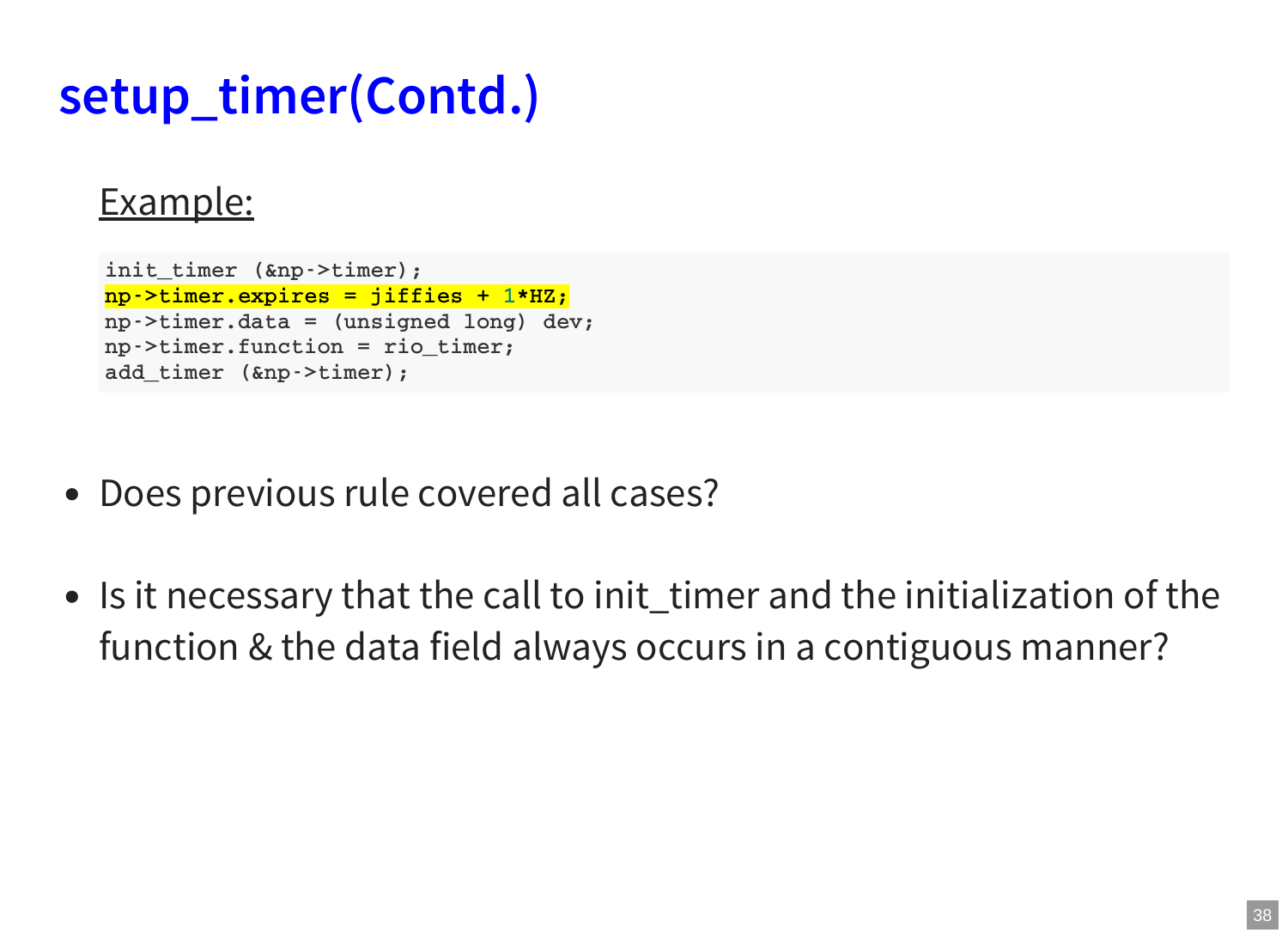# setup_timer(Contd.)

Example:

```
init_timer (&np->timer);
np->timer.expires = jiffies + 1*HZ;
np->timer.data = (unsigned long) dev;
np->timer.function = rio_timer;
add_timer (&np->timer);
```

- Does previous rule covered all cases?
- Is it necessary that the call to init_timer and the initialization of the function & the data field always occurs in a contiguous manner?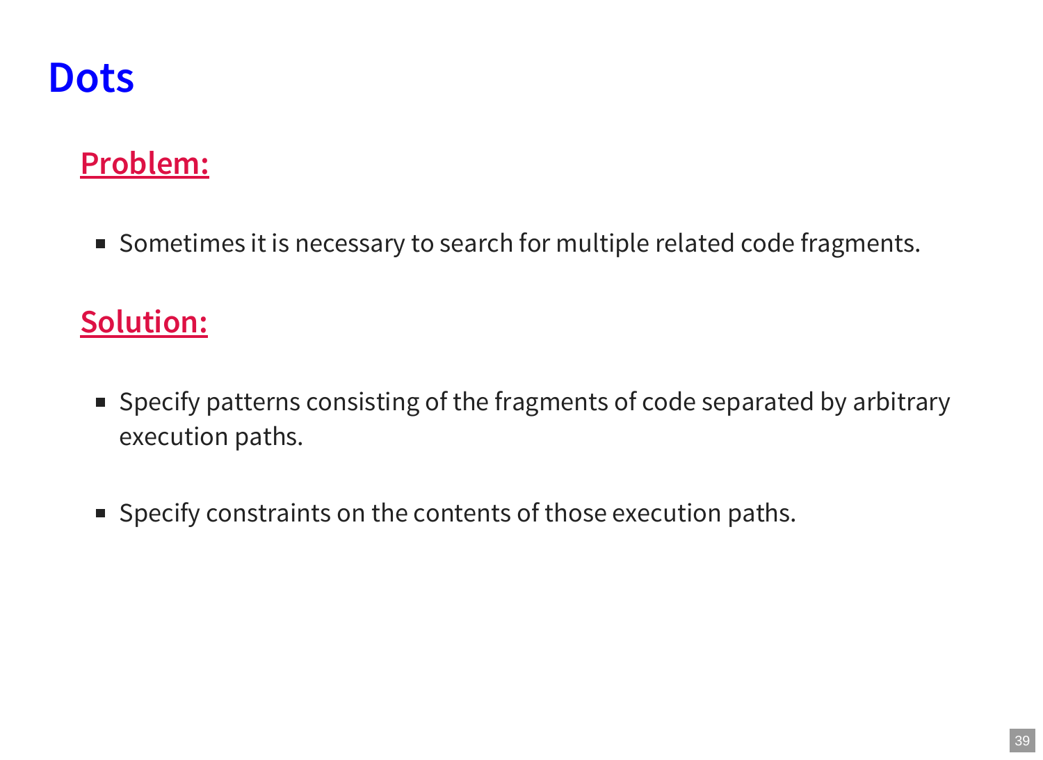# Dots

## Problem:

- Sometimes it is necessary to search for multiple related code fragments.

## Solution:

- Specify patterns consisting of the fragments of code separated by arbitrary execution paths.

- Specify constraints on the contents of those execution paths.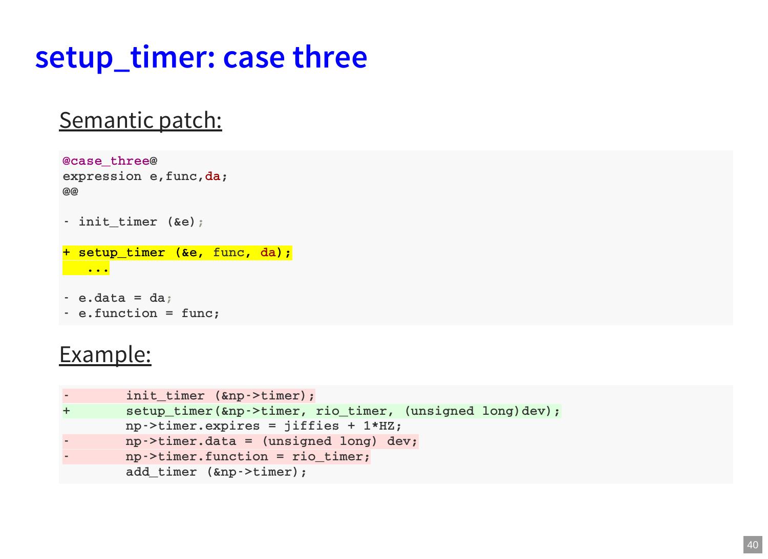# setup_timer: case three

Semantic patch:

```
@case_three@
expression e,func,da;
@@

- init_timer (&e);

+ setup_timer (&e, func, da);
  ...

- e.data = da;
- e.function = func;
```

Example:

```
-        init_timer (&np->timer);
+        setup_timer(&np->timer, rio_timer, (unsigned long)dev);
         np->timer.expires = jiffies + 1*HZ;
-        np->timer.data = (unsigned long) dev;
-        np->timer.function = rio_timer;
         add_timer (&np->timer);
```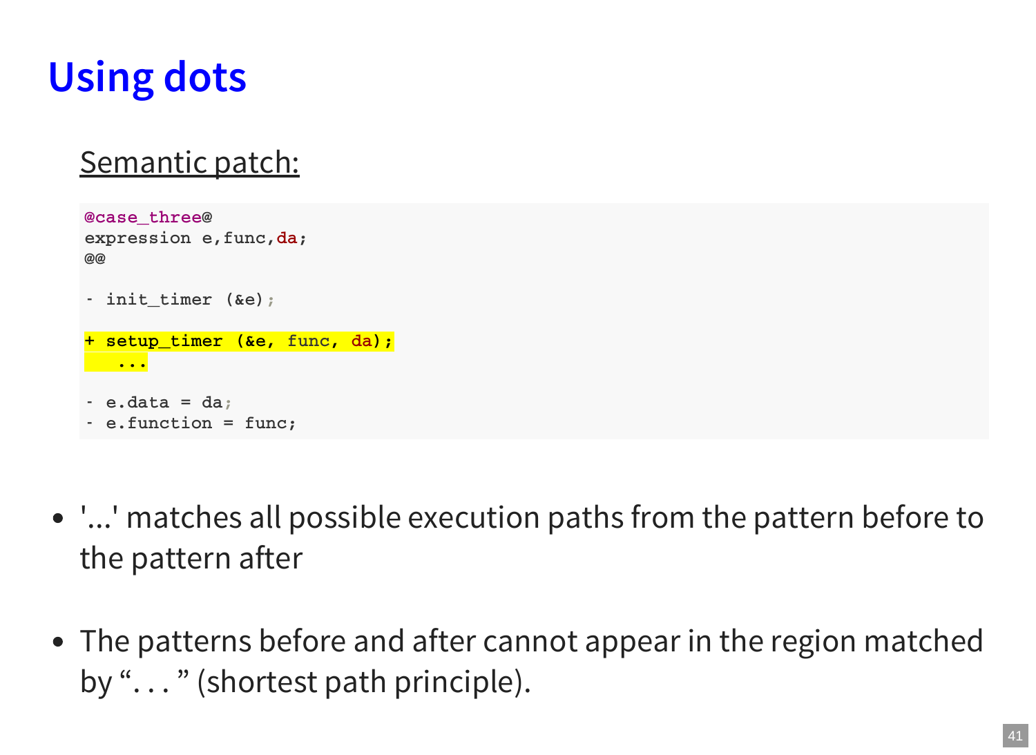# Using dots

Semantic patch:

```
@case_three@
expression e,func,da;
@@

- init_timer (&e);

+ setup_timer (&e, func, da);
    ...

- e.data = da;
- e.function = func;
```

- '...' matches all possible execution paths from the pattern before to the pattern after
- The patterns before and after cannot appear in the region matched by “. . . ” (shortest path principle).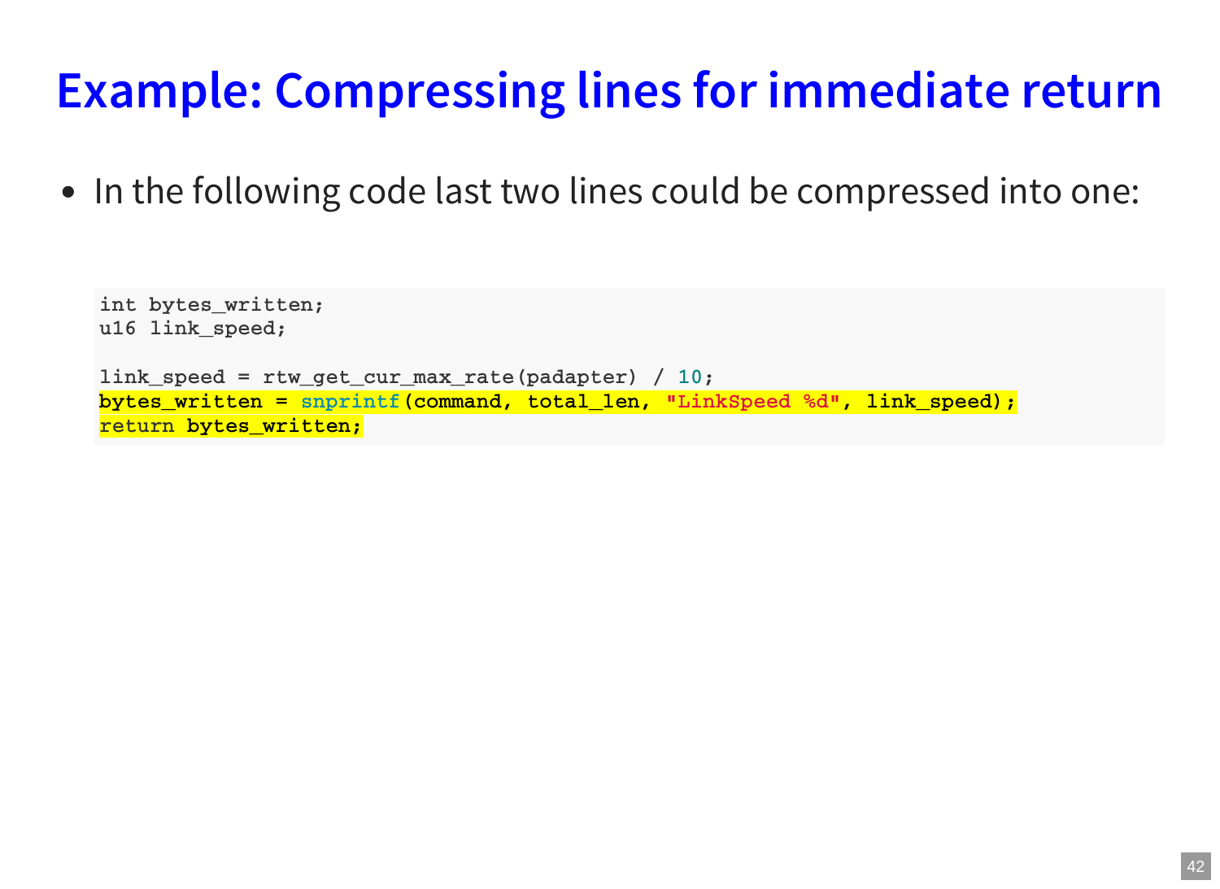# Example: Compressing lines for immediate return

- In the following code last two lines could be compressed into one:

```
int bytes_written;
u16 link_speed;

link_speed = rtw_get_cur_max_rate(padapter) / 10;
bytes_written = snprintf(command, total_len, "LinkSpeed %d", link_speed);
return bytes_written;
```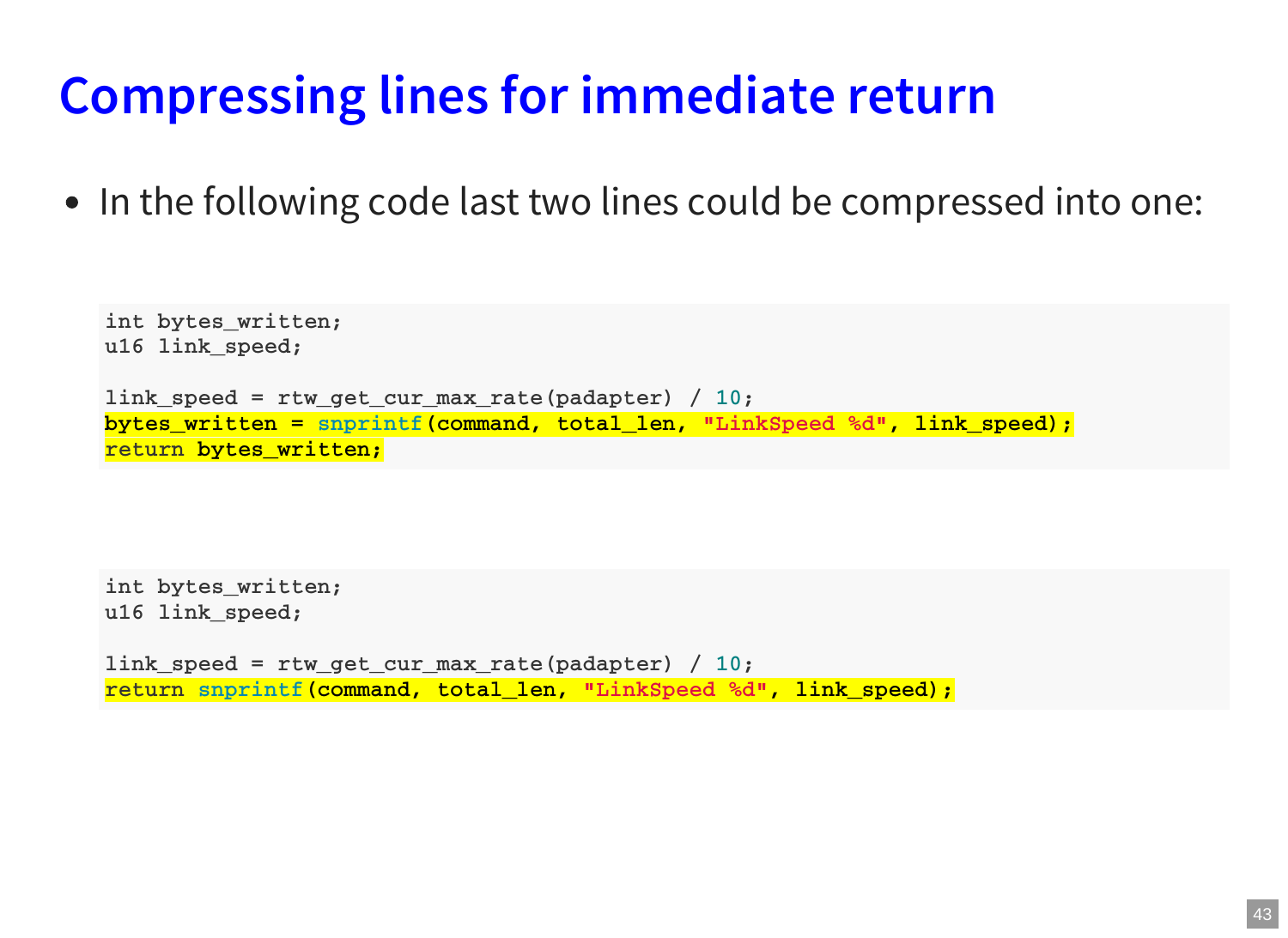# Compressing lines for immediate return

- In the following code last two lines could be compressed into one:

```
int bytes_written;
u16 link_speed;

link_speed = rtw_get_cur_max_rate(padapter) / 10;
bytes_written = snprintf(command, total_len, "LinkSpeed %d", link_speed);
return bytes_written;
```

```
int bytes_written;
u16 link_speed;

link_speed = rtw_get_cur_max_rate(padapter) / 10;
return snprintf(command, total_len, "LinkSpeed %d", link_speed);
```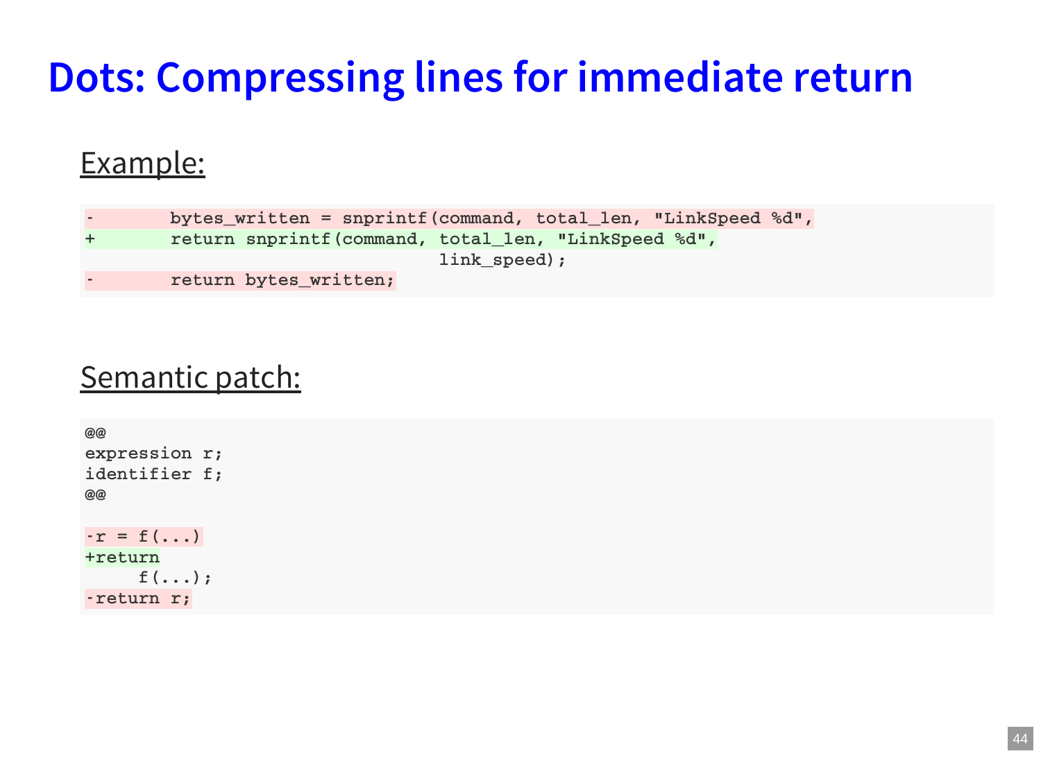# Dots: Compressing lines for immediate return

Example:

```
-       bytes_written = snprintf(command, total_len, "LinkSpeed %d",
+       return snprintf(command, total_len, "LinkSpeed %d",
                                 link_speed);
-       return bytes_written;
```

Semantic patch:

```
@@
expression r;
identifier f;
@@

-r = f(...)
+return
     f(...);
-return r;
```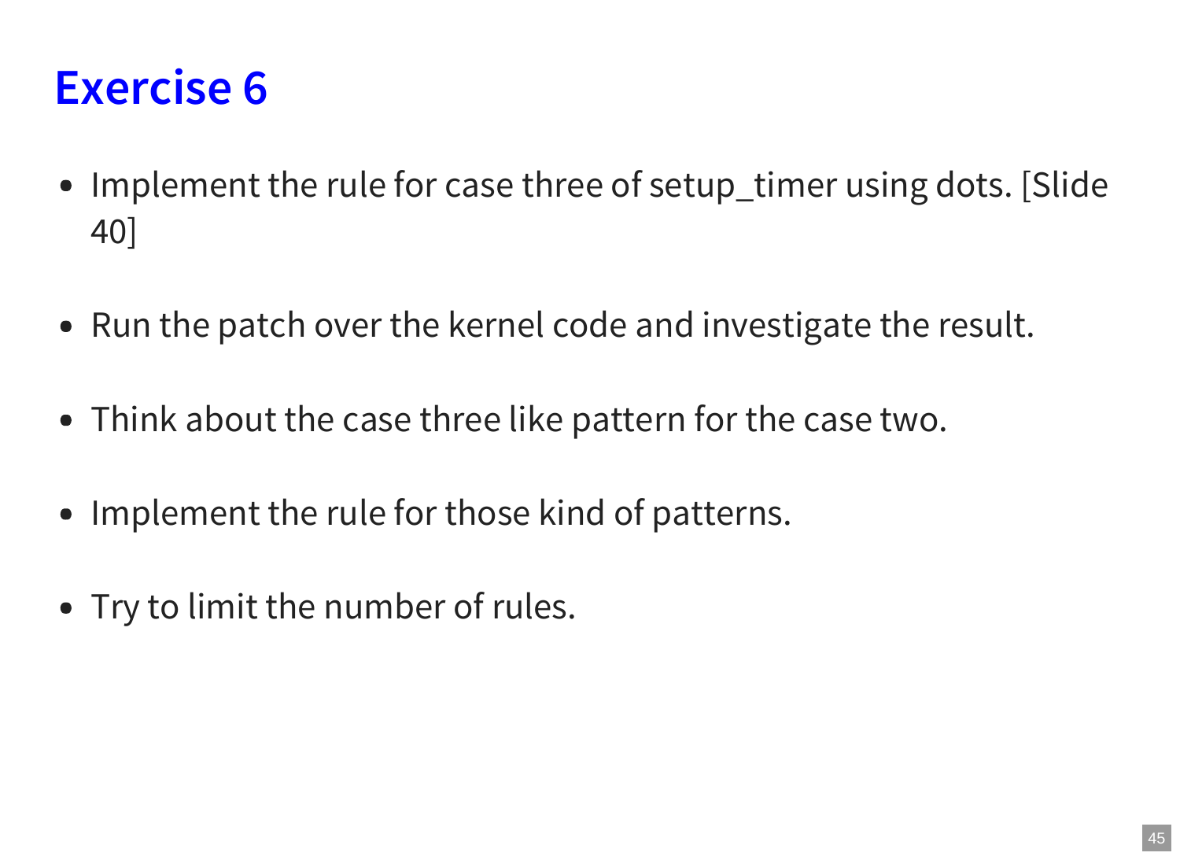# Exercise 6

- Implement the rule for case three of setup_timer using dots. [Slide 40]
- Run the patch over the kernel code and investigate the result.
- Think about the case three like pattern for the case two.
- Implement the rule for those kind of patterns.
- Try to limit the number of rules.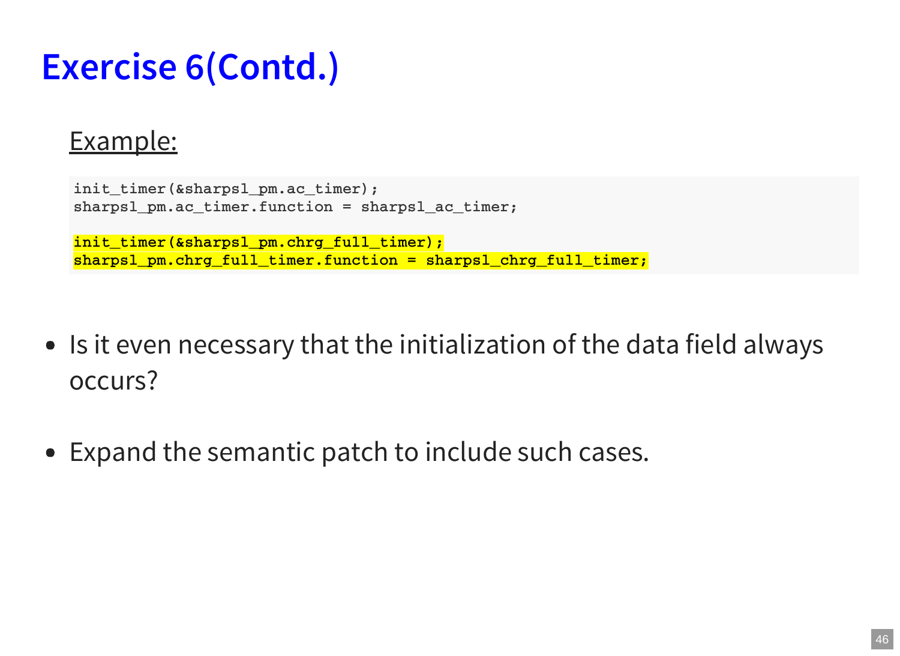# Exercise 6(Contd.)

Example:

```
init_timer(&sharpsl_pm.ac_timer);
sharpsl_pm.ac_timer.function = sharpsl_ac_timer;

init_timer(&sharpsl_pm.chrg_full_timer);
sharpsl_pm.chrg_full_timer.function = sharpsl_chrg_full_timer;
```

- Is it even necessary that the initialization of the data field always occurs?
- Expand the semantic patch to include such cases.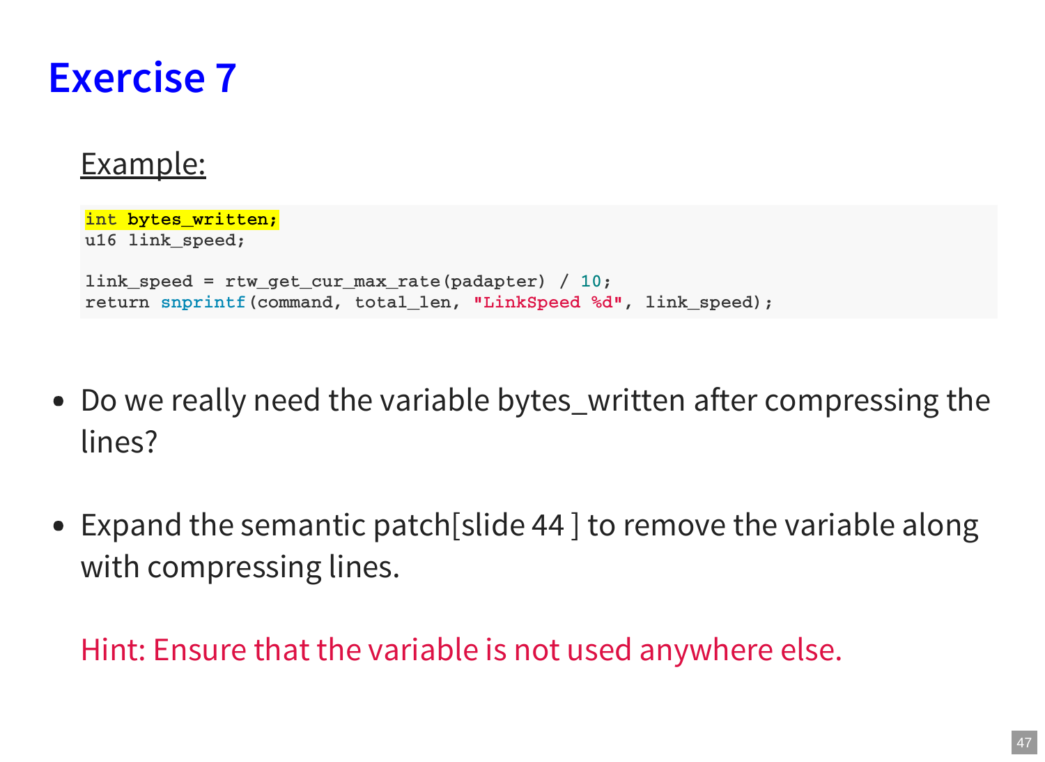# Exercise 7

Example:

```
int bytes_written;
u16 link_speed;

link_speed = rtw_get_cur_max_rate(padapter) / 10;
return snprintf(command, total_len, "LinkSpeed %d", link_speed);
```

- Do we really need the variable bytes_written after compressing the lines?
- Expand the semantic patch[slide 44 ] to remove the variable along with compressing lines.

Hint: Ensure that the variable is not used anywhere else.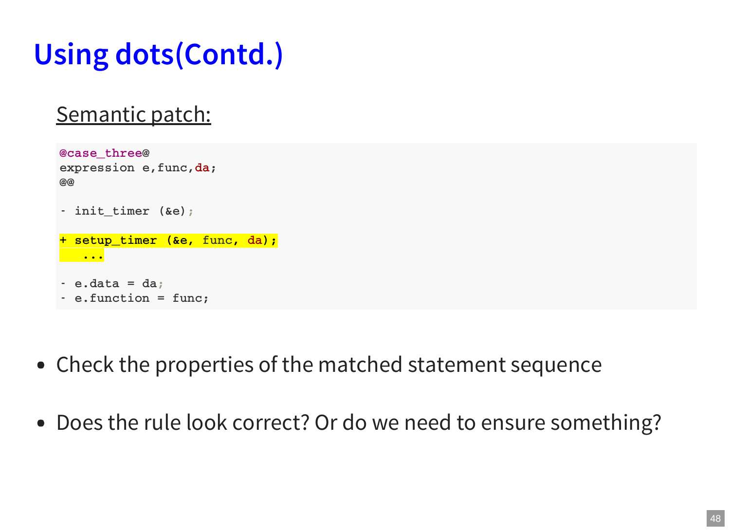# Using dots(Contd.)

Semantic patch:

```
@case_three@
expression e,func,da;
@@

- init_timer (&e);

+ setup_timer (&e, func, da);
    ...

- e.data = da;
- e.function = func;
```

- Check the properties of the matched statement sequence
- Does the rule look correct? Or do we need to ensure something?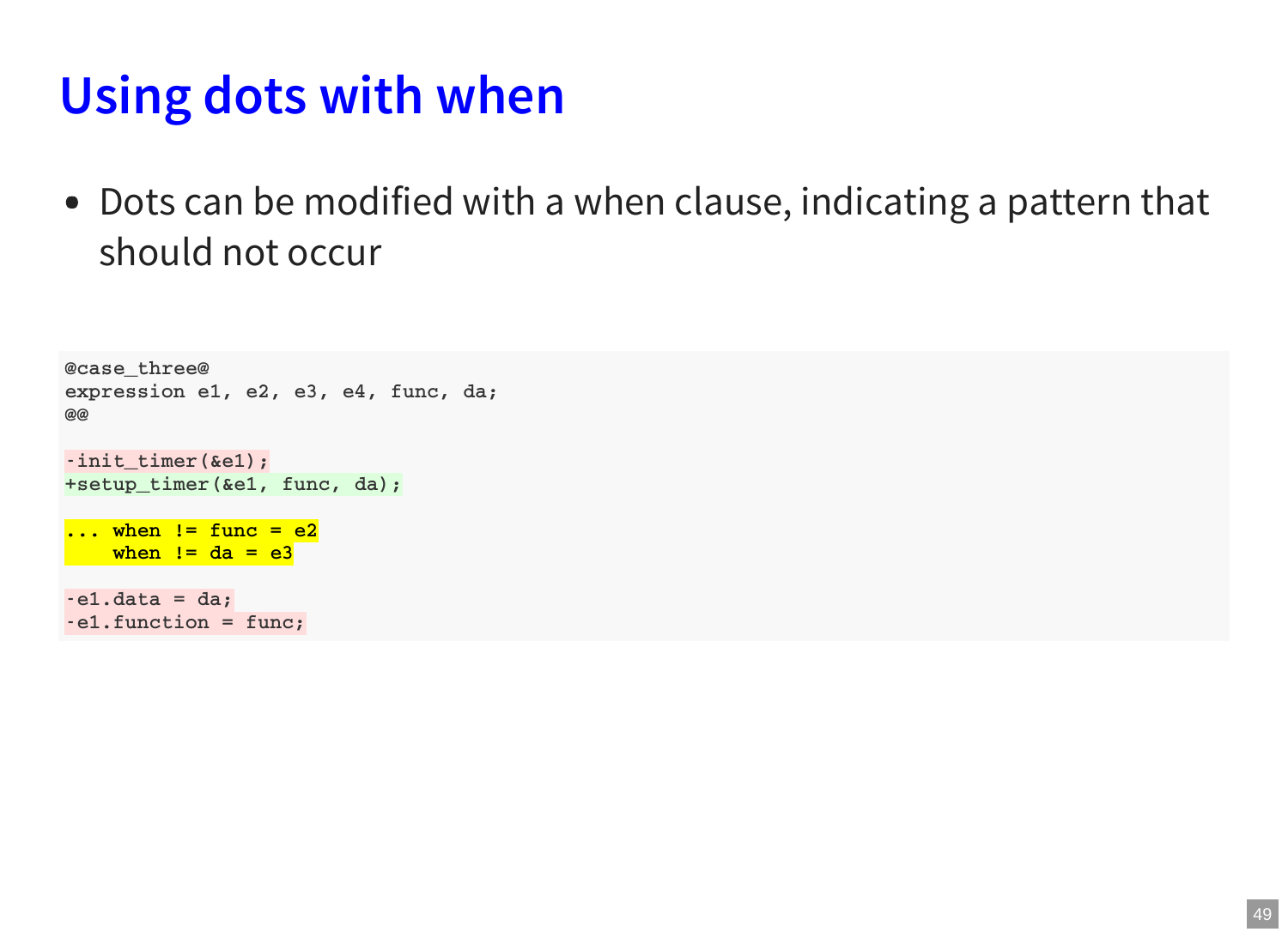# Using dots with when

- Dots can be modified with a when clause, indicating a pattern that should not occur

```
@case_three@
expression e1, e2, e3, e4, func, da;
@@

-init_timer(&e1);
+setup_timer(&e1, func, da);

... when != func = e2
    when != da = e3

-e1.data = da;
-e1.function = func;
```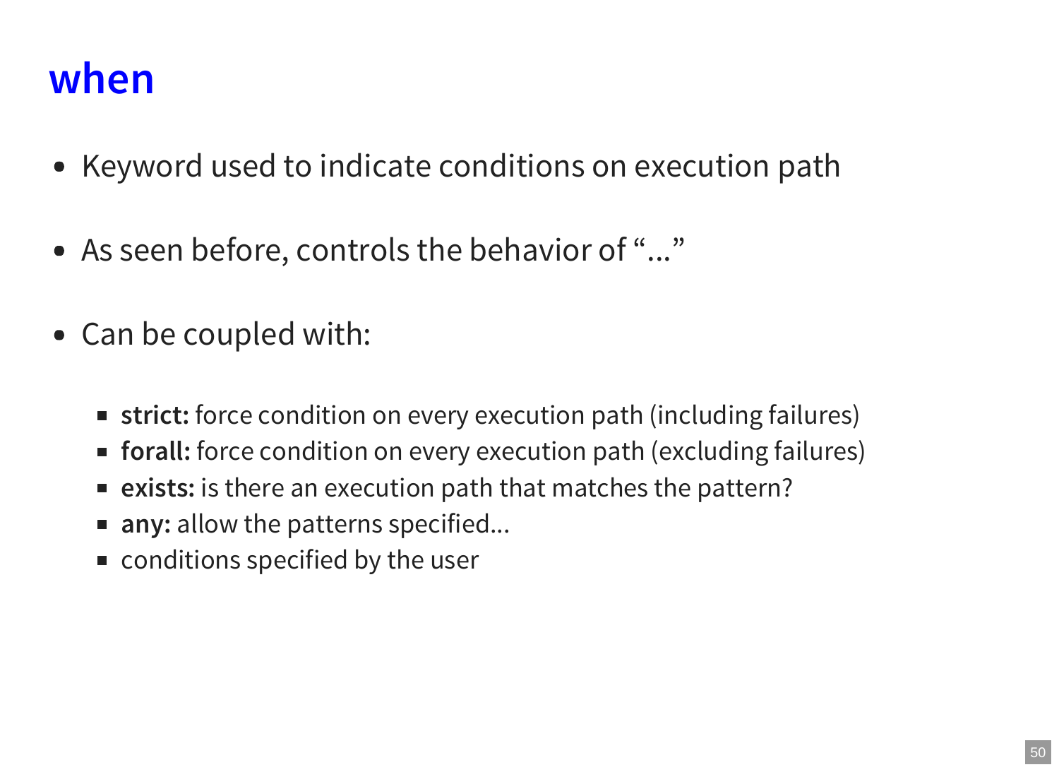# when

- Keyword used to indicate conditions on execution path
- As seen before, controls the behavior of "..."
- Can be coupled with:
  - **strict:** force condition on every execution path (including failures)
  - **forall:** force condition on every execution path (excluding failures)
  - **exists:** is there an execution path that matches the pattern?
  - **any:** allow the patterns specified...
  - conditions specified by the user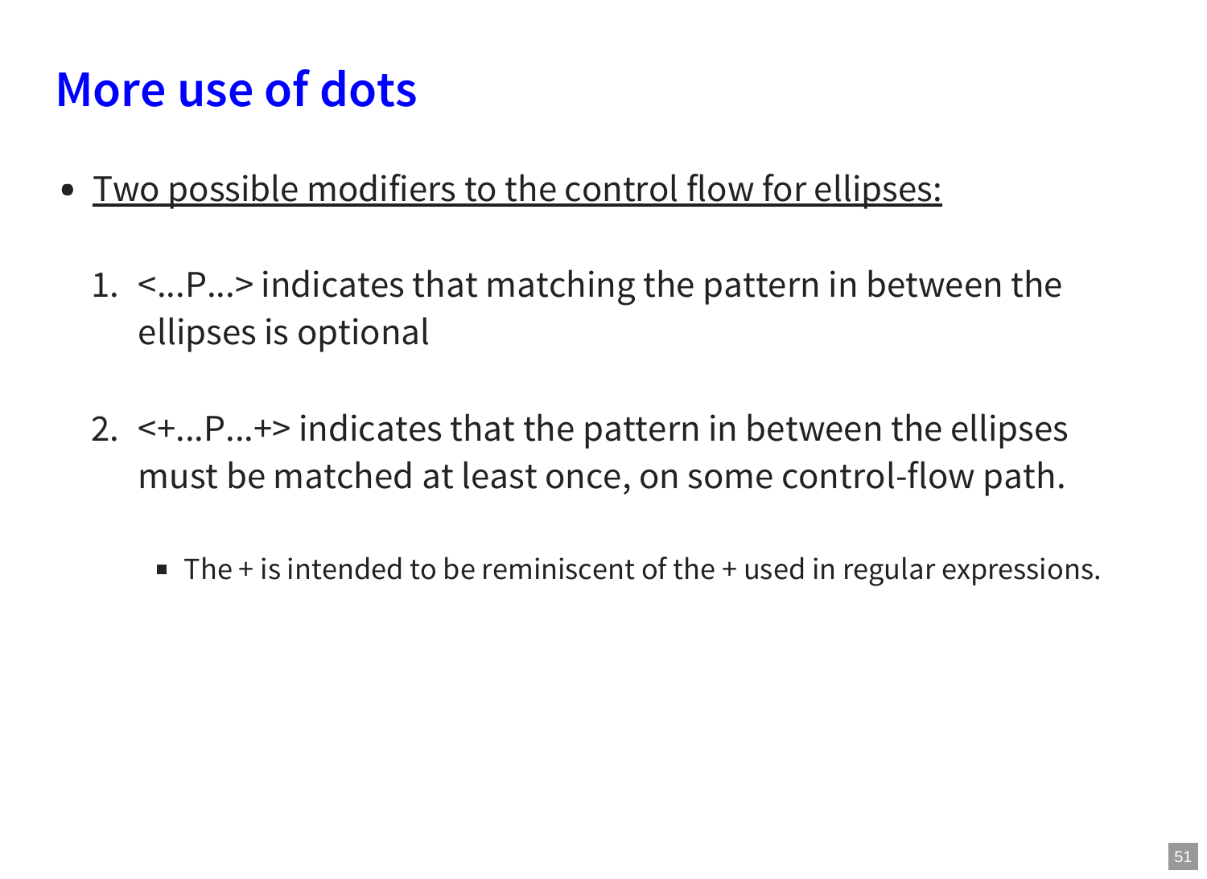# More use of dots

- Two possible modifiers to the control flow for ellipses:

  1. <...P...> indicates that matching the pattern in between the ellipses is optional

  2. <+...P...+> indicates that the pattern in between the ellipses must be matched at least once, on some control-flow path.

     - The + is intended to be reminiscent of the + used in regular expressions.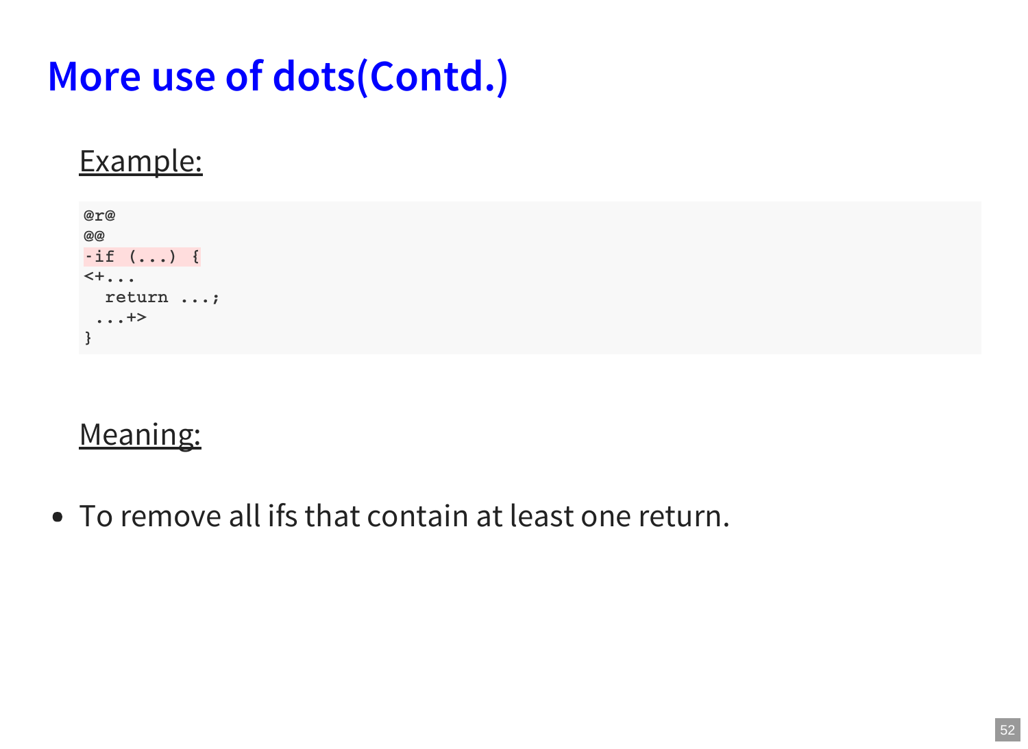# More use of dots(Contd.)

Example:

```
@r@
@@
-if (...) {
<+...
  return ...;
 ...+>
}
```

Meaning:

- To remove all ifs that contain at least one return.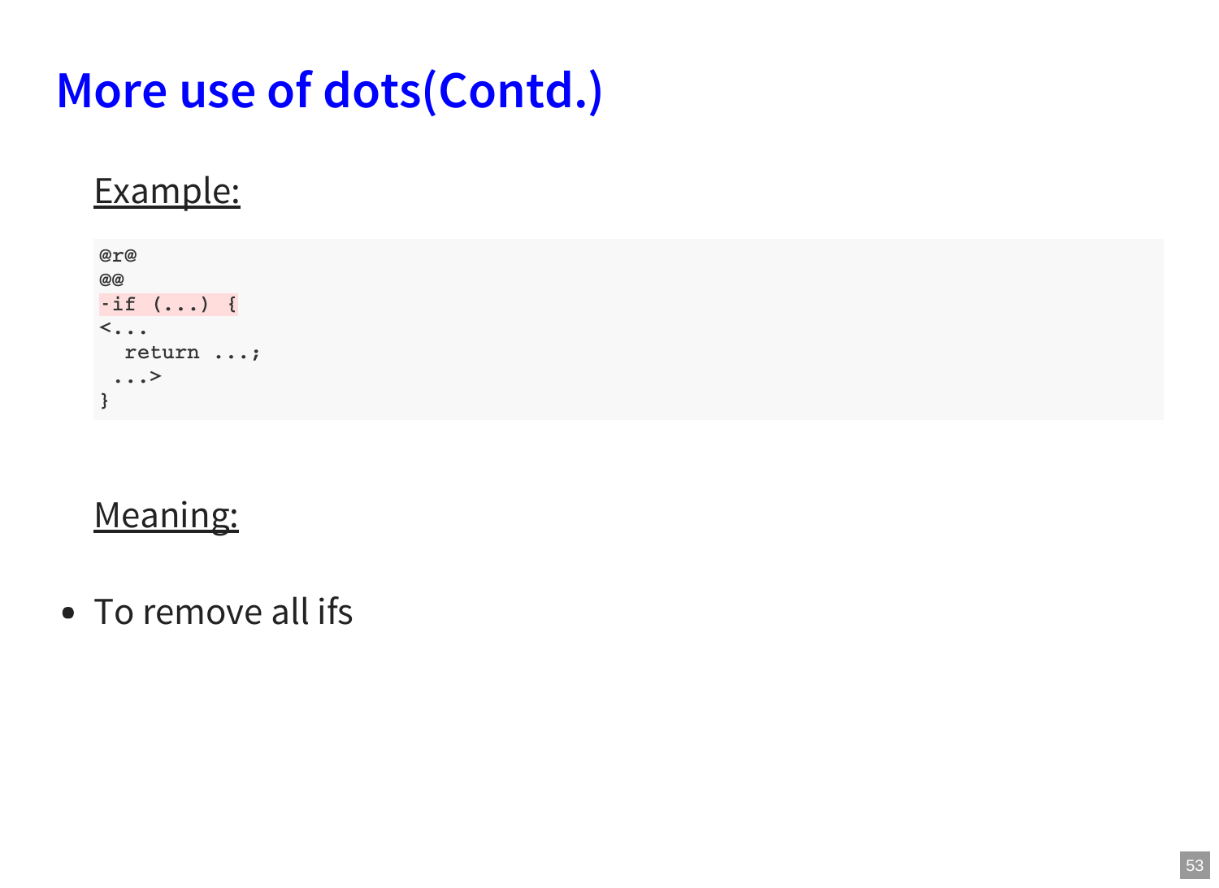# More use of dots(Contd.)

Example:

```
@r@
@@
-if (...) {
<...
  return ...;
 ...>
}
```

Meaning:

- To remove all ifs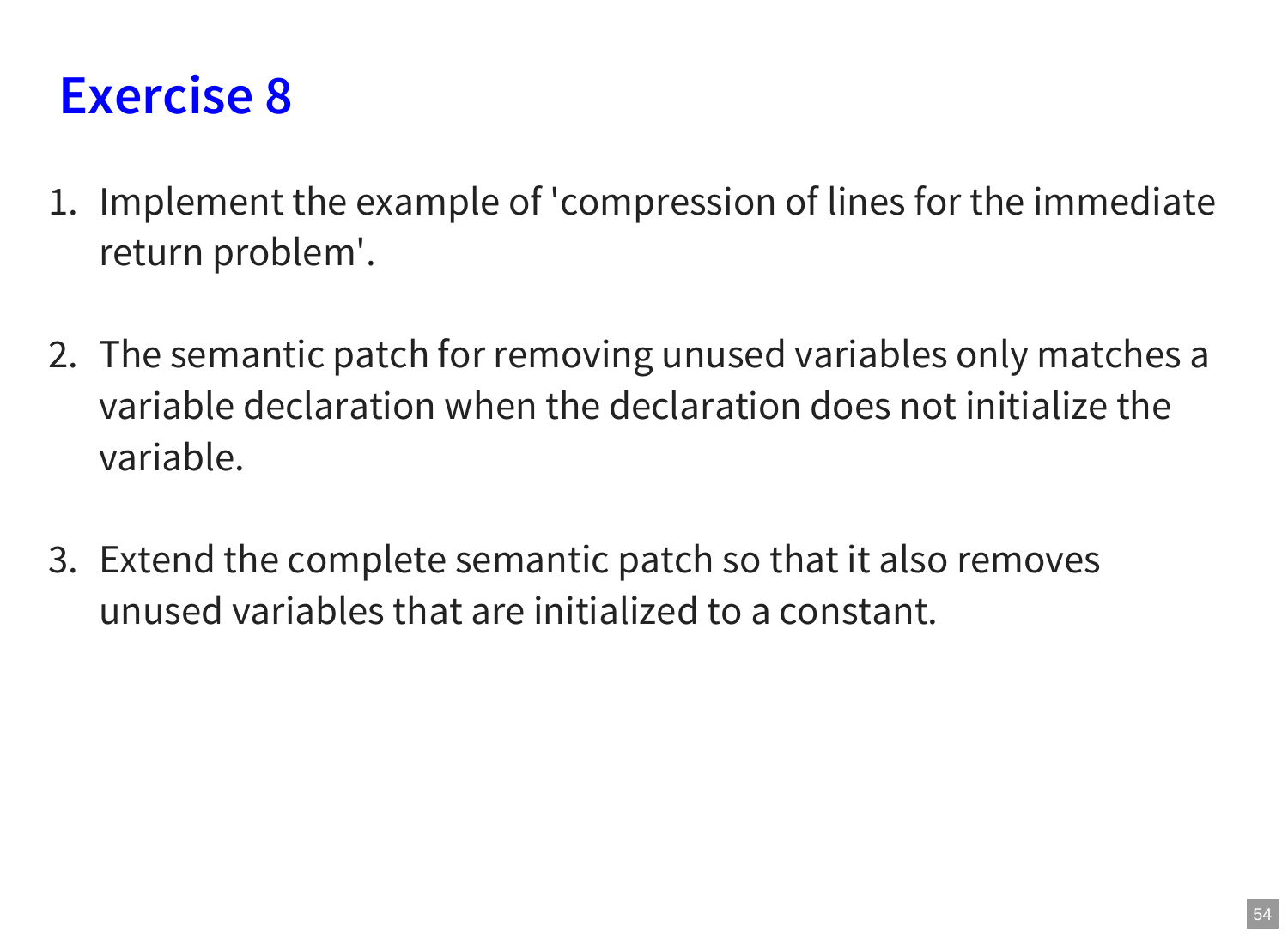# Exercise 8

1. Implement the example of 'compression of lines for the immediate return problem'.

2. The semantic patch for removing unused variables only matches a variable declaration when the declaration does not initialize the variable.

3. Extend the complete semantic patch so that it also removes unused variables that are initialized to a constant.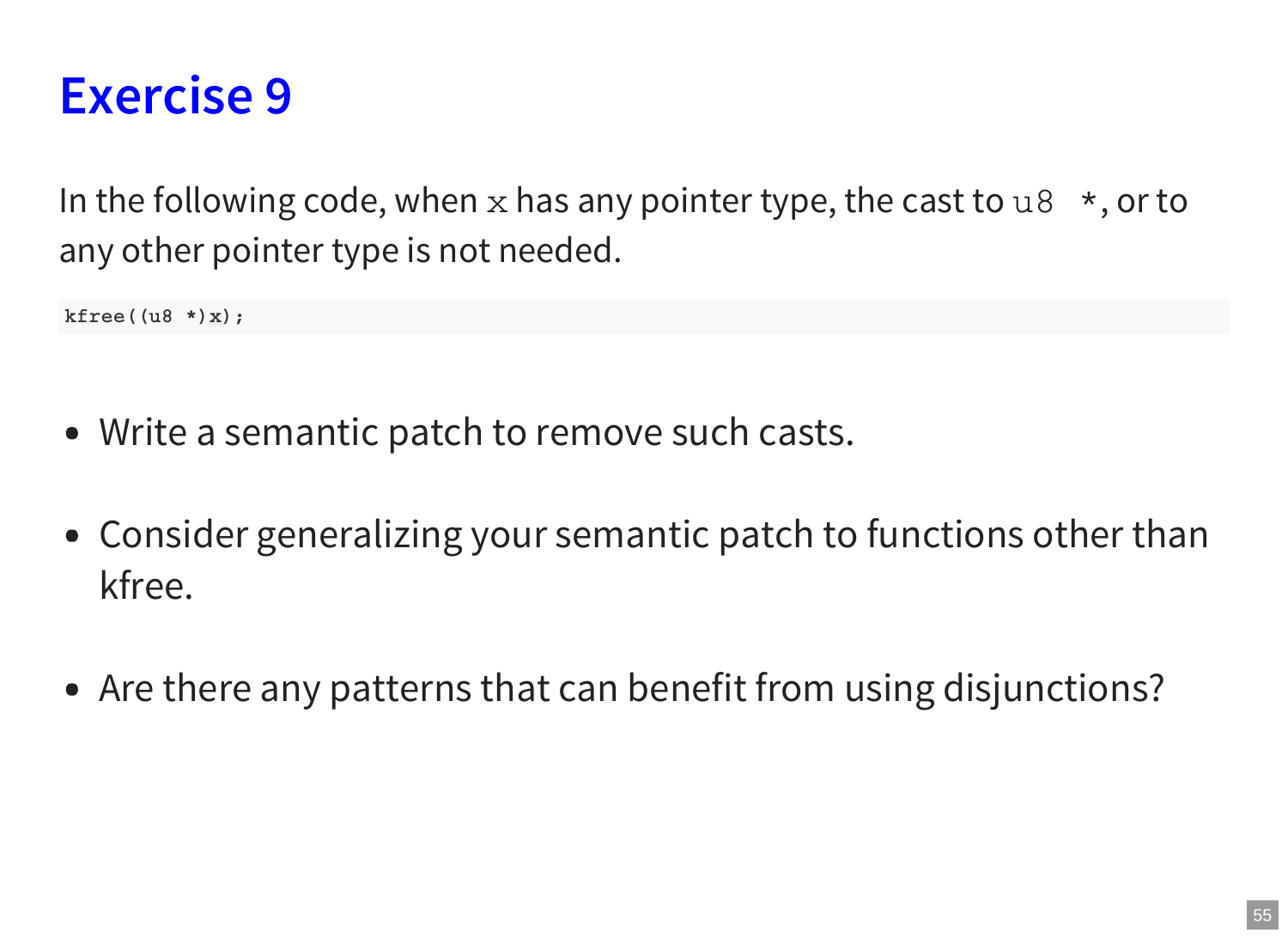# Exercise 9

In the following code, when `x` has any pointer type, the cast to `u8 *`, or to any other pointer type is not needed.

```
kfree((u8 *)x);
```

- Write a semantic patch to remove such casts.
- Consider generalizing your semantic patch to functions other than kfree.
- Are there any patterns that can benefit from using disjunctions?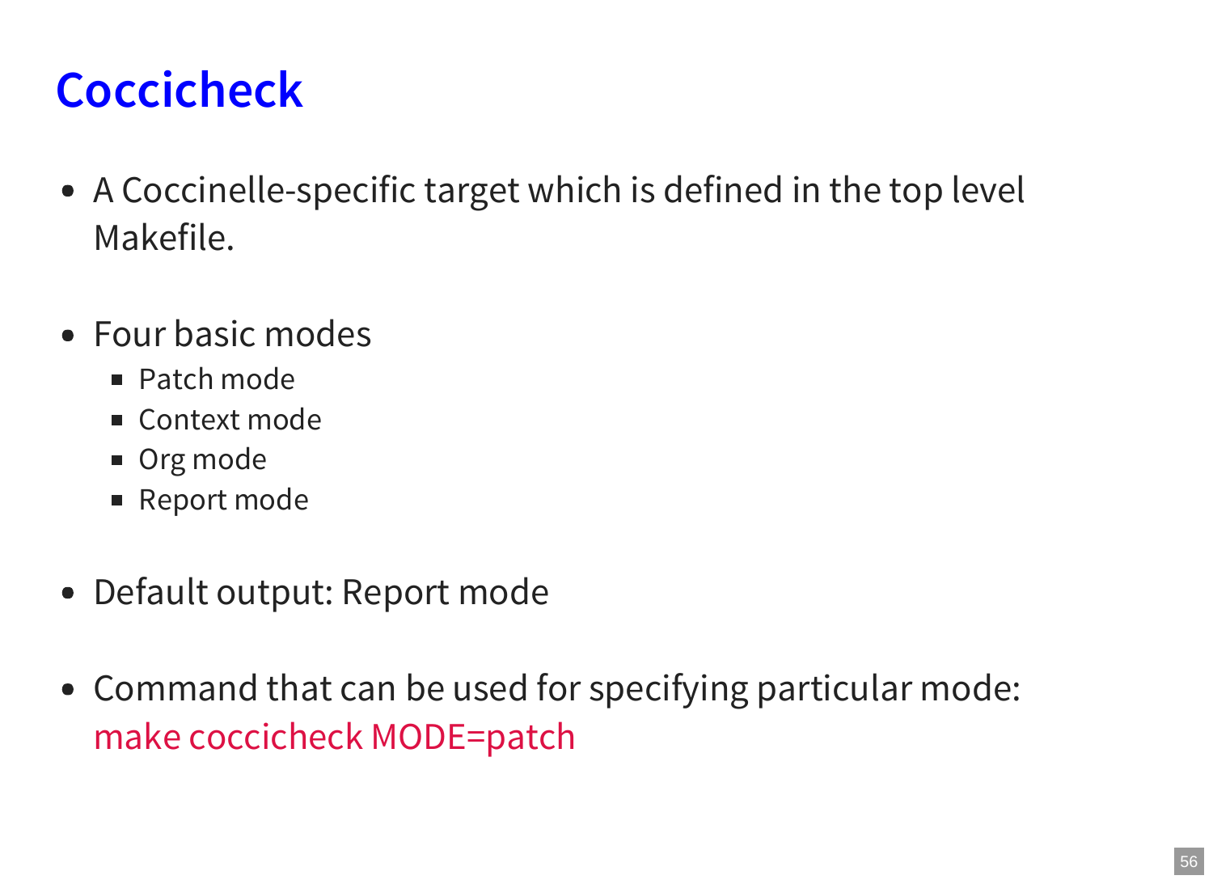# Coccicheck

- A Coccinelle-specific target which is defined in the top level Makefile.

- Four basic modes
  - Patch mode
  - Context mode
  - Org mode
  - Report mode

- Default output: Report mode

- Command that can be used for specifying particular mode:
  `make coccicheck MODE=patch`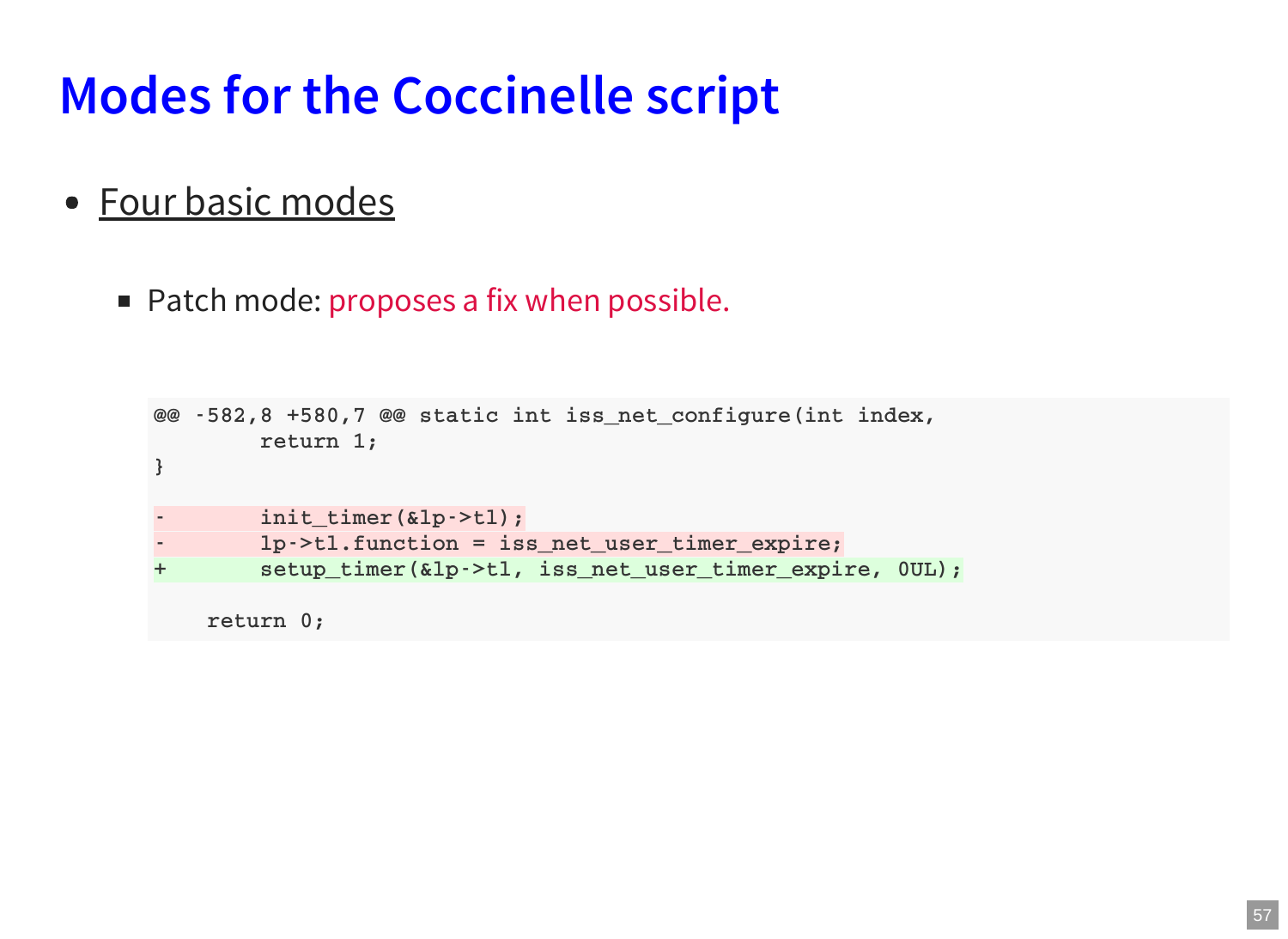# Modes for the Coccinelle script

- Four basic modes

  - Patch mode: proposes a fix when possible.

```
@@ -582,8 +580,7 @@ static int iss_net_configure(int index,
        return 1;
}

-       init_timer(&lp->tl);
-       lp->tl.function = iss_net_user_timer_expire;
+       setup_timer(&lp->tl, iss_net_user_timer_expire, 0UL);

    return 0;
```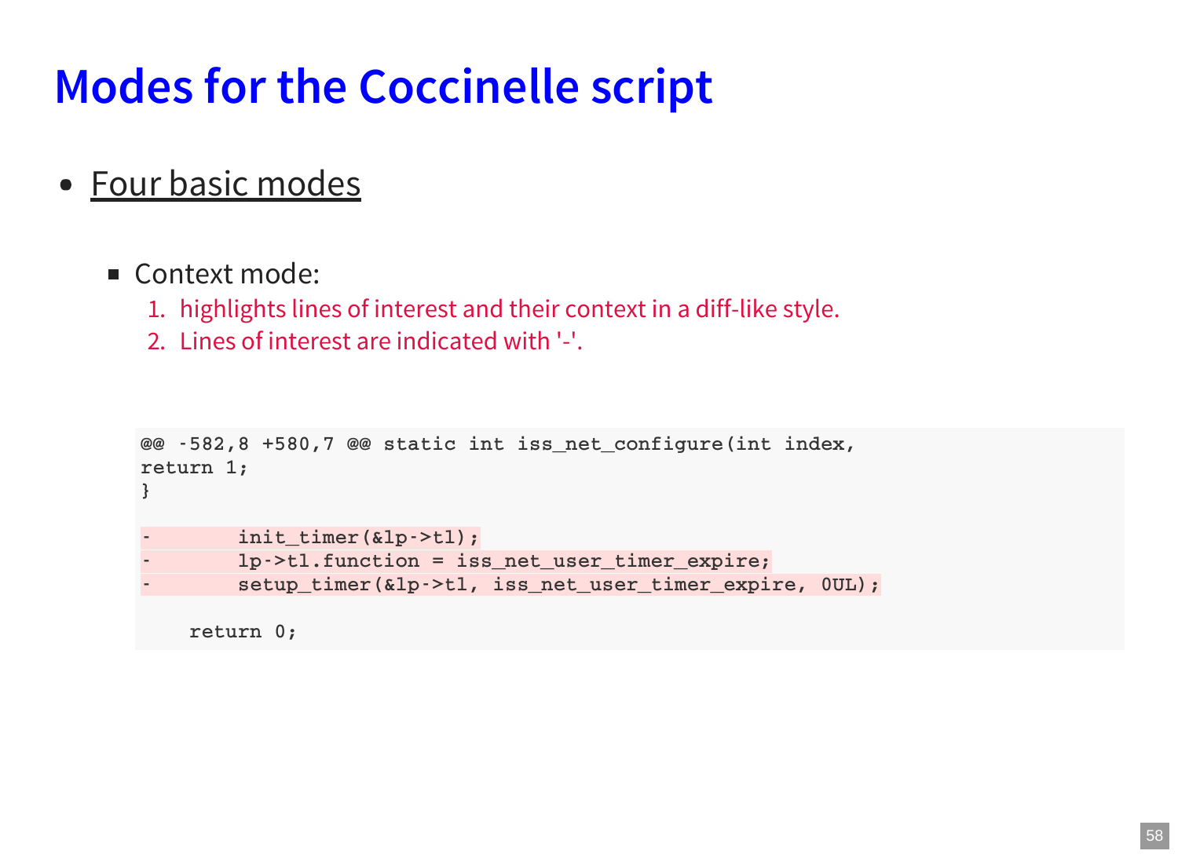# Modes for the Coccinelle script

- Four basic modes

  - Context mode:
    1. highlights lines of interest and their context in a diff-like style.
    2. Lines of interest are indicated with '-'.

```
@@ -582,8 +580,7 @@ static int iss_net_configure(int index,
return 1;
}

-       init_timer(&lp->tl);
-       lp->tl.function = iss_net_user_timer_expire;
-       setup_timer(&lp->tl, iss_net_user_timer_expire, 0UL);

    return 0;
```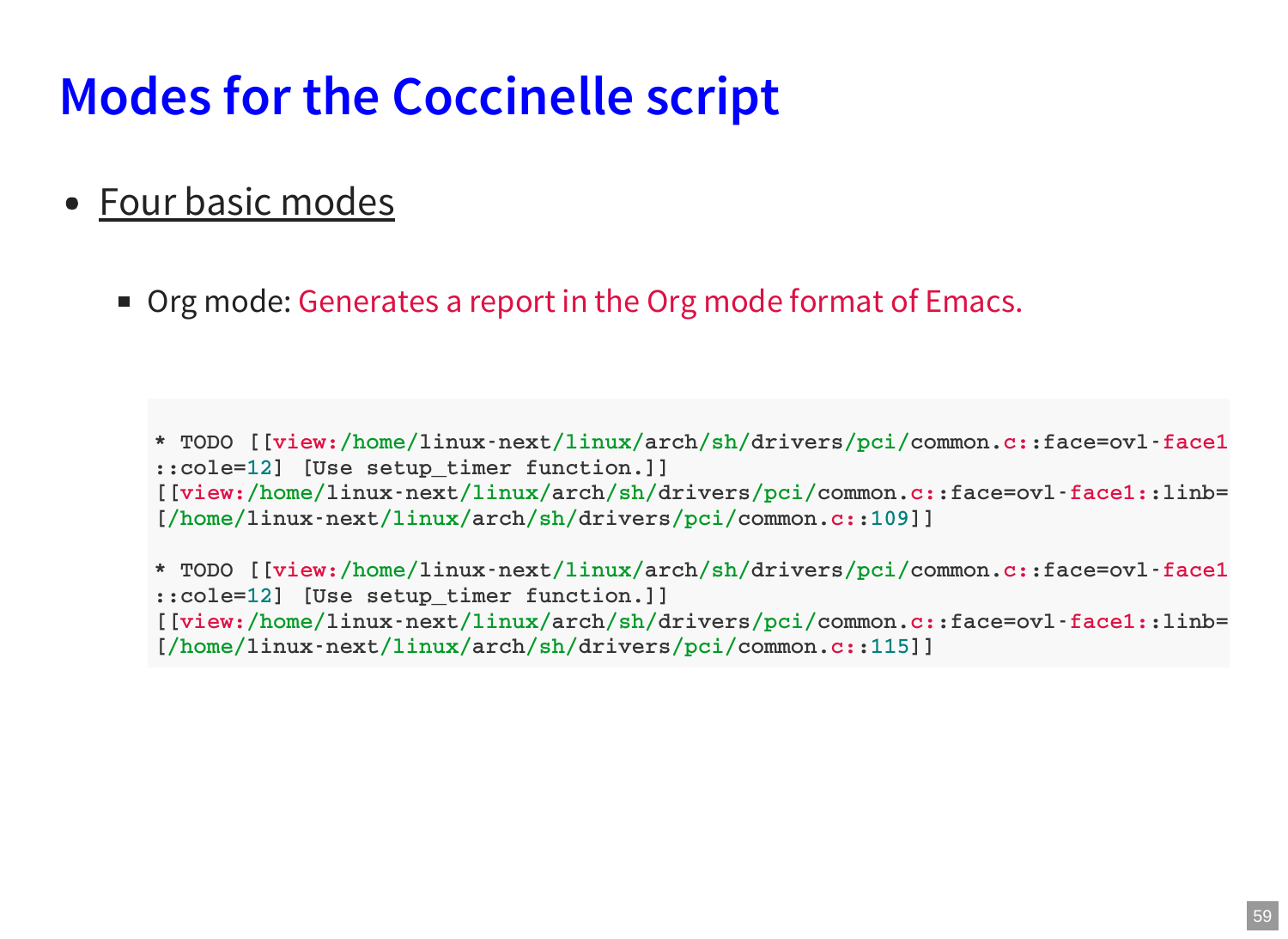# Modes for the Coccinelle script

- Four basic modes
  - Org mode: Generates a report in the Org mode format of Emacs.

```
* TODO [[view:/home/linux-next/linux/arch/sh/drivers/pci/common.c::face=ovl-face1
::cole=12] [Use setup_timer function.]]
[[view:/home/linux-next/linux/arch/sh/drivers/pci/common.c::face=ovl-face1::linb=
[/home/linux-next/linux/arch/sh/drivers/pci/common.c::109]]

* TODO [[view:/home/linux-next/linux/arch/sh/drivers/pci/common.c::face=ovl-face1
::cole=12] [Use setup_timer function.]]
[[view:/home/linux-next/linux/arch/sh/drivers/pci/common.c::face=ovl-face1::linb=
[/home/linux-next/linux/arch/sh/drivers/pci/common.c::115]]
```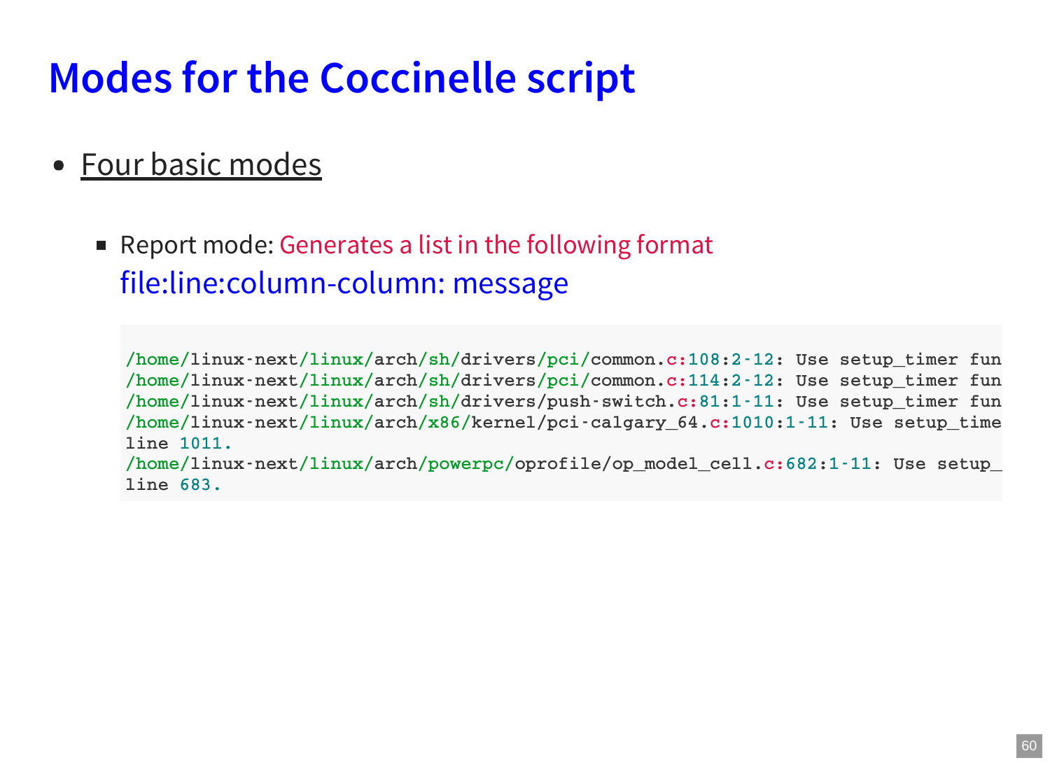# Modes for the Coccinelle script

- Four basic modes
  - Report mode: Generates a list in the following format
    file:line:column-column: message

```
/home/linux-next/linux/arch/sh/drivers/pci/common.c:108:2-12: Use setup_timer fun
/home/linux-next/linux/arch/sh/drivers/pci/common.c:114:2-12: Use setup_timer fun
/home/linux-next/linux/arch/sh/drivers/push-switch.c:81:1-11: Use setup_timer fun
/home/linux-next/linux/arch/x86/kernel/pci-calgary_64.c:1010:1-11: Use setup_time
line 1011.
/home/linux-next/linux/arch/powerpc/oprofile/op_model_cell.c:682:1-11: Use setup_
line 683.
```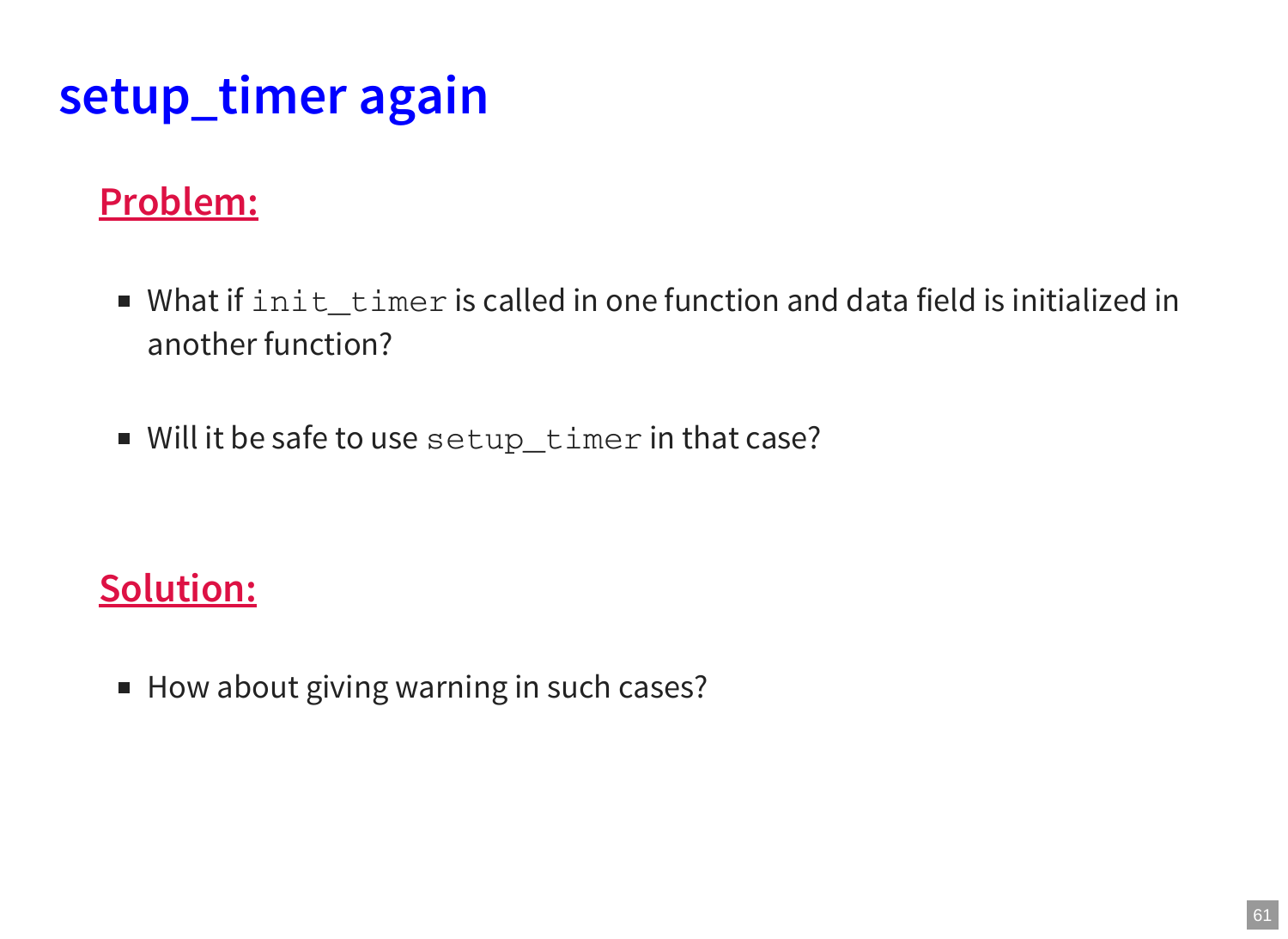# setup_timer again

## Problem:

- What if `init_timer` is called in one function and data field is initialized in another function?
- Will it be safe to use `setup_timer` in that case?

## Solution:

- How about giving warning in such cases?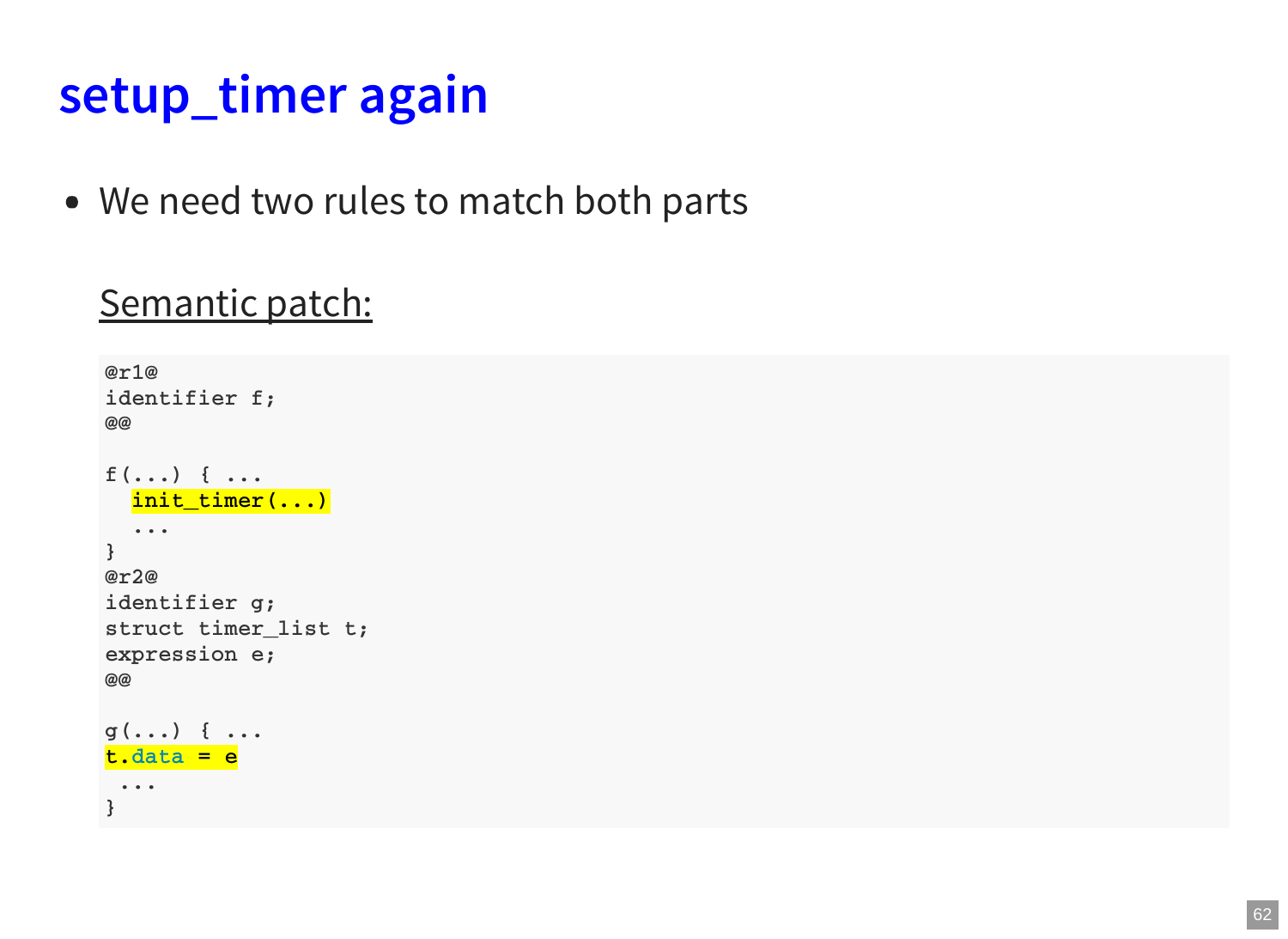# setup_timer again

- We need two rules to match both parts

Semantic patch:

```
@r1@
identifier f;
@@

f(...) { ...
  init_timer(...)
  ...
}
@r2@
identifier g;
struct timer_list t;
expression e;
@@

g(...) { ...
t.data = e
 ...
}
```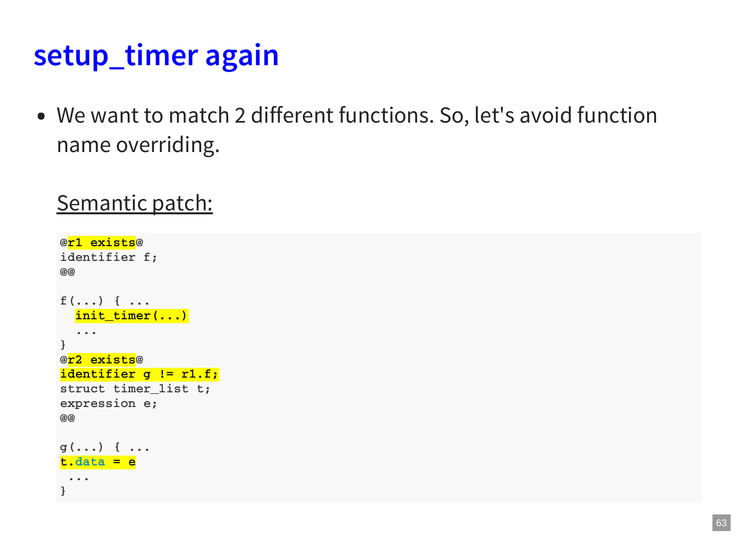# setup_timer again

- We want to match 2 different functions. So, let's avoid function name overriding.

  Semantic patch:

```
@r1 exists@
identifier f;
@@

f(...) { ...
  init_timer(...)
  ...
}
@r2 exists@
identifier g != r1.f;
struct timer_list t;
expression e;
@@

g(...) { ...
t.data = e
 ...
}
```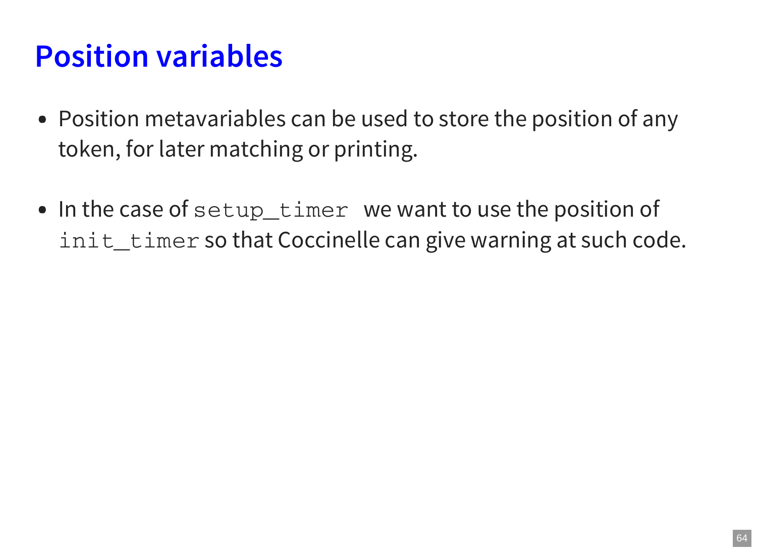# Position variables

- Position metavariables can be used to store the position of any token, for later matching or printing.

- In the case of `setup_timer` we want to use the position of `init_timer` so that Coccinelle can give warning at such code.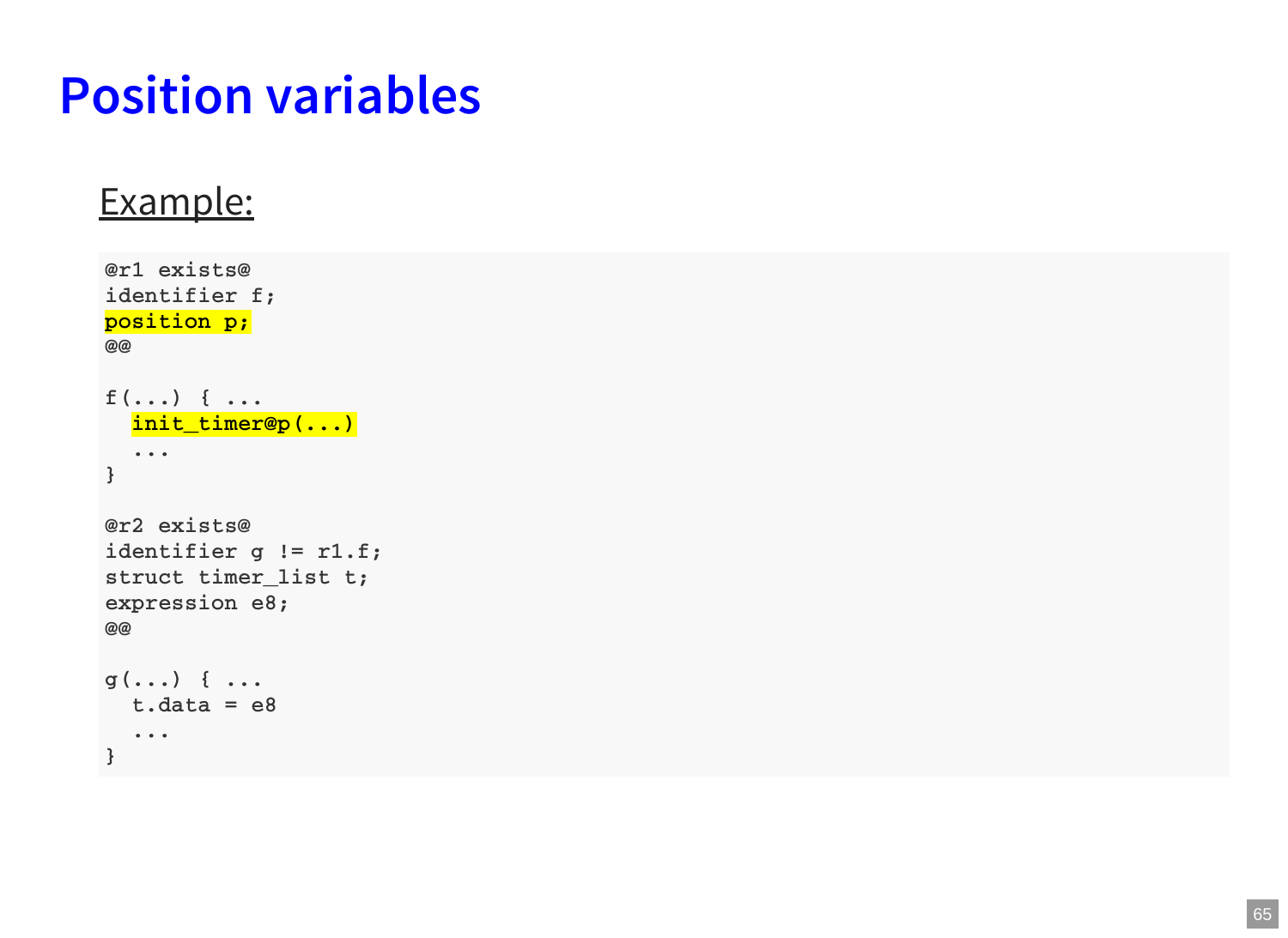# Position variables

Example:

```
@r1 exists@
identifier f;
position p;
@@

f(...) { ...
  init_timer@p(...)
  ...
}

@r2 exists@
identifier g != r1.f;
struct timer_list t;
expression e8;
@@

g(...) { ...
  t.data = e8
  ...
}
```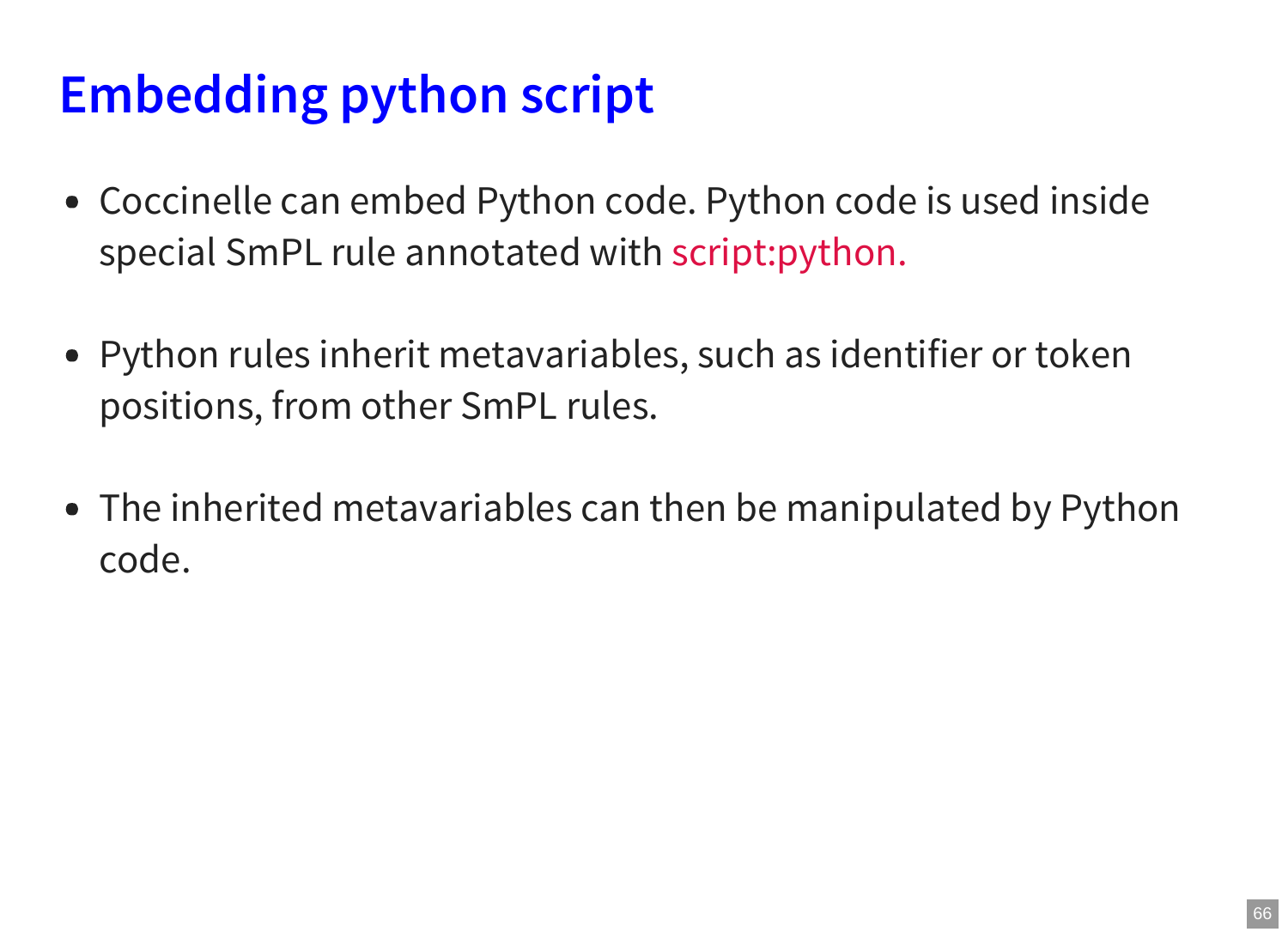# Embedding python script

- Coccinelle can embed Python code. Python code is used inside special SmPL rule annotated with script:python.

- Python rules inherit metavariables, such as identifier or token positions, from other SmPL rules.

- The inherited metavariables can then be manipulated by Python code.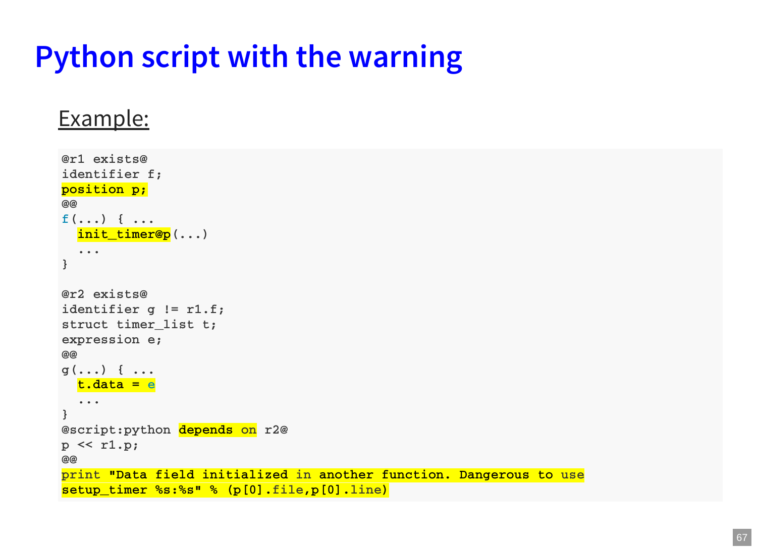# Python script with the warning

Example:

```
@r1 exists@
identifier f;
position p;
@@
f(...) { ...
  init_timer@p(...)
  ...
}

@r2 exists@
identifier g != r1.f;
struct timer_list t;
expression e;
@@
g(...) { ...
  t.data = e
  ...
}
@script:python depends on r2@
p << r1.p;
@@
print "Data field initialized in another function. Dangerous to use
setup_timer %s:%s" % (p[0].file,p[0].line)
```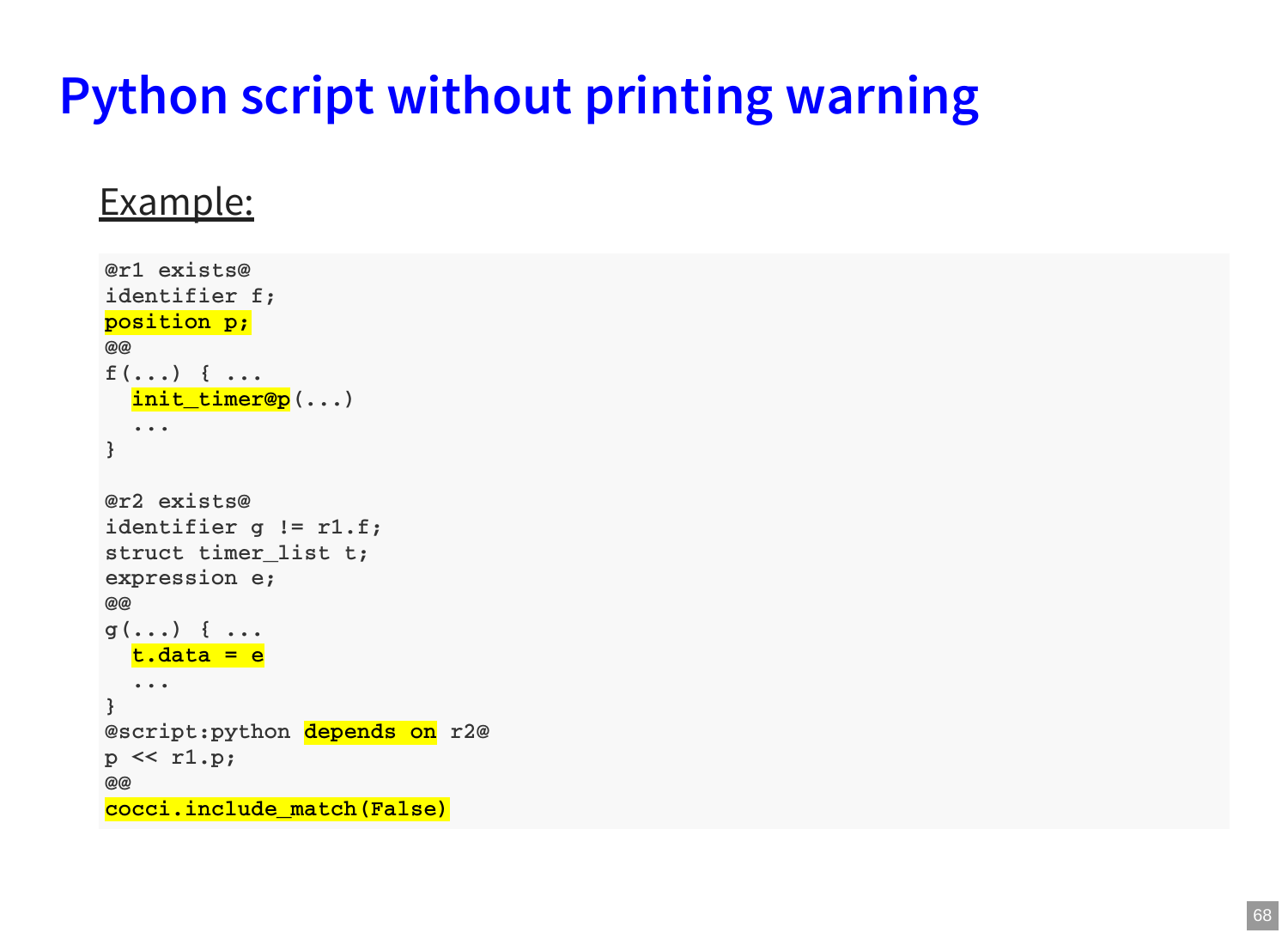# Python script without printing warning

Example:

```
@r1 exists@
identifier f;
position p;
@@
f(...) { ...
  init_timer@p(...)
  ...
}

@r2 exists@
identifier g != r1.f;
struct timer_list t;
expression e;
@@
g(...) { ...
  t.data = e
  ...
}
@script:python depends on r2@
p << r1.p;
@@
cocci.include_match(False)
```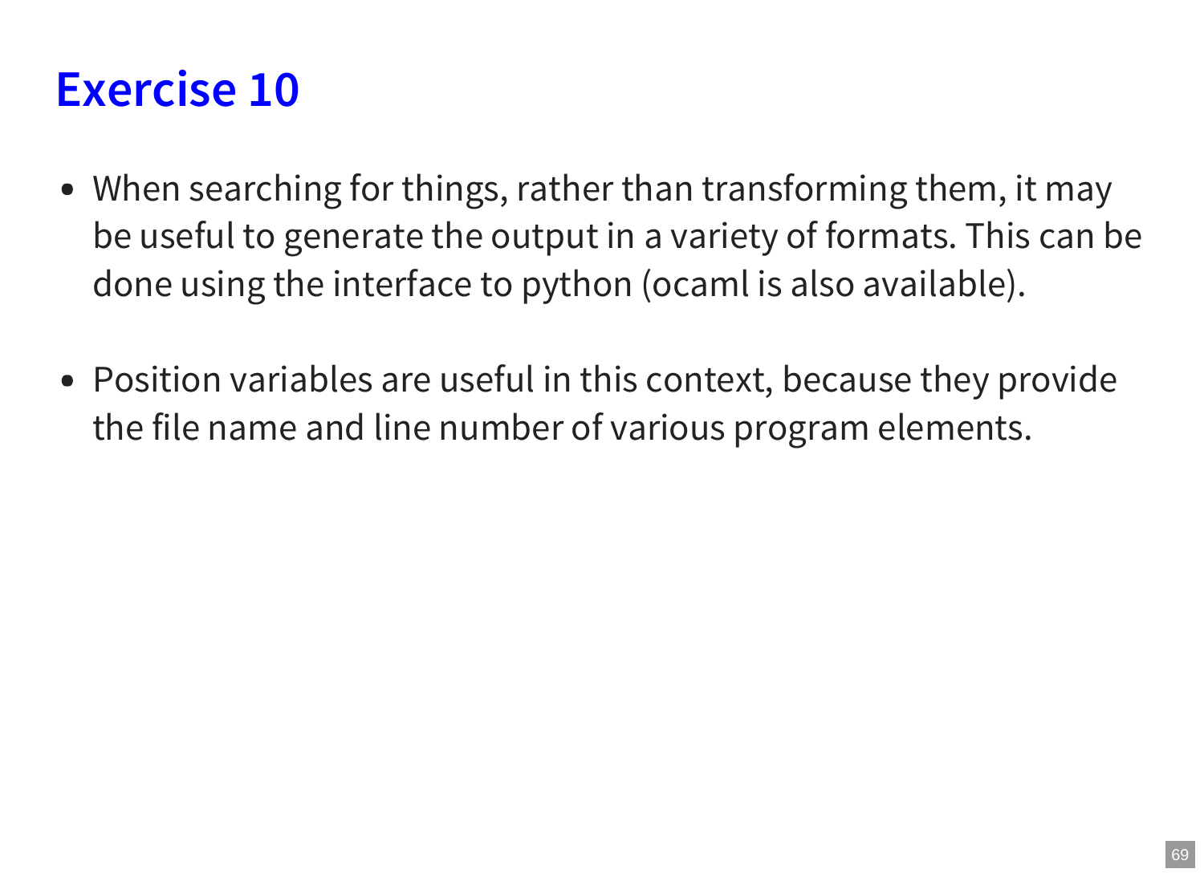# Exercise 10

- When searching for things, rather than transforming them, it may be useful to generate the output in a variety of formats. This can be done using the interface to python (ocaml is also available).

- Position variables are useful in this context, because they provide the file name and line number of various program elements.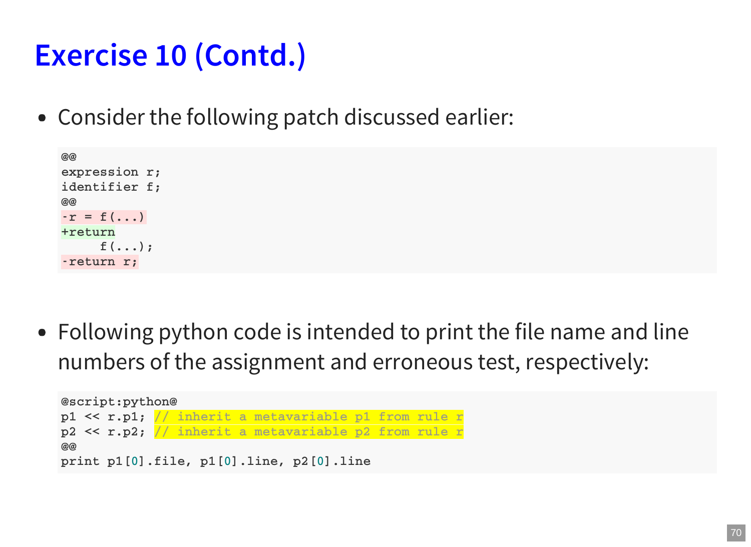# Exercise 10 (Contd.)

- Consider the following patch discussed earlier:

```
@@
expression r;
identifier f;
@@
-r = f(...)
+return
     f(...);
-return r;
```

- Following python code is intended to print the file name and line numbers of the assignment and erroneous test, respectively:

```
@script:python@
p1 << r.p1; // inherit a metavariable p1 from rule r
p2 << r.p2; // inherit a metavariable p2 from rule r
@@
print p1[0].file, p1[0].line, p2[0].line
```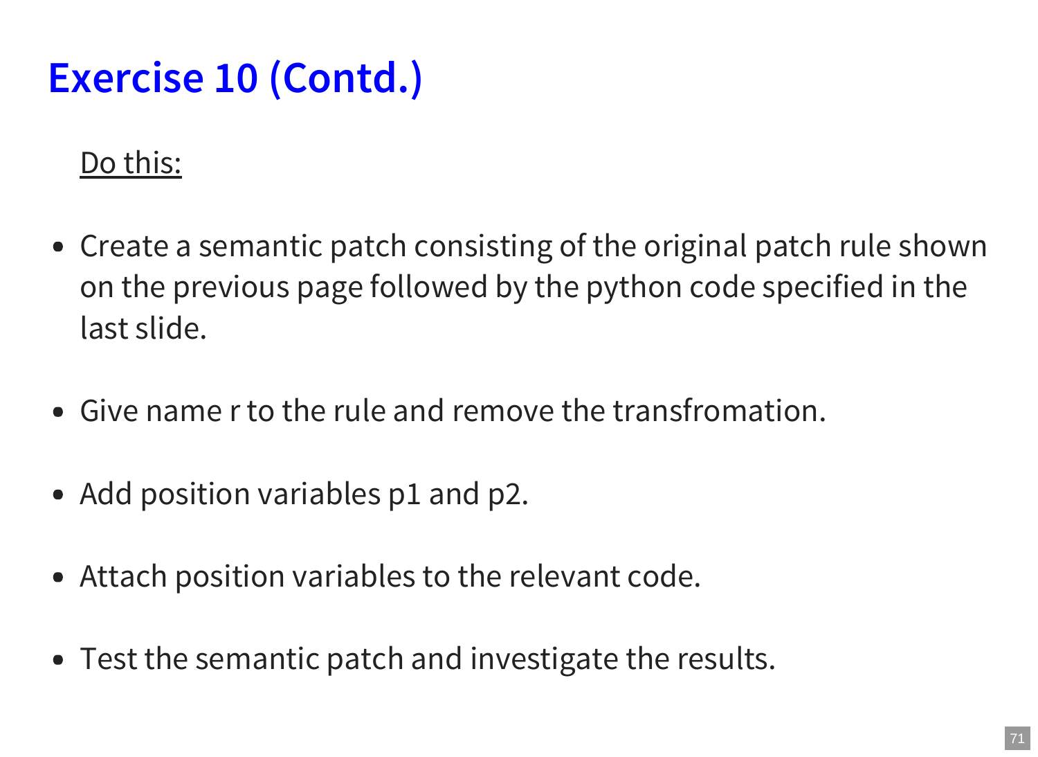# Exercise 10 (Contd.)

Do this:

- Create a semantic patch consisting of the original patch rule shown on the previous page followed by the python code specified in the last slide.
- Give name r to the rule and remove the transfromation.
- Add position variables p1 and p2.
- Attach position variables to the relevant code.
- Test the semantic patch and investigate the results.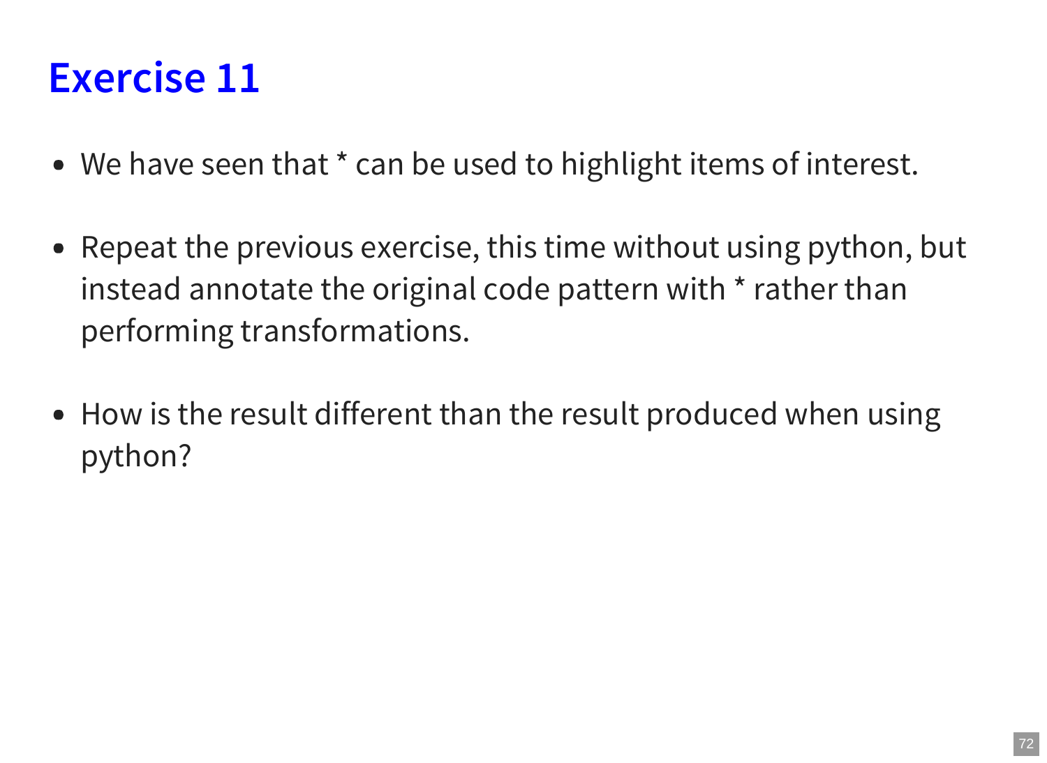# Exercise 11

- We have seen that * can be used to highlight items of interest.
- Repeat the previous exercise, this time without using python, but instead annotate the original code pattern with * rather than performing transformations.
- How is the result different than the result produced when using python?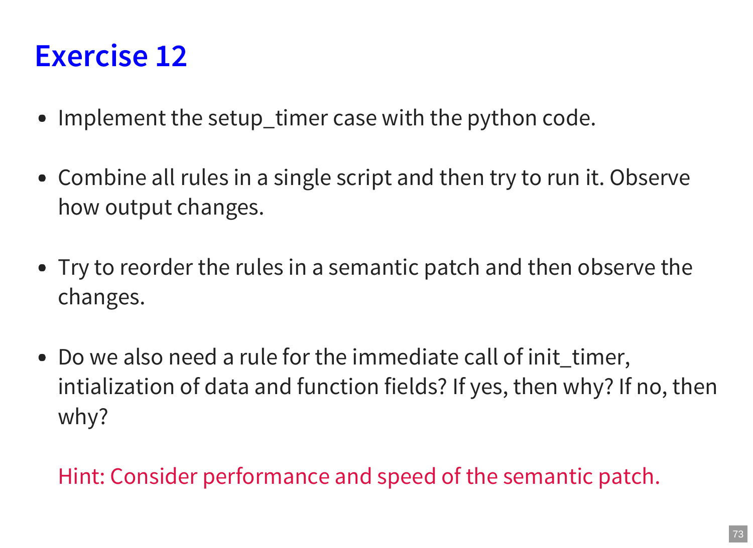# Exercise 12

- Implement the setup_timer case with the python code.
- Combine all rules in a single script and then try to run it. Observe how output changes.
- Try to reorder the rules in a semantic patch and then observe the changes.
- Do we also need a rule for the immediate call of init_timer, intialization of data and function fields? If yes, then why? If no, then why?

  Hint: Consider performance and speed of the semantic patch.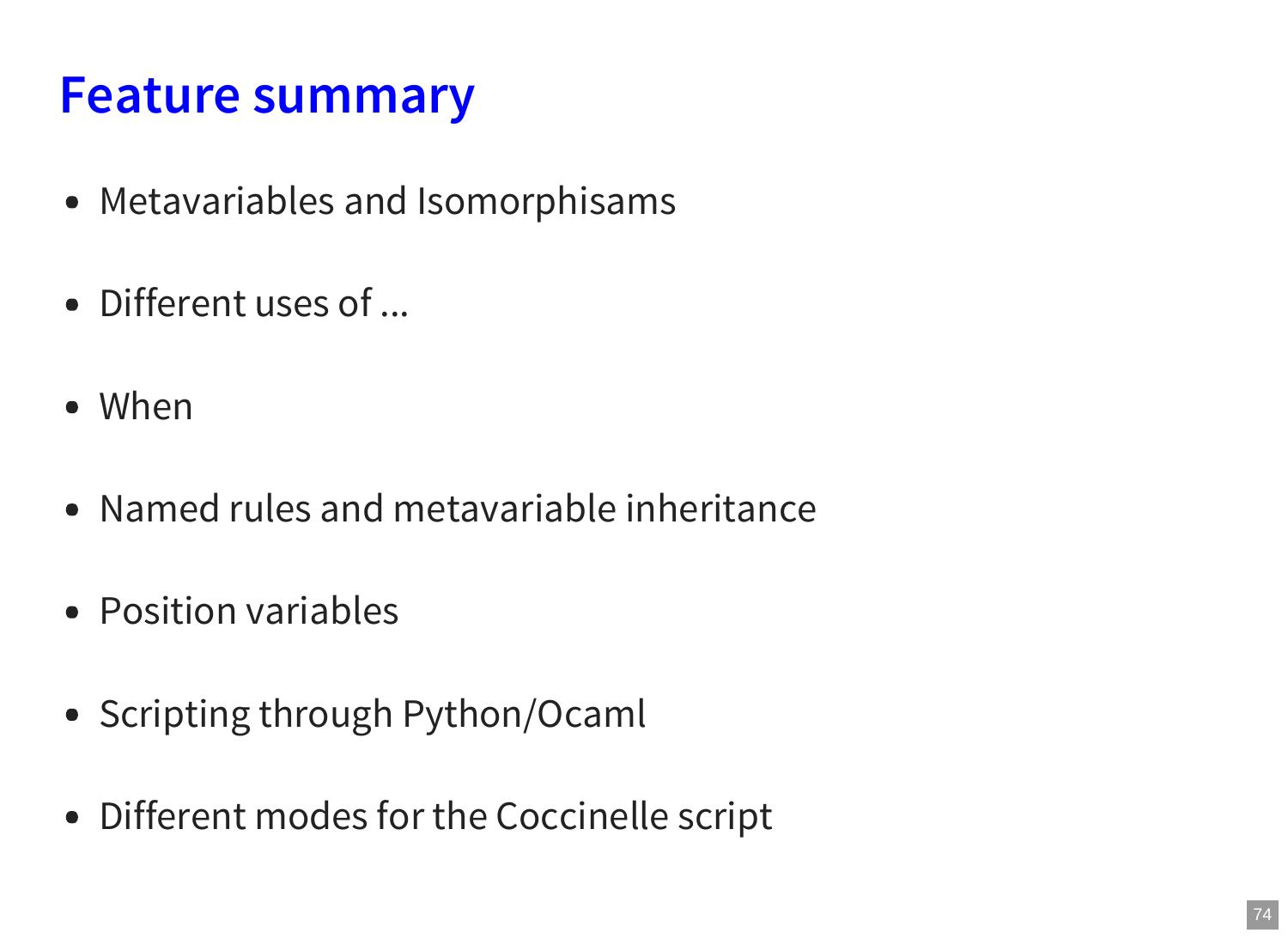# Feature summary

- Metavariables and Isomorphisams
- Different uses of ...
- When
- Named rules and metavariable inheritance
- Position variables
- Scripting through Python/Ocaml
- Different modes for the Coccinelle script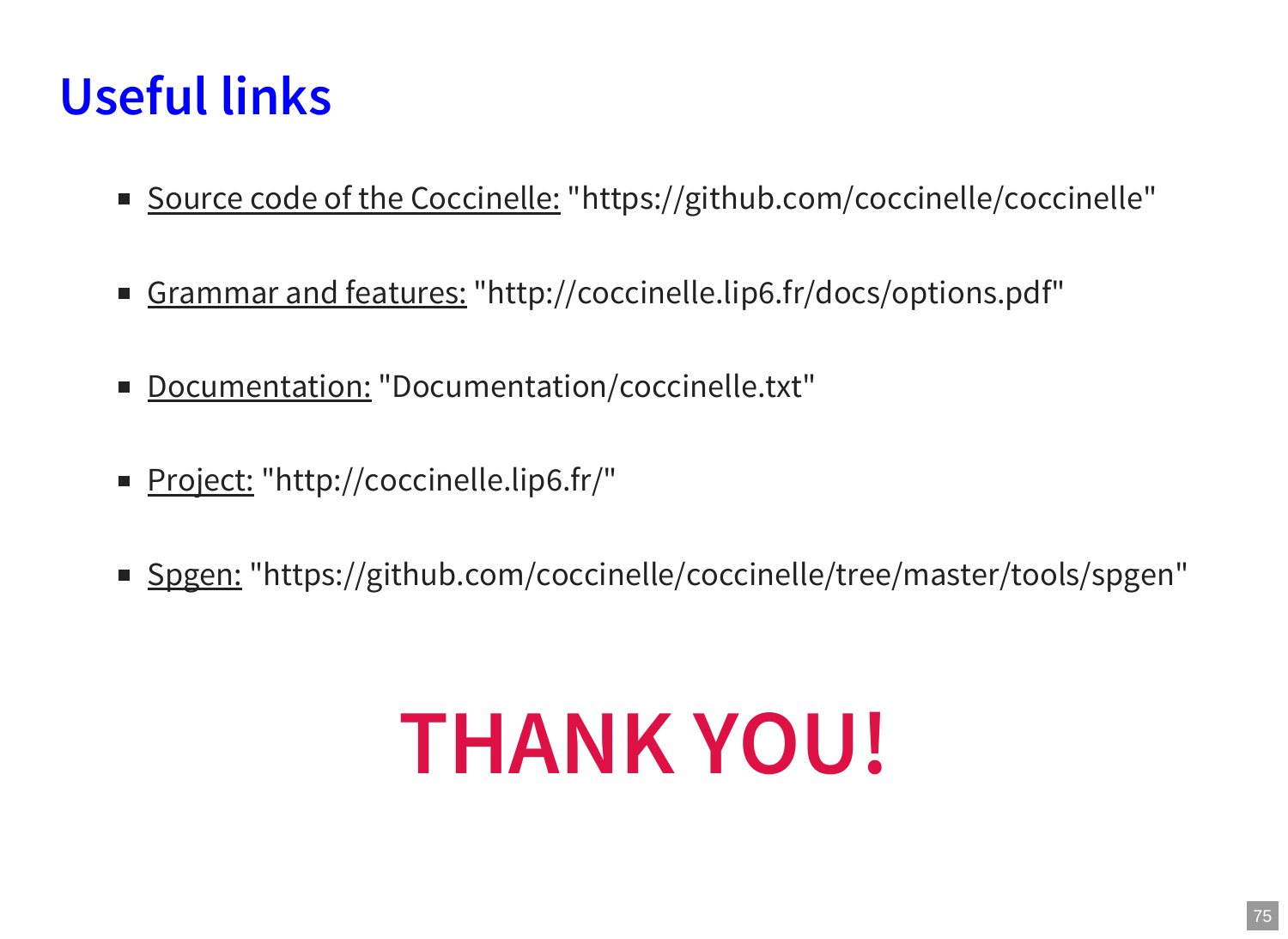# Useful links

- Source code of the Coccinelle: "https://github.com/coccinelle/coccinelle"
- Grammar and features: "http://coccinelle.lip6.fr/docs/options.pdf"
- Documentation: "Documentation/coccinelle.txt"
- Project: "http://coccinelle.lip6.fr/"
- Spgen: "https://github.com/coccinelle/coccinelle/tree/master/tools/spgen"

# THANK YOU!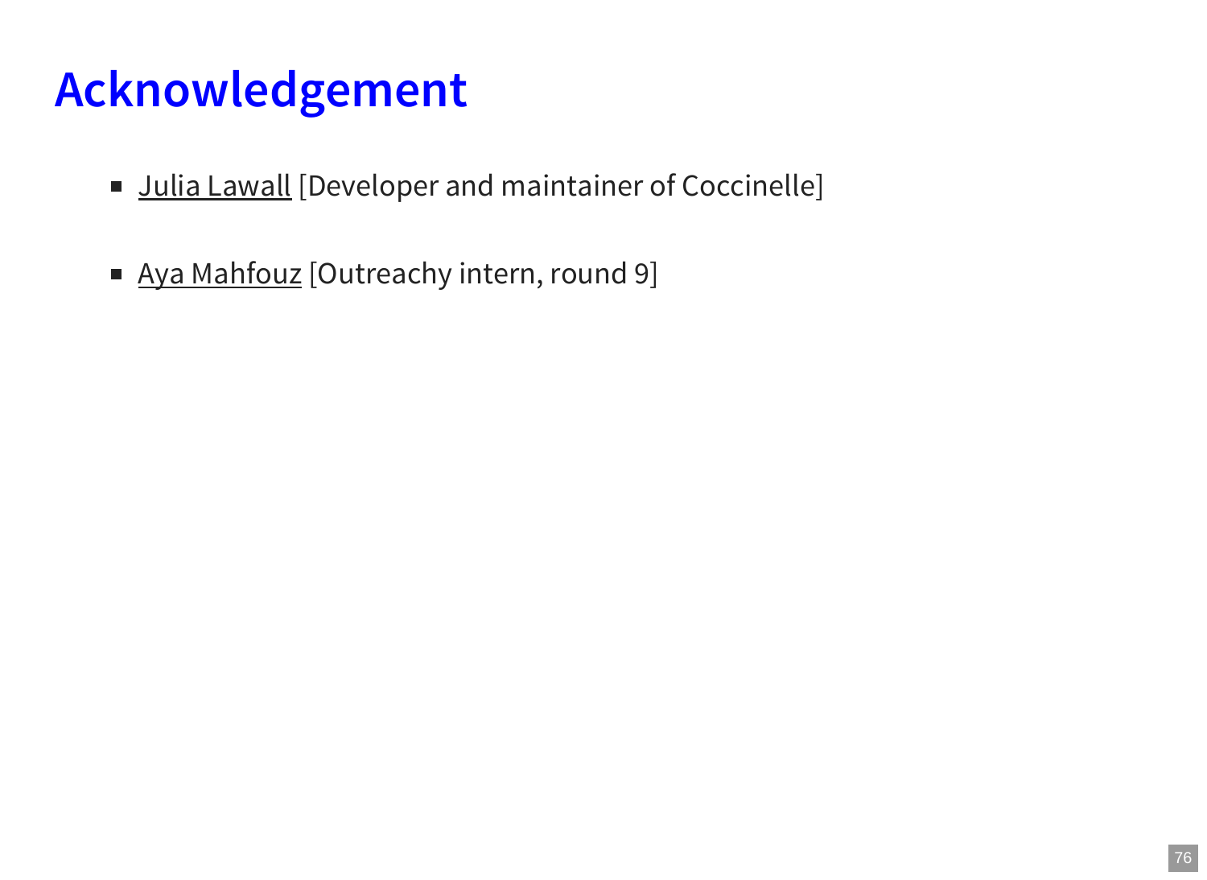# Acknowledgement

- Julia Lawall [Developer and maintainer of Coccinelle]
- Aya Mahfouz [Outreachy intern, round 9]